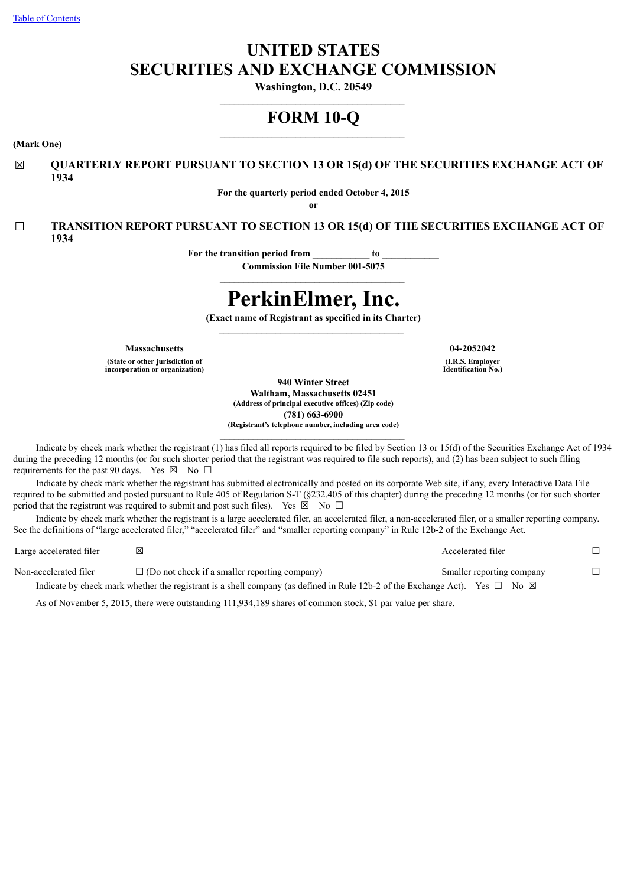[Table of Contents]

# UNITED STATES
# SECURITIES AND EXCHANGE COMMISSION

**Washington, D.C. 20549**

# FORM 10-Q

**(Mark One)**

☒ **QUARTERLY REPORT PURSUANT TO SECTION 13 OR 15(d) OF THE SECURITIES EXCHANGE ACT OF 1934**

**For the quarterly period ended October 4, 2015**

**or**

☐ **TRANSITION REPORT PURSUANT TO SECTION 13 OR 15(d) OF THE SECURITIES EXCHANGE ACT OF 1934**

**For the transition period from \_\_\_\_\_\_\_\_\_\_\_ to \_\_\_\_\_\_\_\_\_\_\_**

**Commission File Number 001-5075**

# PerkinElmer, Inc.

**(Exact name of Registrant as specified in its Charter)**

| **Massachusetts** | **04-2052042** |
|---|---|
| **(State or other jurisdiction of incorporation or organization)** | **(I.R.S. Employer Identification No.)** |

**940 Winter Street**
**Waltham, Massachusetts 02451**
**(Address of principal executive offices) (Zip code)**

**(781) 663-6900**
**(Registrant's telephone number, including area code)**

Indicate by check mark whether the registrant (1) has filed all reports required to be filed by Section 13 or 15(d) of the Securities Exchange Act of 1934 during the preceding 12 months (or for such shorter period that the registrant was required to file such reports), and (2) has been subject to such filing requirements for the past 90 days. Yes ☒ No ☐

Indicate by check mark whether the registrant has submitted electronically and posted on its corporate Web site, if any, every Interactive Data File required to be submitted and posted pursuant to Rule 405 of Regulation S-T (§232.405 of this chapter) during the preceding 12 months (or for such shorter period that the registrant was required to submit and post such files). Yes ☒ No ☐

Indicate by check mark whether the registrant is a large accelerated filer, an accelerated filer, a non-accelerated filer, or a smaller reporting company. See the definitions of "large accelerated filer," "accelerated filer" and "smaller reporting company" in Rule 12b-2 of the Exchange Act.

| | | | |
|---|---|---|---|
| Large accelerated filer | ☒ | Accelerated filer | ☐ |
| Non-accelerated filer | ☐ (Do not check if a smaller reporting company) | Smaller reporting company | ☐ |

Indicate by check mark whether the registrant is a shell company (as defined in Rule 12b-2 of the Exchange Act). Yes ☐ No ☒

As of November 5, 2015, there were outstanding 111,934,189 shares of common stock, $1 par value per share.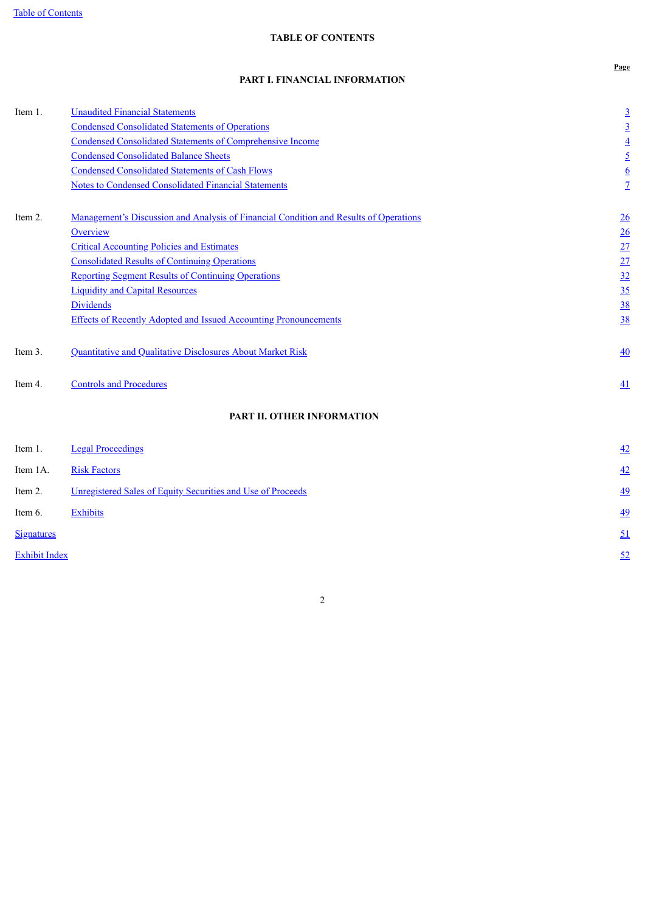# TABLE OF CONTENTS

## PART I. FINANCIAL INFORMATION

| | | Page |
|---|---|---|
| Item 1. | Unaudited Financial Statements | 3 |
| | Condensed Consolidated Statements of Operations | 3 |
| | Condensed Consolidated Statements of Comprehensive Income | 4 |
| | Condensed Consolidated Balance Sheets | 5 |
| | Condensed Consolidated Statements of Cash Flows | 6 |
| | Notes to Condensed Consolidated Financial Statements | 7 |
| Item 2. | Management's Discussion and Analysis of Financial Condition and Results of Operations | 26 |
| | Overview | 26 |
| | Critical Accounting Policies and Estimates | 27 |
| | Consolidated Results of Continuing Operations | 27 |
| | Reporting Segment Results of Continuing Operations | 32 |
| | Liquidity and Capital Resources | 35 |
| | Dividends | 38 |
| | Effects of Recently Adopted and Issued Accounting Pronouncements | 38 |
| Item 3. | Quantitative and Qualitative Disclosures About Market Risk | 40 |
| Item 4. | Controls and Procedures | 41 |

## PART II. OTHER INFORMATION

| | | Page |
|---|---|---|
| Item 1. | Legal Proceedings | 42 |
| Item 1A. | Risk Factors | 42 |
| Item 2. | Unregistered Sales of Equity Securities and Use of Proceeds | 49 |
| Item 6. | Exhibits | 49 |
| Signatures | | 51 |
| Exhibit Index | | 52 |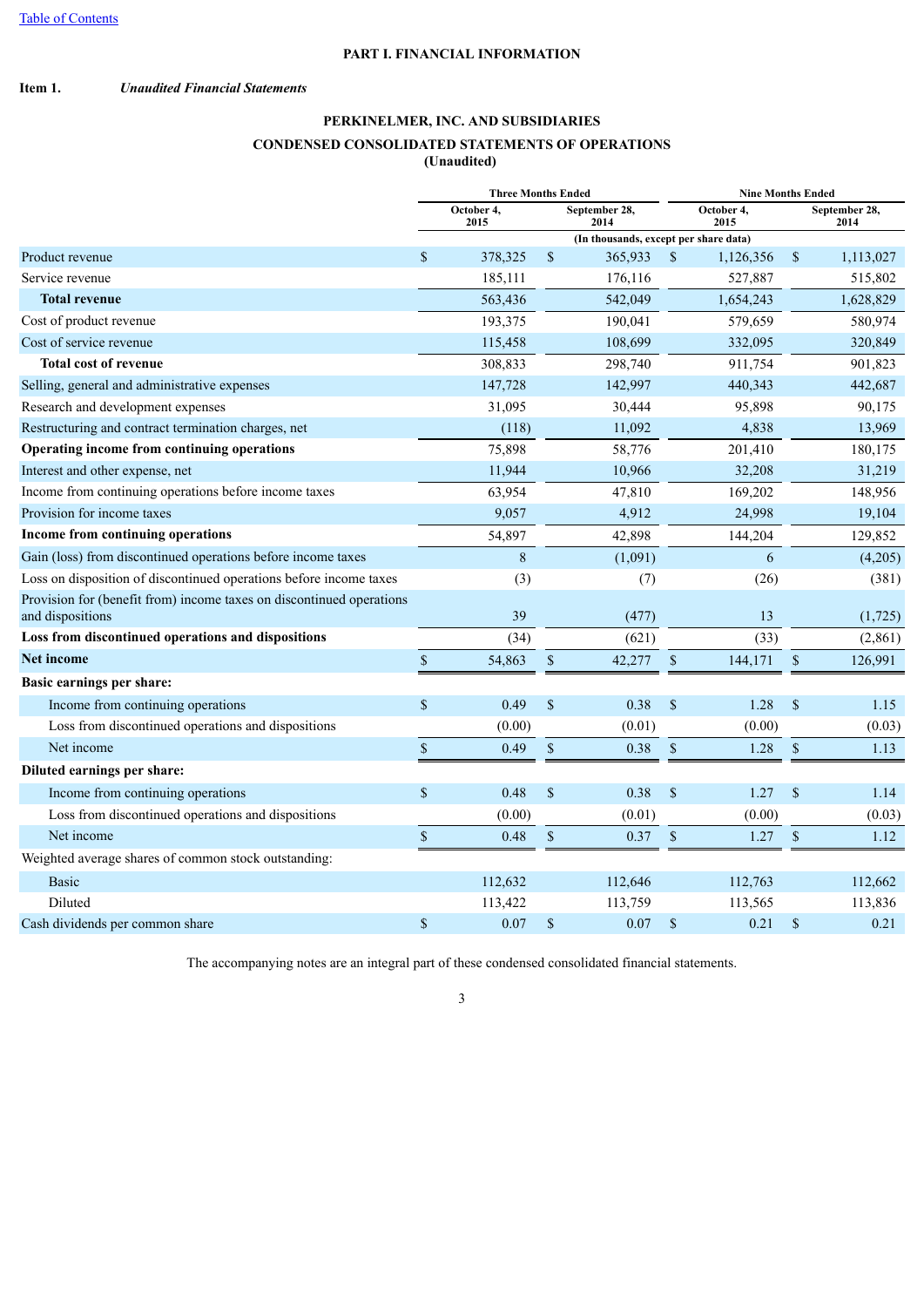# PART I. FINANCIAL INFORMATION

**Item 1.** ***Unaudited Financial Statements***

## PERKINELMER, INC. AND SUBSIDIARIES

## CONDENSED CONSOLIDATED STATEMENTS OF OPERATIONS

**(Unaudited)**

| | Three Months Ended | | Nine Months Ended | |
|---|---|---|---|---|
| | October 4, 2015 | September 28, 2014 | October 4, 2015 | September 28, 2014 |
| | (In thousands, except per share data) | | | |
| Product revenue | $ 378,325 | $ 365,933 | $ 1,126,356 | $ 1,113,027 |
| Service revenue | 185,111 | 176,116 | 527,887 | 515,802 |
| **Total revenue** | 563,436 | 542,049 | 1,654,243 | 1,628,829 |
| Cost of product revenue | 193,375 | 190,041 | 579,659 | 580,974 |
| Cost of service revenue | 115,458 | 108,699 | 332,095 | 320,849 |
| **Total cost of revenue** | 308,833 | 298,740 | 911,754 | 901,823 |
| Selling, general and administrative expenses | 147,728 | 142,997 | 440,343 | 442,687 |
| Research and development expenses | 31,095 | 30,444 | 95,898 | 90,175 |
| Restructuring and contract termination charges, net | (118) | 11,092 | 4,838 | 13,969 |
| **Operating income from continuing operations** | 75,898 | 58,776 | 201,410 | 180,175 |
| Interest and other expense, net | 11,944 | 10,966 | 32,208 | 31,219 |
| Income from continuing operations before income taxes | 63,954 | 47,810 | 169,202 | 148,956 |
| Provision for income taxes | 9,057 | 4,912 | 24,998 | 19,104 |
| **Income from continuing operations** | 54,897 | 42,898 | 144,204 | 129,852 |
| Gain (loss) from discontinued operations before income taxes | 8 | (1,091) | 6 | (4,205) |
| Loss on disposition of discontinued operations before income taxes | (3) | (7) | (26) | (381) |
| Provision for (benefit from) income taxes on discontinued operations and dispositions | 39 | (477) | 13 | (1,725) |
| **Loss from discontinued operations and dispositions** | (34) | (621) | (33) | (2,861) |
| **Net income** | $ 54,863 | $ 42,277 | $ 144,171 | $ 126,991 |
| **Basic earnings per share:** | | | | |
| Income from continuing operations | $ 0.49 | $ 0.38 | $ 1.28 | $ 1.15 |
| Loss from discontinued operations and dispositions | (0.00) | (0.01) | (0.00) | (0.03) |
| Net income | $ 0.49 | $ 0.38 | $ 1.28 | $ 1.13 |
| **Diluted earnings per share:** | | | | |
| Income from continuing operations | $ 0.48 | $ 0.38 | $ 1.27 | $ 1.14 |
| Loss from discontinued operations and dispositions | (0.00) | (0.01) | (0.00) | (0.03) |
| Net income | $ 0.48 | $ 0.37 | $ 1.27 | $ 1.12 |
| Weighted average shares of common stock outstanding: | | | | |
| Basic | 112,632 | 112,646 | 112,763 | 112,662 |
| Diluted | 113,422 | 113,759 | 113,565 | 113,836 |
| Cash dividends per common share | $ 0.07 | $ 0.07 | $ 0.21 | $ 0.21 |

The accompanying notes are an integral part of these condensed consolidated financial statements.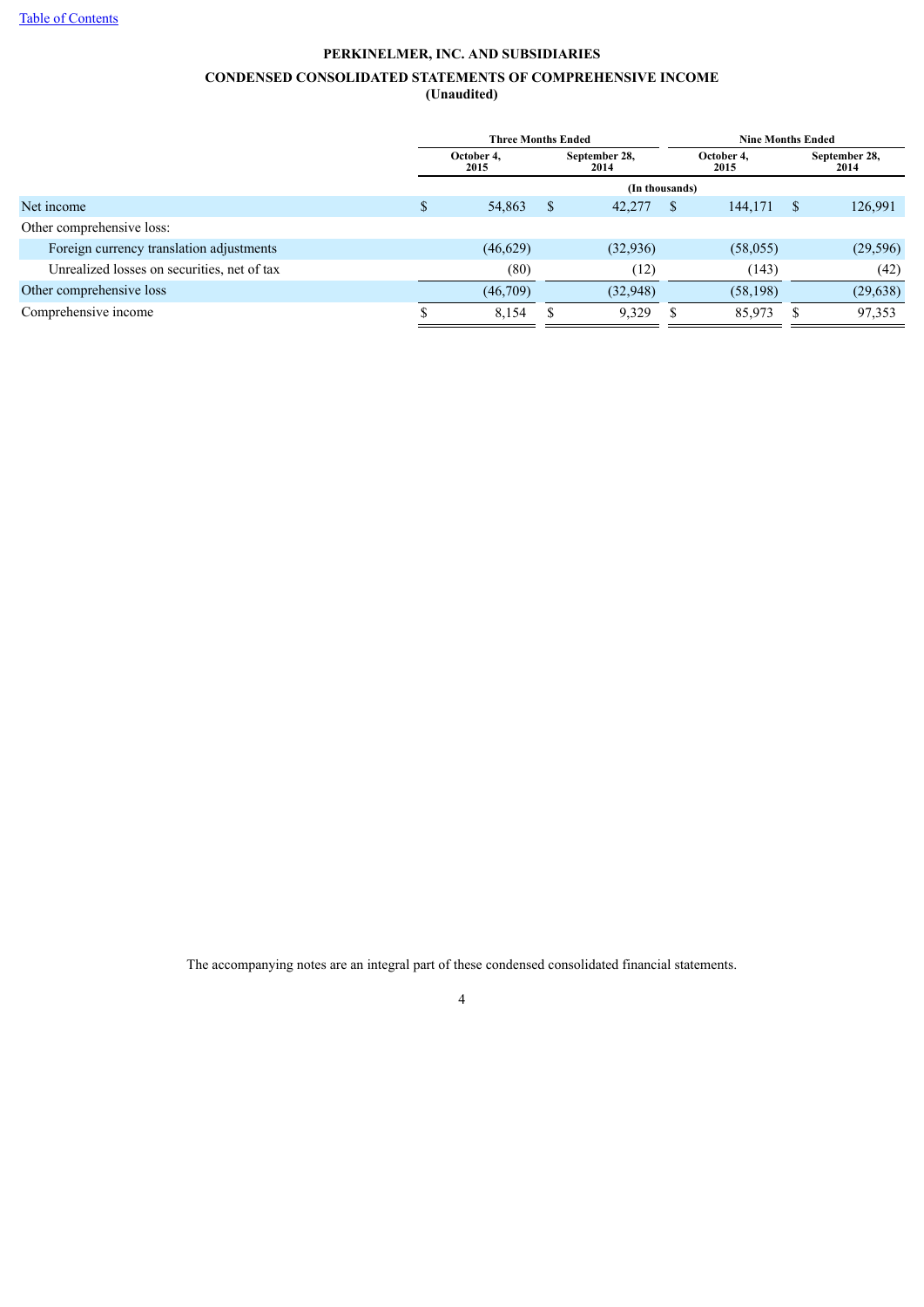Table of Contents

# PERKINELMER, INC. AND SUBSIDIARIES

## CONDENSED CONSOLIDATED STATEMENTS OF COMPREHENSIVE INCOME

**(Unaudited)**

| | Three Months Ended | | Nine Months Ended | |
|---|---|---|---|---|
| | October 4, 2015 | September 28, 2014 | October 4, 2015 | September 28, 2014 |
| | (In thousands) | | | |
| Net income | $ 54,863 | $ 42,277 | $ 144,171 | $ 126,991 |
| Other comprehensive loss: | | | | |
| Foreign currency translation adjustments | (46,629) | (32,936) | (58,055) | (29,596) |
| Unrealized losses on securities, net of tax | (80) | (12) | (143) | (42) |
| Other comprehensive loss | (46,709) | (32,948) | (58,198) | (29,638) |
| Comprehensive income | $ 8,154 | $ 9,329 | $ 85,973 | $ 97,353 |

The accompanying notes are an integral part of these condensed consolidated financial statements.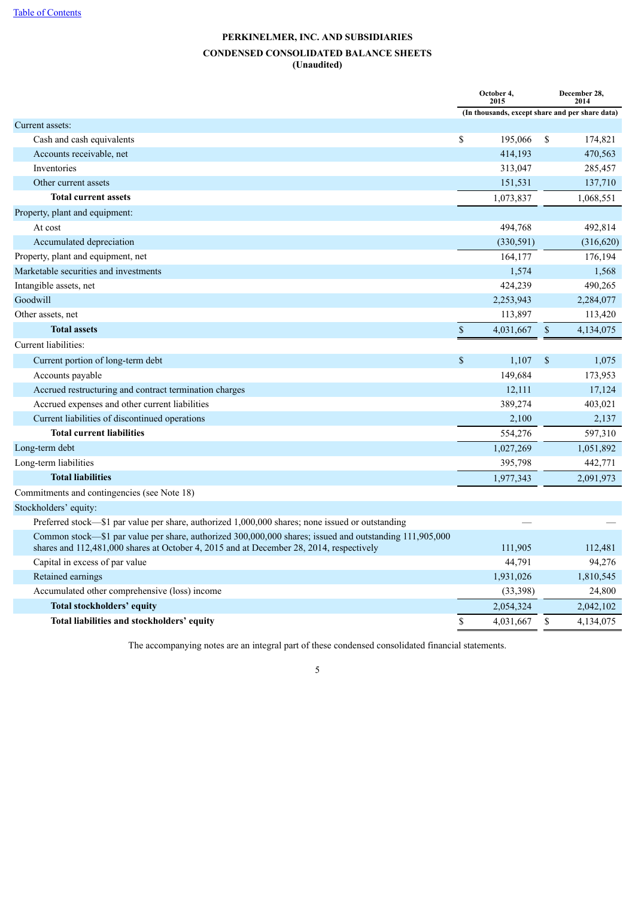[Table of Contents](#)

**PERKINELMER, INC. AND SUBSIDIARIES**

**CONDENSED CONSOLIDATED BALANCE SHEETS**

**(Unaudited)**

| | October 4, 2015 | December 28, 2014 |
|---|---|---|
| | (In thousands, except share and per share data) | |
| Current assets: | | |
| Cash and cash equivalents | $ 195,066 | $ 174,821 |
| Accounts receivable, net | 414,193 | 470,563 |
| Inventories | 313,047 | 285,457 |
| Other current assets | 151,531 | 137,710 |
| **Total current assets** | 1,073,837 | 1,068,551 |
| Property, plant and equipment: | | |
| At cost | 494,768 | 492,814 |
| Accumulated depreciation | (330,591) | (316,620) |
| Property, plant and equipment, net | 164,177 | 176,194 |
| Marketable securities and investments | 1,574 | 1,568 |
| Intangible assets, net | 424,239 | 490,265 |
| Goodwill | 2,253,943 | 2,284,077 |
| Other assets, net | 113,897 | 113,420 |
| **Total assets** | $ 4,031,667 | $ 4,134,075 |
| Current liabilities: | | |
| Current portion of long-term debt | $ 1,107 | $ 1,075 |
| Accounts payable | 149,684 | 173,953 |
| Accrued restructuring and contract termination charges | 12,111 | 17,124 |
| Accrued expenses and other current liabilities | 389,274 | 403,021 |
| Current liabilities of discontinued operations | 2,100 | 2,137 |
| **Total current liabilities** | 554,276 | 597,310 |
| Long-term debt | 1,027,269 | 1,051,892 |
| Long-term liabilities | 395,798 | 442,771 |
| **Total liabilities** | 1,977,343 | 2,091,973 |
| Commitments and contingencies (see Note 18) | | |
| Stockholders' equity: | | |
| Preferred stock—$1 par value per share, authorized 1,000,000 shares; none issued or outstanding | — | — |
| Common stock—$1 par value per share, authorized 300,000,000 shares; issued and outstanding 111,905,000 shares and 112,481,000 shares at October 4, 2015 and at December 28, 2014, respectively | 111,905 | 112,481 |
| Capital in excess of par value | 44,791 | 94,276 |
| Retained earnings | 1,931,026 | 1,810,545 |
| Accumulated other comprehensive (loss) income | (33,398) | 24,800 |
| **Total stockholders' equity** | 2,054,324 | 2,042,102 |
| **Total liabilities and stockholders' equity** | $ 4,031,667 | $ 4,134,075 |

The accompanying notes are an integral part of these condensed consolidated financial statements.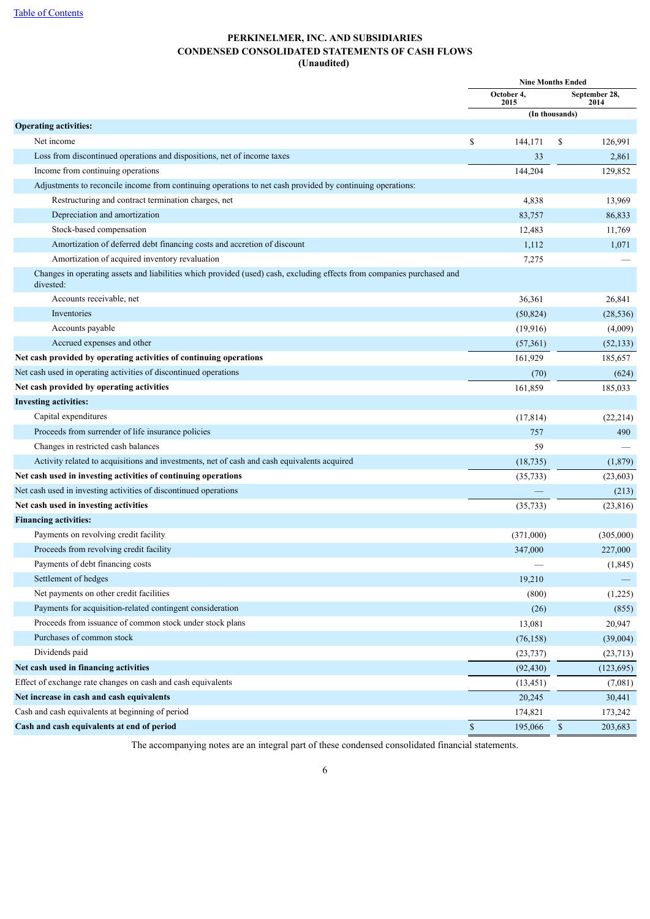[Table of Contents](#)

**PERKINELMER, INC. AND SUBSIDIARIES**
**CONDENSED CONSOLIDATED STATEMENTS OF CASH FLOWS**
**(Unaudited)**

| | Nine Months Ended | |
|---|---|---|
| | October 4, 2015 | September 28, 2014 |
| | (In thousands) | |
| **Operating activities:** | | |
| Net income | $ 144,171 | $ 126,991 |
| Loss from discontinued operations and dispositions, net of income taxes | 33 | 2,861 |
| Income from continuing operations | 144,204 | 129,852 |
| Adjustments to reconcile income from continuing operations to net cash provided by continuing operations: | | |
| Restructuring and contract termination charges, net | 4,838 | 13,969 |
| Depreciation and amortization | 83,757 | 86,833 |
| Stock-based compensation | 12,483 | 11,769 |
| Amortization of deferred debt financing costs and accretion of discount | 1,112 | 1,071 |
| Amortization of acquired inventory revaluation | 7,275 | — |
| Changes in operating assets and liabilities which provided (used) cash, excluding effects from companies purchased and divested: | | |
| Accounts receivable, net | 36,361 | 26,841 |
| Inventories | (50,824) | (28,536) |
| Accounts payable | (19,916) | (4,009) |
| Accrued expenses and other | (57,361) | (52,133) |
| **Net cash provided by operating activities of continuing operations** | 161,929 | 185,657 |
| Net cash used in operating activities of discontinued operations | (70) | (624) |
| **Net cash provided by operating activities** | 161,859 | 185,033 |
| **Investing activities:** | | |
| Capital expenditures | (17,814) | (22,214) |
| Proceeds from surrender of life insurance policies | 757 | 490 |
| Changes in restricted cash balances | 59 | — |
| Activity related to acquisitions and investments, net of cash and cash equivalents acquired | (18,735) | (1,879) |
| **Net cash used in investing activities of continuing operations** | (35,733) | (23,603) |
| Net cash used in investing activities of discontinued operations | — | (213) |
| **Net cash used in investing activities** | (35,733) | (23,816) |
| **Financing activities:** | | |
| Payments on revolving credit facility | (371,000) | (305,000) |
| Proceeds from revolving credit facility | 347,000 | 227,000 |
| Payments of debt financing costs | — | (1,845) |
| Settlement of hedges | 19,210 | — |
| Net payments on other credit facilities | (800) | (1,225) |
| Payments for acquisition-related contingent consideration | (26) | (855) |
| Proceeds from issuance of common stock under stock plans | 13,081 | 20,947 |
| Purchases of common stock | (76,158) | (39,004) |
| Dividends paid | (23,737) | (23,713) |
| **Net cash used in financing activities** | (92,430) | (123,695) |
| Effect of exchange rate changes on cash and cash equivalents | (13,451) | (7,081) |
| **Net increase in cash and cash equivalents** | 20,245 | 30,441 |
| Cash and cash equivalents at beginning of period | 174,821 | 173,242 |
| **Cash and cash equivalents at end of period** | $ 195,066 | $ 203,683 |

The accompanying notes are an integral part of these condensed consolidated financial statements.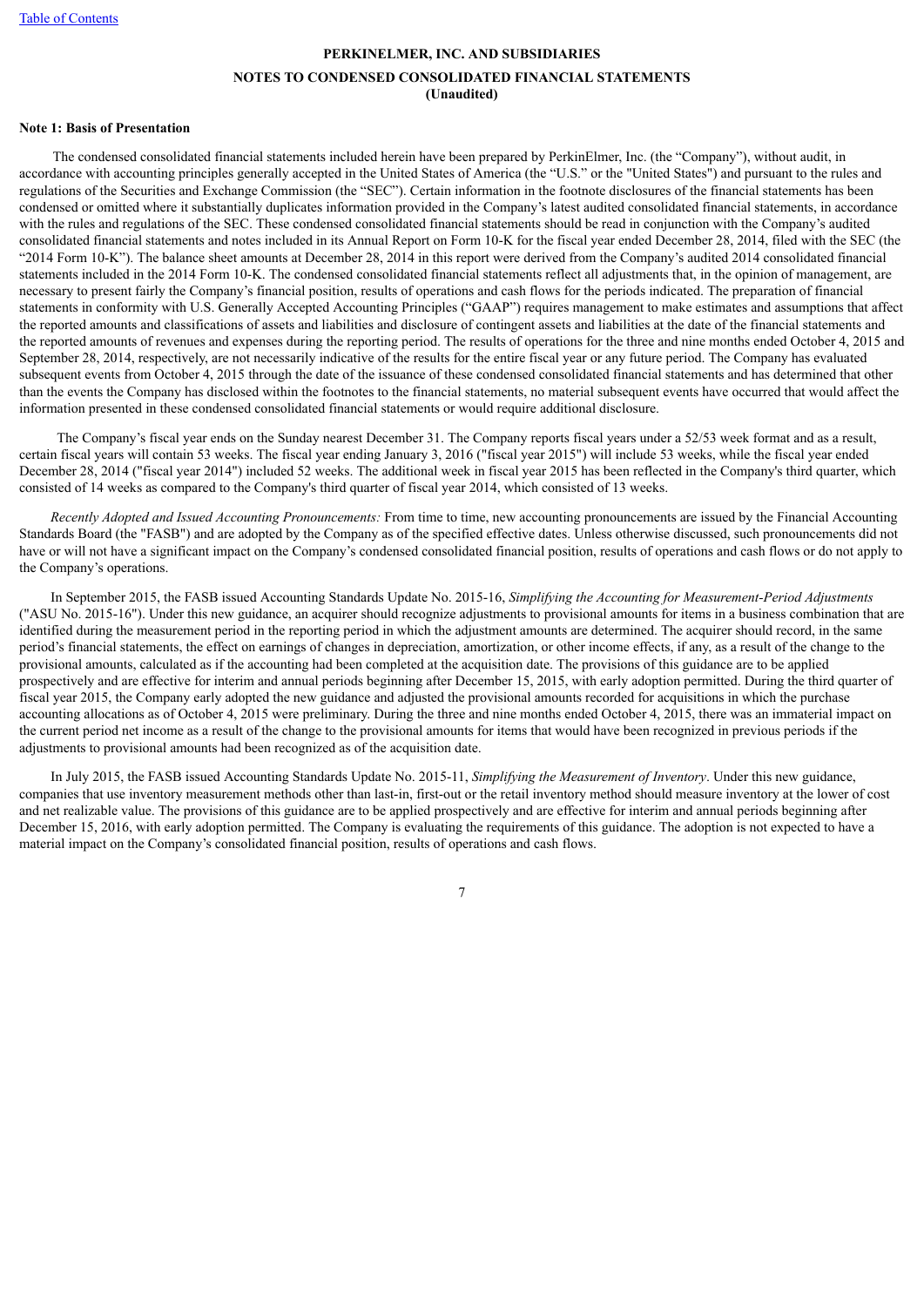**PERKINELMER, INC. AND SUBSIDIARIES**

**NOTES TO CONDENSED CONSOLIDATED FINANCIAL STATEMENTS**
**(Unaudited)**

**Note 1: Basis of Presentation**

The condensed consolidated financial statements included herein have been prepared by PerkinElmer, Inc. (the "Company"), without audit, in accordance with accounting principles generally accepted in the United States of America (the "U.S." or the "United States") and pursuant to the rules and regulations of the Securities and Exchange Commission (the "SEC"). Certain information in the footnote disclosures of the financial statements has been condensed or omitted where it substantially duplicates information provided in the Company's latest audited consolidated financial statements, in accordance with the rules and regulations of the SEC. These condensed consolidated financial statements should be read in conjunction with the Company's audited consolidated financial statements and notes included in its Annual Report on Form 10-K for the fiscal year ended December 28, 2014, filed with the SEC (the "2014 Form 10-K"). The balance sheet amounts at December 28, 2014 in this report were derived from the Company's audited 2014 consolidated financial statements included in the 2014 Form 10-K. The condensed consolidated financial statements reflect all adjustments that, in the opinion of management, are necessary to present fairly the Company's financial position, results of operations and cash flows for the periods indicated. The preparation of financial statements in conformity with U.S. Generally Accepted Accounting Principles ("GAAP") requires management to make estimates and assumptions that affect the reported amounts and classifications of assets and liabilities and disclosure of contingent assets and liabilities at the date of the financial statements and the reported amounts of revenues and expenses during the reporting period. The results of operations for the three and nine months ended October 4, 2015 and September 28, 2014, respectively, are not necessarily indicative of the results for the entire fiscal year or any future period. The Company has evaluated subsequent events from October 4, 2015 through the date of the issuance of these condensed consolidated financial statements and has determined that other than the events the Company has disclosed within the footnotes to the financial statements, no material subsequent events have occurred that would affect the information presented in these condensed consolidated financial statements or would require additional disclosure.

The Company's fiscal year ends on the Sunday nearest December 31. The Company reports fiscal years under a 52/53 week format and as a result, certain fiscal years will contain 53 weeks. The fiscal year ending January 3, 2016 ("fiscal year 2015") will include 53 weeks, while the fiscal year ended December 28, 2014 ("fiscal year 2014") included 52 weeks. The additional week in fiscal year 2015 has been reflected in the Company's third quarter, which consisted of 14 weeks as compared to the Company's third quarter of fiscal year 2014, which consisted of 13 weeks.

*Recently Adopted and Issued Accounting Pronouncements:* From time to time, new accounting pronouncements are issued by the Financial Accounting Standards Board (the "FASB") and are adopted by the Company as of the specified effective dates. Unless otherwise discussed, such pronouncements did not have or will not have a significant impact on the Company's condensed consolidated financial position, results of operations and cash flows or do not apply to the Company's operations.

In September 2015, the FASB issued Accounting Standards Update No. 2015-16, *Simplifying the Accounting for Measurement-Period Adjustments* ("ASU No. 2015-16"). Under this new guidance, an acquirer should recognize adjustments to provisional amounts for items in a business combination that are identified during the measurement period in the reporting period in which the adjustment amounts are determined. The acquirer should record, in the same period's financial statements, the effect on earnings of changes in depreciation, amortization, or other income effects, if any, as a result of the change to the provisional amounts, calculated as if the accounting had been completed at the acquisition date. The provisions of this guidance are to be applied prospectively and are effective for interim and annual periods beginning after December 15, 2015, with early adoption permitted. During the third quarter of fiscal year 2015, the Company early adopted the new guidance and adjusted the provisional amounts recorded for acquisitions in which the purchase accounting allocations as of October 4, 2015 were preliminary. During the three and nine months ended October 4, 2015, there was an immaterial impact on the current period net income as a result of the change to the provisional amounts for items that would have been recognized in previous periods if the adjustments to provisional amounts had been recognized as of the acquisition date.

In July 2015, the FASB issued Accounting Standards Update No. 2015-11, *Simplifying the Measurement of Inventory*. Under this new guidance, companies that use inventory measurement methods other than last-in, first-out or the retail inventory method should measure inventory at the lower of cost and net realizable value. The provisions of this guidance are to be applied prospectively and are effective for interim and annual periods beginning after December 15, 2016, with early adoption permitted. The Company is evaluating the requirements of this guidance. The adoption is not expected to have a material impact on the Company's consolidated financial position, results of operations and cash flows.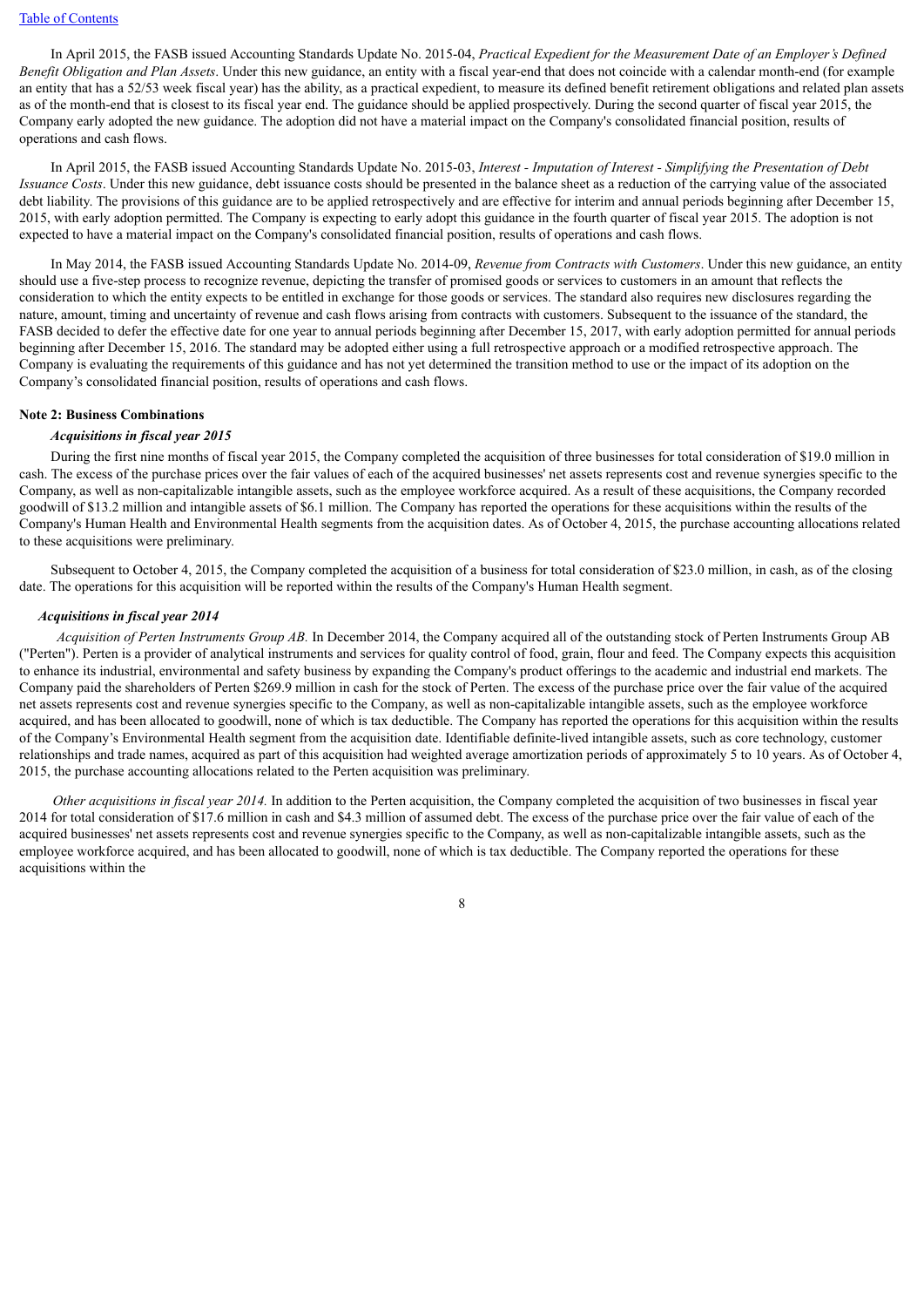In April 2015, the FASB issued Accounting Standards Update No. 2015-04, *Practical Expedient for the Measurement Date of an Employer's Defined Benefit Obligation and Plan Assets*. Under this new guidance, an entity with a fiscal year-end that does not coincide with a calendar month-end (for example an entity that has a 52/53 week fiscal year) has the ability, as a practical expedient, to measure its defined benefit retirement obligations and related plan assets as of the month-end that is closest to its fiscal year end. The guidance should be applied prospectively. During the second quarter of fiscal year 2015, the Company early adopted the new guidance. The adoption did not have a material impact on the Company's consolidated financial position, results of operations and cash flows.

In April 2015, the FASB issued Accounting Standards Update No. 2015-03, *Interest - Imputation of Interest - Simplifying the Presentation of Debt Issuance Costs*. Under this new guidance, debt issuance costs should be presented in the balance sheet as a reduction of the carrying value of the associated debt liability. The provisions of this guidance are to be applied retrospectively and are effective for interim and annual periods beginning after December 15, 2015, with early adoption permitted. The Company is expecting to early adopt this guidance in the fourth quarter of fiscal year 2015. The adoption is not expected to have a material impact on the Company's consolidated financial position, results of operations and cash flows.

In May 2014, the FASB issued Accounting Standards Update No. 2014-09, *Revenue from Contracts with Customers*. Under this new guidance, an entity should use a five-step process to recognize revenue, depicting the transfer of promised goods or services to customers in an amount that reflects the consideration to which the entity expects to be entitled in exchange for those goods or services. The standard also requires new disclosures regarding the nature, amount, timing and uncertainty of revenue and cash flows arising from contracts with customers. Subsequent to the issuance of the standard, the FASB decided to defer the effective date for one year to annual periods beginning after December 15, 2017, with early adoption permitted for annual periods beginning after December 15, 2016. The standard may be adopted either using a full retrospective approach or a modified retrospective approach. The Company is evaluating the requirements of this guidance and has not yet determined the transition method to use or the impact of its adoption on the Company's consolidated financial position, results of operations and cash flows.

**Note 2: Business Combinations**

***Acquisitions in fiscal year 2015***

During the first nine months of fiscal year 2015, the Company completed the acquisition of three businesses for total consideration of $19.0 million in cash. The excess of the purchase prices over the fair values of each of the acquired businesses' net assets represents cost and revenue synergies specific to the Company, as well as non-capitalizable intangible assets, such as the employee workforce acquired. As a result of these acquisitions, the Company recorded goodwill of $13.2 million and intangible assets of $6.1 million. The Company has reported the operations for these acquisitions within the results of the Company's Human Health and Environmental Health segments from the acquisition dates. As of October 4, 2015, the purchase accounting allocations related to these acquisitions were preliminary.

Subsequent to October 4, 2015, the Company completed the acquisition of a business for total consideration of $23.0 million, in cash, as of the closing date. The operations for this acquisition will be reported within the results of the Company's Human Health segment.

***Acquisitions in fiscal year 2014***

*Acquisition of Perten Instruments Group AB.* In December 2014, the Company acquired all of the outstanding stock of Perten Instruments Group AB ("Perten"). Perten is a provider of analytical instruments and services for quality control of food, grain, flour and feed. The Company expects this acquisition to enhance its industrial, environmental and safety business by expanding the Company's product offerings to the academic and industrial end markets. The Company paid the shareholders of Perten $269.9 million in cash for the stock of Perten. The excess of the purchase price over the fair value of the acquired net assets represents cost and revenue synergies specific to the Company, as well as non-capitalizable intangible assets, such as the employee workforce acquired, and has been allocated to goodwill, none of which is tax deductible. The Company has reported the operations for this acquisition within the results of the Company's Environmental Health segment from the acquisition date. Identifiable definite-lived intangible assets, such as core technology, customer relationships and trade names, acquired as part of this acquisition had weighted average amortization periods of approximately 5 to 10 years. As of October 4, 2015, the purchase accounting allocations related to the Perten acquisition was preliminary.

*Other acquisitions in fiscal year 2014.* In addition to the Perten acquisition, the Company completed the acquisition of two businesses in fiscal year 2014 for total consideration of $17.6 million in cash and $4.3 million of assumed debt. The excess of the purchase price over the fair value of each of the acquired businesses' net assets represents cost and revenue synergies specific to the Company, as well as non-capitalizable intangible assets, such as the employee workforce acquired, and has been allocated to goodwill, none of which is tax deductible. The Company reported the operations for these acquisitions within the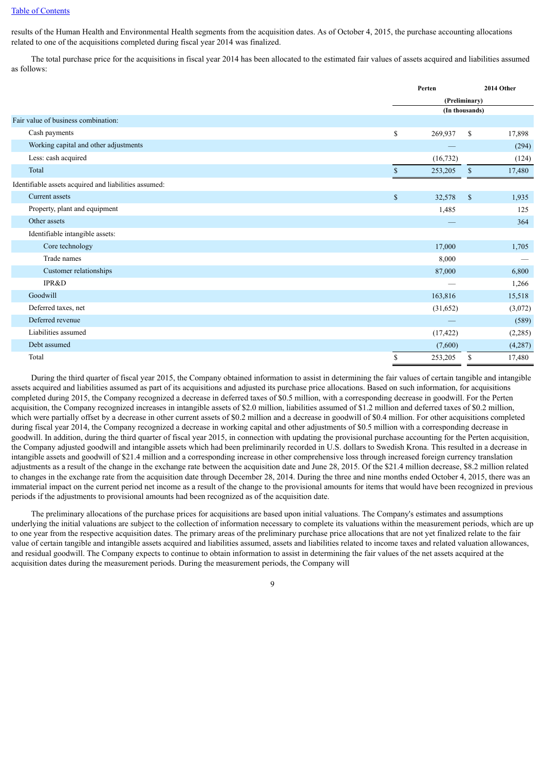results of the Human Health and Environmental Health segments from the acquisition dates. As of October 4, 2015, the purchase accounting allocations related to one of the acquisitions completed during fiscal year 2014 was finalized.

The total purchase price for the acquisitions in fiscal year 2014 has been allocated to the estimated fair values of assets acquired and liabilities assumed as follows:

| | Perten | 2014 Other |
|---|---|---|
| | (Preliminary) | |
| | (In thousands) | |
| Fair value of business combination: | | |
| Cash payments | $ 269,937 | $ 17,898 |
| Working capital and other adjustments | — | (294) |
| Less: cash acquired | (16,732) | (124) |
| Total | $ 253,205 | $ 17,480 |
| Identifiable assets acquired and liabilities assumed: | | |
| Current assets | $ 32,578 | $ 1,935 |
| Property, plant and equipment | 1,485 | 125 |
| Other assets | — | 364 |
| Identifiable intangible assets: | | |
| Core technology | 17,000 | 1,705 |
| Trade names | 8,000 | — |
| Customer relationships | 87,000 | 6,800 |
| IPR&D | — | 1,266 |
| Goodwill | 163,816 | 15,518 |
| Deferred taxes, net | (31,652) | (3,072) |
| Deferred revenue | — | (589) |
| Liabilities assumed | (17,422) | (2,285) |
| Debt assumed | (7,600) | (4,287) |
| Total | $ 253,205 | $ 17,480 |

During the third quarter of fiscal year 2015, the Company obtained information to assist in determining the fair values of certain tangible and intangible assets acquired and liabilities assumed as part of its acquisitions and adjusted its purchase price allocations. Based on such information, for acquisitions completed during 2015, the Company recognized a decrease in deferred taxes of $0.5 million, with a corresponding decrease in goodwill. For the Perten acquisition, the Company recognized increases in intangible assets of $2.0 million, liabilities assumed of $1.2 million and deferred taxes of $0.2 million, which were partially offset by a decrease in other current assets of $0.2 million and a decrease in goodwill of $0.4 million. For other acquisitions completed during fiscal year 2014, the Company recognized a decrease in working capital and other adjustments of $0.5 million with a corresponding decrease in goodwill. In addition, during the third quarter of fiscal year 2015, in connection with updating the provisional purchase accounting for the Perten acquisition, the Company adjusted goodwill and intangible assets which had been preliminarily recorded in U.S. dollars to Swedish Krona. This resulted in a decrease in intangible assets and goodwill of $21.4 million and a corresponding increase in other comprehensive loss through increased foreign currency translation adjustments as a result of the change in the exchange rate between the acquisition date and June 28, 2015. Of the $21.4 million decrease, $8.2 million related to changes in the exchange rate from the acquisition date through December 28, 2014. During the three and nine months ended October 4, 2015, there was an immaterial impact on the current period net income as a result of the change to the provisional amounts for items that would have been recognized in previous periods if the adjustments to provisional amounts had been recognized as of the acquisition date.

The preliminary allocations of the purchase prices for acquisitions are based upon initial valuations. The Company's estimates and assumptions underlying the initial valuations are subject to the collection of information necessary to complete its valuations within the measurement periods, which are up to one year from the respective acquisition dates. The primary areas of the preliminary purchase price allocations that are not yet finalized relate to the fair value of certain tangible and intangible assets acquired and liabilities assumed, assets and liabilities related to income taxes and related valuation allowances, and residual goodwill. The Company expects to continue to obtain information to assist in determining the fair values of the net assets acquired at the acquisition dates during the measurement periods. During the measurement periods, the Company will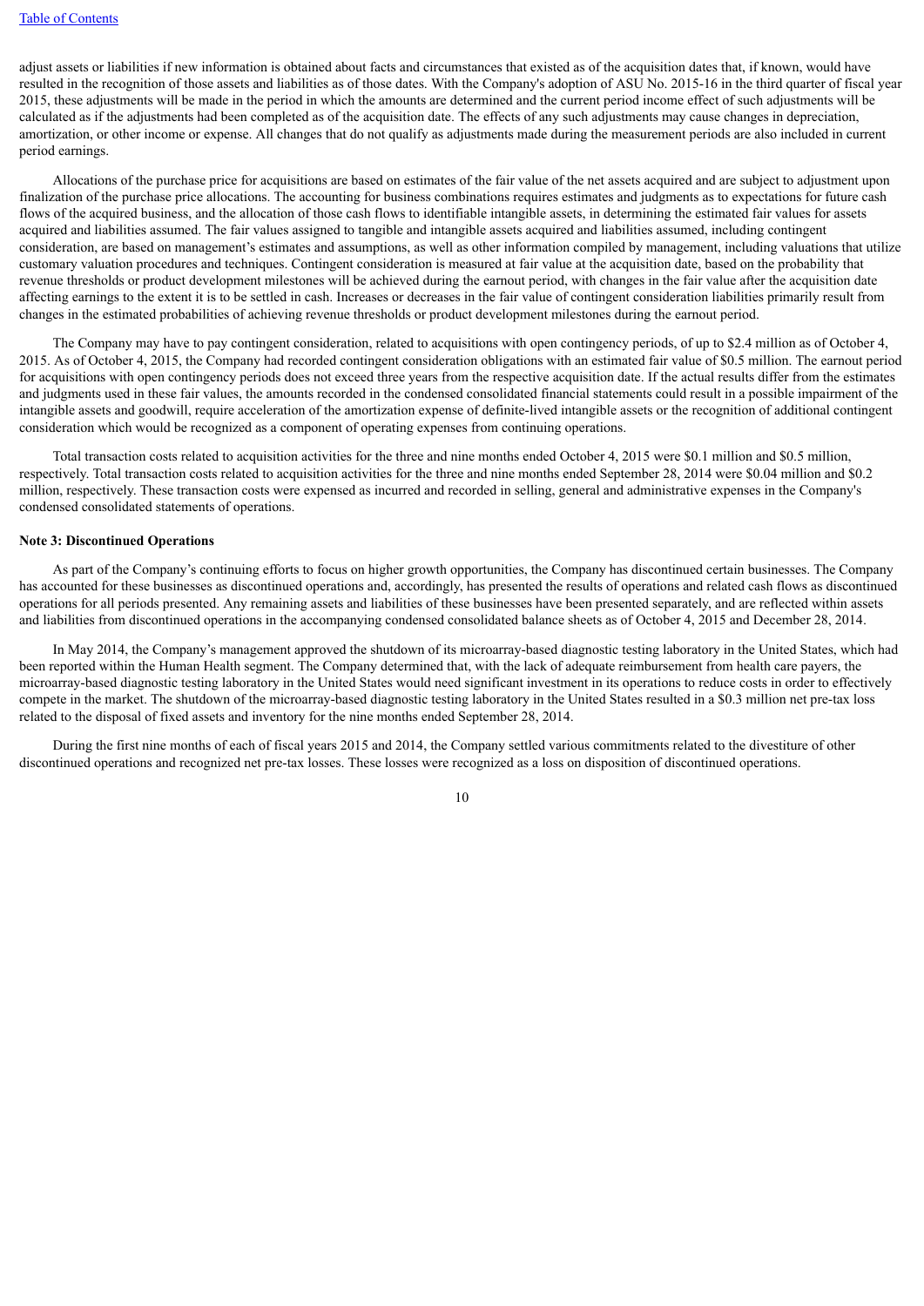adjust assets or liabilities if new information is obtained about facts and circumstances that existed as of the acquisition dates that, if known, would have resulted in the recognition of those assets and liabilities as of those dates. With the Company's adoption of ASU No. 2015-16 in the third quarter of fiscal year 2015, these adjustments will be made in the period in which the amounts are determined and the current period income effect of such adjustments will be calculated as if the adjustments had been completed as of the acquisition date. The effects of any such adjustments may cause changes in depreciation, amortization, or other income or expense. All changes that do not qualify as adjustments made during the measurement periods are also included in current period earnings.

Allocations of the purchase price for acquisitions are based on estimates of the fair value of the net assets acquired and are subject to adjustment upon finalization of the purchase price allocations. The accounting for business combinations requires estimates and judgments as to expectations for future cash flows of the acquired business, and the allocation of those cash flows to identifiable intangible assets, in determining the estimated fair values for assets acquired and liabilities assumed. The fair values assigned to tangible and intangible assets acquired and liabilities assumed, including contingent consideration, are based on management's estimates and assumptions, as well as other information compiled by management, including valuations that utilize customary valuation procedures and techniques. Contingent consideration is measured at fair value at the acquisition date, based on the probability that revenue thresholds or product development milestones will be achieved during the earnout period, with changes in the fair value after the acquisition date affecting earnings to the extent it is to be settled in cash. Increases or decreases in the fair value of contingent consideration liabilities primarily result from changes in the estimated probabilities of achieving revenue thresholds or product development milestones during the earnout period.

The Company may have to pay contingent consideration, related to acquisitions with open contingency periods, of up to $2.4 million as of October 4, 2015. As of October 4, 2015, the Company had recorded contingent consideration obligations with an estimated fair value of $0.5 million. The earnout period for acquisitions with open contingency periods does not exceed three years from the respective acquisition date. If the actual results differ from the estimates and judgments used in these fair values, the amounts recorded in the condensed consolidated financial statements could result in a possible impairment of the intangible assets and goodwill, require acceleration of the amortization expense of definite-lived intangible assets or the recognition of additional contingent consideration which would be recognized as a component of operating expenses from continuing operations.

Total transaction costs related to acquisition activities for the three and nine months ended October 4, 2015 were $0.1 million and $0.5 million, respectively. Total transaction costs related to acquisition activities for the three and nine months ended September 28, 2014 were $0.04 million and $0.2 million, respectively. These transaction costs were expensed as incurred and recorded in selling, general and administrative expenses in the Company's condensed consolidated statements of operations.

**Note 3: Discontinued Operations**

As part of the Company's continuing efforts to focus on higher growth opportunities, the Company has discontinued certain businesses. The Company has accounted for these businesses as discontinued operations and, accordingly, has presented the results of operations and related cash flows as discontinued operations for all periods presented. Any remaining assets and liabilities of these businesses have been presented separately, and are reflected within assets and liabilities from discontinued operations in the accompanying condensed consolidated balance sheets as of October 4, 2015 and December 28, 2014.

In May 2014, the Company's management approved the shutdown of its microarray-based diagnostic testing laboratory in the United States, which had been reported within the Human Health segment. The Company determined that, with the lack of adequate reimbursement from health care payers, the microarray-based diagnostic testing laboratory in the United States would need significant investment in its operations to reduce costs in order to effectively compete in the market. The shutdown of the microarray-based diagnostic testing laboratory in the United States resulted in a $0.3 million net pre-tax loss related to the disposal of fixed assets and inventory for the nine months ended September 28, 2014.

During the first nine months of each of fiscal years 2015 and 2014, the Company settled various commitments related to the divestiture of other discontinued operations and recognized net pre-tax losses. These losses were recognized as a loss on disposition of discontinued operations.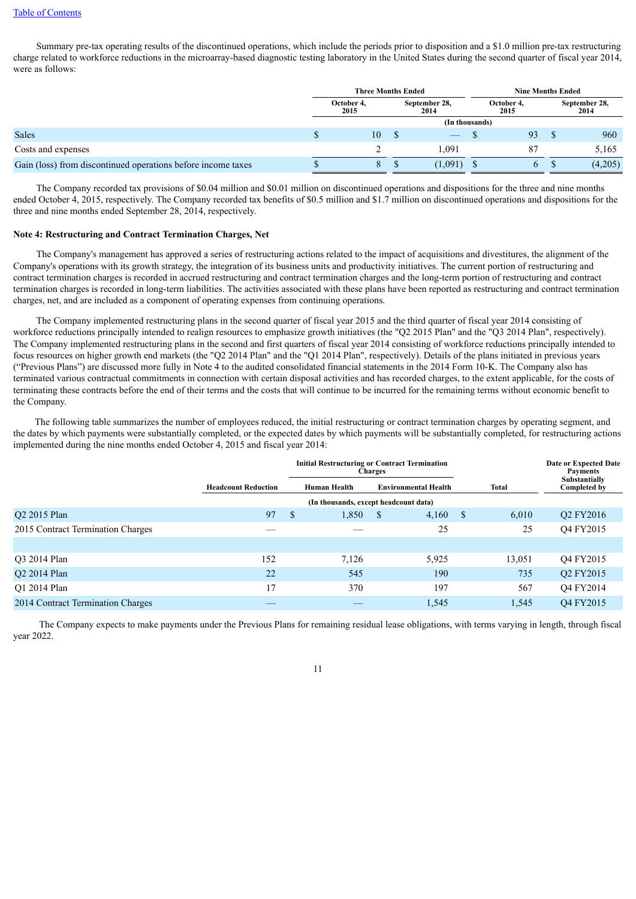[Table of Contents](#)

Summary pre-tax operating results of the discontinued operations, which include the periods prior to disposition and a $1.0 million pre-tax restructuring charge related to workforce reductions in the microarray-based diagnostic testing laboratory in the United States during the second quarter of fiscal year 2014, were as follows:

| | Three Months Ended | | Nine Months Ended | |
|---|---|---|---|---|
| | October 4, 2015 | September 28, 2014 | October 4, 2015 | September 28, 2014 |
| | (In thousands) | | | |
| Sales | $ 10 | $ — | $ 93 | $ 960 |
| Costs and expenses | 2 | 1,091 | 87 | 5,165 |
| Gain (loss) from discontinued operations before income taxes | $ 8 | $ (1,091) | $ 6 | $ (4,205) |

The Company recorded tax provisions of $0.04 million and $0.01 million on discontinued operations and dispositions for the three and nine months ended October 4, 2015, respectively. The Company recorded tax benefits of $0.5 million and $1.7 million on discontinued operations and dispositions for the three and nine months ended September 28, 2014, respectively.

**Note 4: Restructuring and Contract Termination Charges, Net**

The Company's management has approved a series of restructuring actions related to the impact of acquisitions and divestitures, the alignment of the Company's operations with its growth strategy, the integration of its business units and productivity initiatives. The current portion of restructuring and contract termination charges is recorded in accrued restructuring and contract termination charges and the long-term portion of restructuring and contract termination charges is recorded in long-term liabilities. The activities associated with these plans have been reported as restructuring and contract termination charges, net, and are included as a component of operating expenses from continuing operations.

The Company implemented restructuring plans in the second quarter of fiscal year 2015 and the third quarter of fiscal year 2014 consisting of workforce reductions principally intended to realign resources to emphasize growth initiatives (the "Q2 2015 Plan" and the "Q3 2014 Plan", respectively). The Company implemented restructuring plans in the second and first quarters of fiscal year 2014 consisting of workforce reductions principally intended to focus resources on higher growth end markets (the "Q2 2014 Plan" and the "Q1 2014 Plan", respectively). Details of the plans initiated in previous years ("Previous Plans") are discussed more fully in Note 4 to the audited consolidated financial statements in the 2014 Form 10-K. The Company also has terminated various contractual commitments in connection with certain disposal activities and has recorded charges, to the extent applicable, for the costs of terminating these contracts before the end of their terms and the costs that will continue to be incurred for the remaining terms without economic benefit to the Company.

The following table summarizes the number of employees reduced, the initial restructuring or contract termination charges by operating segment, and the dates by which payments were substantially completed, or the expected dates by which payments will be substantially completed, for restructuring actions implemented during the nine months ended October 4, 2015 and fiscal year 2014:

| | | Initial Restructuring or Contract Termination Charges | | | |
|---|---|---|---|---|---|
| | Headcount Reduction | Human Health | Environmental Health | Total | Date or Expected Date Payments Substantially Completed by |
| | (In thousands, except headcount data) | | | | |
| Q2 2015 Plan | 97 | $ 1,850 | $ 4,160 | $ 6,010 | Q2 FY2016 |
| 2015 Contract Termination Charges | — | — | 25 | 25 | Q4 FY2015 |
| | | | | | |
| Q3 2014 Plan | 152 | 7,126 | 5,925 | 13,051 | Q4 FY2015 |
| Q2 2014 Plan | 22 | 545 | 190 | 735 | Q2 FY2015 |
| Q1 2014 Plan | 17 | 370 | 197 | 567 | Q4 FY2014 |
| 2014 Contract Termination Charges | — | — | 1,545 | 1,545 | Q4 FY2015 |

The Company expects to make payments under the Previous Plans for remaining residual lease obligations, with terms varying in length, through fiscal year 2022.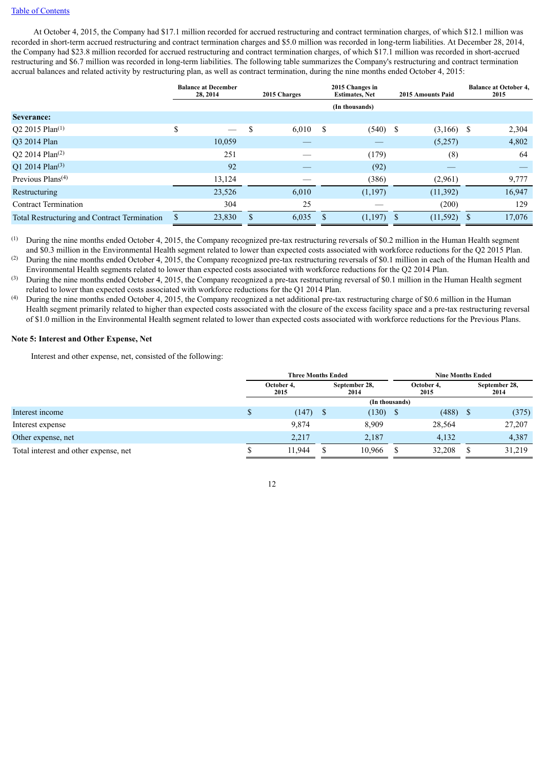At October 4, 2015, the Company had $17.1 million recorded for accrued restructuring and contract termination charges, of which $12.1 million was recorded in short-term accrued restructuring and contract termination charges and $5.0 million was recorded in long-term liabilities. At December 28, 2014, the Company had $23.8 million recorded for accrued restructuring and contract termination charges, of which $17.1 million was recorded in short-accrued restructuring and $6.7 million was recorded in long-term liabilities. The following table summarizes the Company's restructuring and contract termination accrual balances and related activity by restructuring plan, as well as contract termination, during the nine months ended October 4, 2015:

| | Balance at December 28, 2014 | 2015 Charges | 2015 Changes in Estimates, Net | 2015 Amounts Paid | Balance at October 4, 2015 |
|---|---|---|---|---|---|
| | | | (In thousands) | | |
| **Severance:** | | | | | |
| Q2 2015 Plan[(1)] | $ — | $ 6,010 | $ (540) | $ (3,166) | $ 2,304 |
| Q3 2014 Plan | 10,059 | — | — | (5,257) | 4,802 |
| Q2 2014 Plan[(2)] | 251 | — | (179) | (8) | 64 |
| Q1 2014 Plan[(3)] | 92 | — | (92) | — | — |
| Previous Plans[(4)] | 13,124 | — | (386) | (2,961) | 9,777 |
| Restructuring | 23,526 | 6,010 | (1,197) | (11,392) | 16,947 |
| Contract Termination | 304 | 25 | — | (200) | 129 |
| Total Restructuring and Contract Termination | $ 23,830 | $ 6,035 | $ (1,197) | $ (11,592) | $ 17,076 |

(1) During the nine months ended October 4, 2015, the Company recognized pre-tax restructuring reversals of $0.2 million in the Human Health segment and $0.3 million in the Environmental Health segment related to lower than expected costs associated with workforce reductions for the Q2 2015 Plan.

(2) During the nine months ended October 4, 2015, the Company recognized pre-tax restructuring reversals of $0.1 million in each of the Human Health and Environmental Health segments related to lower than expected costs associated with workforce reductions for the Q2 2014 Plan.

(3) During the nine months ended October 4, 2015, the Company recognized a pre-tax restructuring reversal of $0.1 million in the Human Health segment related to lower than expected costs associated with workforce reductions for the Q1 2014 Plan.

(4) During the nine months ended October 4, 2015, the Company recognized a net additional pre-tax restructuring charge of $0.6 million in the Human Health segment primarily related to higher than expected costs associated with the closure of the excess facility space and a pre-tax restructuring reversal of $1.0 million in the Environmental Health segment related to lower than expected costs associated with workforce reductions for the Previous Plans.

**Note 5: Interest and Other Expense, Net**

Interest and other expense, net, consisted of the following:

| | Three Months Ended | | Nine Months Ended | |
|---|---|---|---|---|
| | October 4, 2015 | September 28, 2014 | October 4, 2015 | September 28, 2014 |
| | | (In thousands) | | |
| Interest income | $ (147) | $ (130) | $ (488) | $ (375) |
| Interest expense | 9,874 | 8,909 | 28,564 | 27,207 |
| Other expense, net | 2,217 | 2,187 | 4,132 | 4,387 |
| Total interest and other expense, net | $ 11,944 | $ 10,966 | $ 32,208 | $ 31,219 |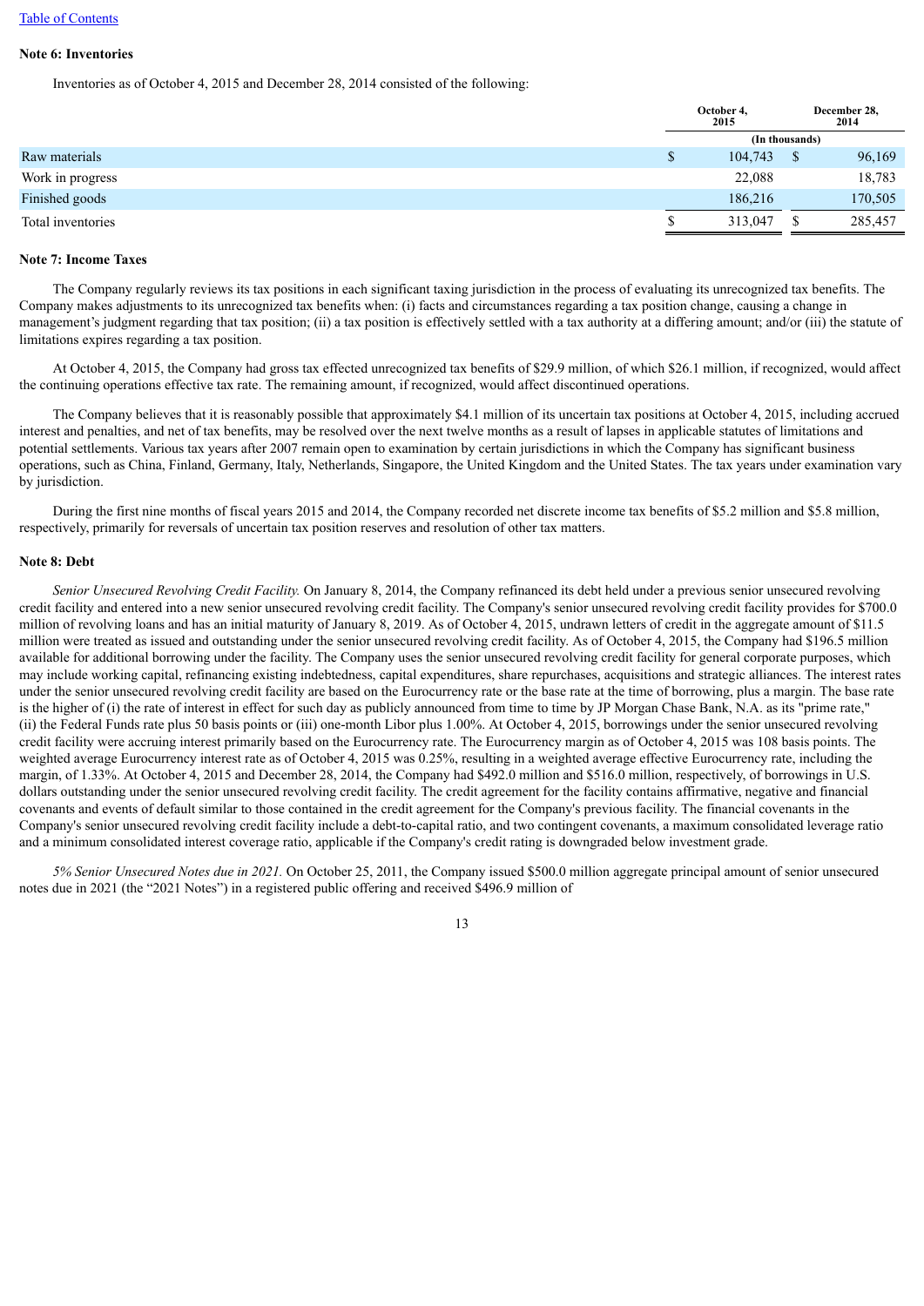**Note 6: Inventories**

Inventories as of October 4, 2015 and December 28, 2014 consisted of the following:

| | October 4, 2015 | December 28, 2014 |
|---|---|---|
| | (In thousands) | |
| Raw materials | $ 104,743 | $ 96,169 |
| Work in progress | 22,088 | 18,783 |
| Finished goods | 186,216 | 170,505 |
| Total inventories | $ 313,047 | $ 285,457 |

**Note 7: Income Taxes**

The Company regularly reviews its tax positions in each significant taxing jurisdiction in the process of evaluating its unrecognized tax benefits. The Company makes adjustments to its unrecognized tax benefits when: (i) facts and circumstances regarding a tax position change, causing a change in management's judgment regarding that tax position; (ii) a tax position is effectively settled with a tax authority at a differing amount; and/or (iii) the statute of limitations expires regarding a tax position.

At October 4, 2015, the Company had gross tax effected unrecognized tax benefits of $29.9 million, of which $26.1 million, if recognized, would affect the continuing operations effective tax rate. The remaining amount, if recognized, would affect discontinued operations.

The Company believes that it is reasonably possible that approximately $4.1 million of its uncertain tax positions at October 4, 2015, including accrued interest and penalties, and net of tax benefits, may be resolved over the next twelve months as a result of lapses in applicable statutes of limitations and potential settlements. Various tax years after 2007 remain open to examination by certain jurisdictions in which the Company has significant business operations, such as China, Finland, Germany, Italy, Netherlands, Singapore, the United Kingdom and the United States. The tax years under examination vary by jurisdiction.

During the first nine months of fiscal years 2015 and 2014, the Company recorded net discrete income tax benefits of $5.2 million and $5.8 million, respectively, primarily for reversals of uncertain tax position reserves and resolution of other tax matters.

**Note 8: Debt**

*Senior Unsecured Revolving Credit Facility.* On January 8, 2014, the Company refinanced its debt held under a previous senior unsecured revolving credit facility and entered into a new senior unsecured revolving credit facility. The Company's senior unsecured revolving credit facility provides for $700.0 million of revolving loans and has an initial maturity of January 8, 2019. As of October 4, 2015, undrawn letters of credit in the aggregate amount of $11.5 million were treated as issued and outstanding under the senior unsecured revolving credit facility. As of October 4, 2015, the Company had $196.5 million available for additional borrowing under the facility. The Company uses the senior unsecured revolving credit facility for general corporate purposes, which may include working capital, refinancing existing indebtedness, capital expenditures, share repurchases, acquisitions and strategic alliances. The interest rates under the senior unsecured revolving credit facility are based on the Eurocurrency rate or the base rate at the time of borrowing, plus a margin. The base rate is the higher of (i) the rate of interest in effect for such day as publicly announced from time to time by JP Morgan Chase Bank, N.A. as its "prime rate," (ii) the Federal Funds rate plus 50 basis points or (iii) one-month Libor plus 1.00%. At October 4, 2015, borrowings under the senior unsecured revolving credit facility were accruing interest primarily based on the Eurocurrency rate. The Eurocurrency margin as of October 4, 2015 was 108 basis points. The weighted average Eurocurrency interest rate as of October 4, 2015 was 0.25%, resulting in a weighted average effective Eurocurrency rate, including the margin, of 1.33%. At October 4, 2015 and December 28, 2014, the Company had $492.0 million and $516.0 million, respectively, of borrowings in U.S. dollars outstanding under the senior unsecured revolving credit facility. The credit agreement for the facility contains affirmative, negative and financial covenants and events of default similar to those contained in the credit agreement for the Company's previous facility. The financial covenants in the Company's senior unsecured revolving credit facility include a debt-to-capital ratio, and two contingent covenants, a maximum consolidated leverage ratio and a minimum consolidated interest coverage ratio, applicable if the Company's credit rating is downgraded below investment grade.

*5% Senior Unsecured Notes due in 2021.* On October 25, 2011, the Company issued $500.0 million aggregate principal amount of senior unsecured notes due in 2021 (the "2021 Notes") in a registered public offering and received $496.9 million of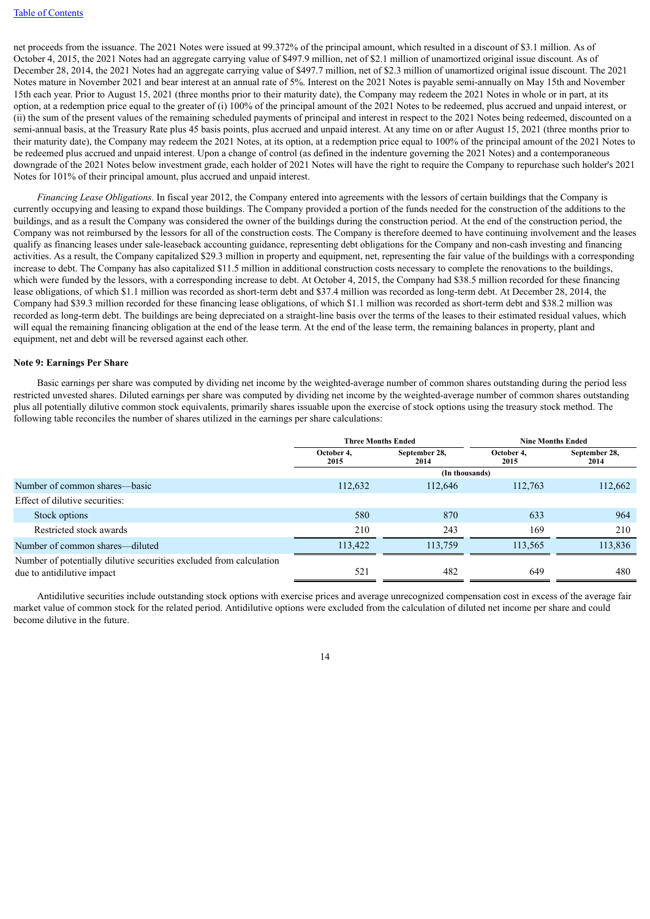net proceeds from the issuance. The 2021 Notes were issued at 99.372% of the principal amount, which resulted in a discount of $3.1 million. As of October 4, 2015, the 2021 Notes had an aggregate carrying value of $497.9 million, net of $2.1 million of unamortized original issue discount. As of December 28, 2014, the 2021 Notes had an aggregate carrying value of $497.7 million, net of $2.3 million of unamortized original issue discount. The 2021 Notes mature in November 2021 and bear interest at an annual rate of 5%. Interest on the 2021 Notes is payable semi-annually on May 15th and November 15th each year. Prior to August 15, 2021 (three months prior to their maturity date), the Company may redeem the 2021 Notes in whole or in part, at its option, at a redemption price equal to the greater of (i) 100% of the principal amount of the 2021 Notes to be redeemed, plus accrued and unpaid interest, or (ii) the sum of the present values of the remaining scheduled payments of principal and interest in respect to the 2021 Notes being redeemed, discounted on a semi-annual basis, at the Treasury Rate plus 45 basis points, plus accrued and unpaid interest. At any time on or after August 15, 2021 (three months prior to their maturity date), the Company may redeem the 2021 Notes, at its option, at a redemption price equal to 100% of the principal amount of the 2021 Notes to be redeemed plus accrued and unpaid interest. Upon a change of control (as defined in the indenture governing the 2021 Notes) and a contemporaneous downgrade of the 2021 Notes below investment grade, each holder of 2021 Notes will have the right to require the Company to repurchase such holder's 2021 Notes for 101% of their principal amount, plus accrued and unpaid interest.

*Financing Lease Obligations.* In fiscal year 2012, the Company entered into agreements with the lessors of certain buildings that the Company is currently occupying and leasing to expand those buildings. The Company provided a portion of the funds needed for the construction of the additions to the buildings, and as a result the Company was considered the owner of the buildings during the construction period. At the end of the construction period, the Company was not reimbursed by the lessors for all of the construction costs. The Company is therefore deemed to have continuing involvement and the leases qualify as financing leases under sale-leaseback accounting guidance, representing debt obligations for the Company and non-cash investing and financing activities. As a result, the Company capitalized $29.3 million in property and equipment, net, representing the fair value of the buildings with a corresponding increase to debt. The Company has also capitalized $11.5 million in additional construction costs necessary to complete the renovations to the buildings, which were funded by the lessors, with a corresponding increase to debt. At October 4, 2015, the Company had $38.5 million recorded for these financing lease obligations, of which $1.1 million was recorded as short-term debt and $37.4 million was recorded as long-term debt. At December 28, 2014, the Company had $39.3 million recorded for these financing lease obligations, of which $1.1 million was recorded as short-term debt and $38.2 million was recorded as long-term debt. The buildings are being depreciated on a straight-line basis over the terms of the leases to their estimated residual values, which will equal the remaining financing obligation at the end of the lease term. At the end of the lease term, the remaining balances in property, plant and equipment, net and debt will be reversed against each other.

### Note 9: Earnings Per Share

Basic earnings per share was computed by dividing net income by the weighted-average number of common shares outstanding during the period less restricted unvested shares. Diluted earnings per share was computed by dividing net income by the weighted-average number of common shares outstanding plus all potentially dilutive common stock equivalents, primarily shares issuable upon the exercise of stock options using the treasury stock method. The following table reconciles the number of shares utilized in the earnings per share calculations:

| | Three Months Ended | | Nine Months Ended | |
|---|---|---|---|---|
| | October 4, 2015 | September 28, 2014 | October 4, 2015 | September 28, 2014 |
| | (In thousands) | | | |
| Number of common shares—basic | 112,632 | 112,646 | 112,763 | 112,662 |
| Effect of dilutive securities: | | | | |
| Stock options | 580 | 870 | 633 | 964 |
| Restricted stock awards | 210 | 243 | 169 | 210 |
| Number of common shares—diluted | 113,422 | 113,759 | 113,565 | 113,836 |
| Number of potentially dilutive securities excluded from calculation due to antidilutive impact | 521 | 482 | 649 | 480 |

Antidilutive securities include outstanding stock options with exercise prices and average unrecognized compensation cost in excess of the average fair market value of common stock for the related period. Antidilutive options were excluded from the calculation of diluted net income per share and could become dilutive in the future.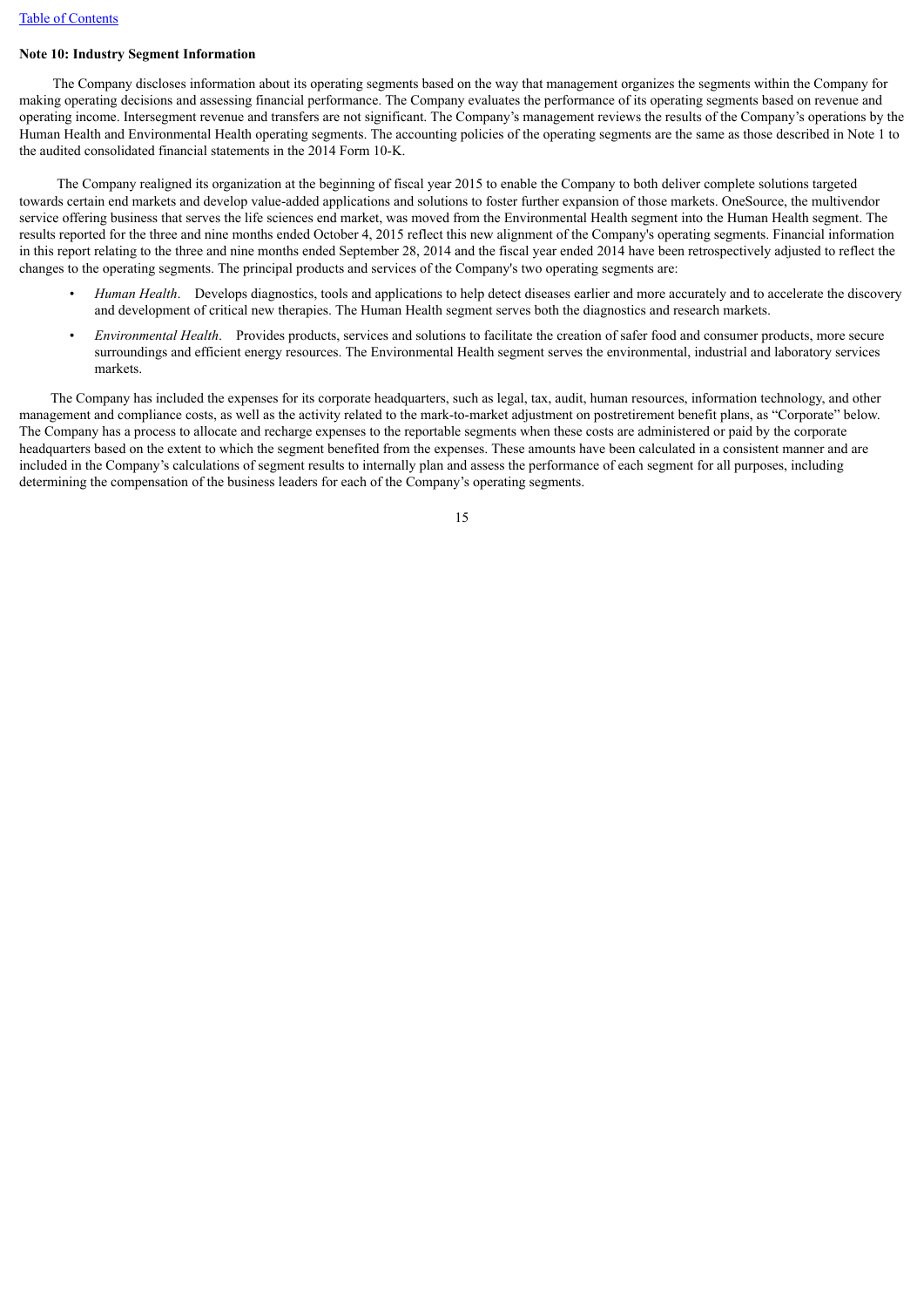**Note 10: Industry Segment Information**

The Company discloses information about its operating segments based on the way that management organizes the segments within the Company for making operating decisions and assessing financial performance. The Company evaluates the performance of its operating segments based on revenue and operating income. Intersegment revenue and transfers are not significant. The Company's management reviews the results of the Company's operations by the Human Health and Environmental Health operating segments. The accounting policies of the operating segments are the same as those described in Note 1 to the audited consolidated financial statements in the 2014 Form 10-K.

The Company realigned its organization at the beginning of fiscal year 2015 to enable the Company to both deliver complete solutions targeted towards certain end markets and develop value-added applications and solutions to foster further expansion of those markets. OneSource, the multivendor service offering business that serves the life sciences end market, was moved from the Environmental Health segment into the Human Health segment. The results reported for the three and nine months ended October 4, 2015 reflect this new alignment of the Company's operating segments. Financial information in this report relating to the three and nine months ended September 28, 2014 and the fiscal year ended 2014 have been retrospectively adjusted to reflect the changes to the operating segments. The principal products and services of the Company's two operating segments are:

- *Human Health*. Develops diagnostics, tools and applications to help detect diseases earlier and more accurately and to accelerate the discovery and development of critical new therapies. The Human Health segment serves both the diagnostics and research markets.
- *Environmental Health*. Provides products, services and solutions to facilitate the creation of safer food and consumer products, more secure surroundings and efficient energy resources. The Environmental Health segment serves the environmental, industrial and laboratory services markets.

The Company has included the expenses for its corporate headquarters, such as legal, tax, audit, human resources, information technology, and other management and compliance costs, as well as the activity related to the mark-to-market adjustment on postretirement benefit plans, as "Corporate" below. The Company has a process to allocate and recharge expenses to the reportable segments when these costs are administered or paid by the corporate headquarters based on the extent to which the segment benefited from the expenses. These amounts have been calculated in a consistent manner and are included in the Company's calculations of segment results to internally plan and assess the performance of each segment for all purposes, including determining the compensation of the business leaders for each of the Company's operating segments.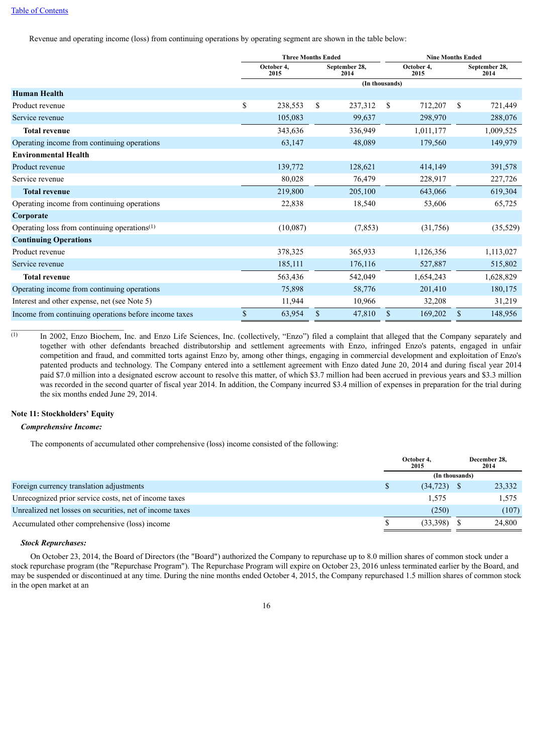[Table of Contents](#)

Revenue and operating income (loss) from continuing operations by operating segment are shown in the table below:

| | Three Months Ended | | Nine Months Ended | |
|---|---|---|---|---|
| | October 4, 2015 | September 28, 2014 | October 4, 2015 | September 28, 2014 |
| | (In thousands) | | | |
| **Human Health** | | | | |
| Product revenue | $ 238,553 | $ 237,312 | $ 712,207 | $ 721,449 |
| Service revenue | 105,083 | 99,637 | 298,970 | 288,076 |
| **Total revenue** | 343,636 | 336,949 | 1,011,177 | 1,009,525 |
| Operating income from continuing operations | 63,147 | 48,089 | 179,560 | 149,979 |
| **Environmental Health** | | | | |
| Product revenue | 139,772 | 128,621 | 414,149 | 391,578 |
| Service revenue | 80,028 | 76,479 | 228,917 | 227,726 |
| **Total revenue** | 219,800 | 205,100 | 643,066 | 619,304 |
| Operating income from continuing operations | 22,838 | 18,540 | 53,606 | 65,725 |
| **Corporate** | | | | |
| Operating loss from continuing operations[1] | (10,087) | (7,853) | (31,756) | (35,529) |
| **Continuing Operations** | | | | |
| Product revenue | 378,325 | 365,933 | 1,126,356 | 1,113,027 |
| Service revenue | 185,111 | 176,116 | 527,887 | 515,802 |
| **Total revenue** | 563,436 | 542,049 | 1,654,243 | 1,628,829 |
| Operating income from continuing operations | 75,898 | 58,776 | 201,410 | 180,175 |
| Interest and other expense, net (see Note 5) | 11,944 | 10,966 | 32,208 | 31,219 |
| Income from continuing operations before income taxes | $ 63,954 | $ 47,810 | $ 169,202 | $ 148,956 |

[1] In 2002, Enzo Biochem, Inc. and Enzo Life Sciences, Inc. (collectively, "Enzo") filed a complaint that alleged that the Company separately and together with other defendants breached distributorship and settlement agreements with Enzo, infringed Enzo's patents, engaged in unfair competition and fraud, and committed torts against Enzo by, among other things, engaging in commercial development and exploitation of Enzo's patented products and technology. The Company entered into a settlement agreement with Enzo dated June 20, 2014 and during fiscal year 2014 paid $7.0 million into a designated escrow account to resolve this matter, of which $3.7 million had been accrued in previous years and $3.3 million was recorded in the second quarter of fiscal year 2014. In addition, the Company incurred $3.4 million of expenses in preparation for the trial during the six months ended June 29, 2014.

## Note 11: Stockholders' Equity

***Comprehensive Income:***

The components of accumulated other comprehensive (loss) income consisted of the following:

| | October 4, 2015 | December 28, 2014 |
|---|---|---|
| | (In thousands) | |
| Foreign currency translation adjustments | $ (34,723) | $ 23,332 |
| Unrecognized prior service costs, net of income taxes | 1,575 | 1,575 |
| Unrealized net losses on securities, net of income taxes | (250) | (107) |
| Accumulated other comprehensive (loss) income | $ (33,398) | $ 24,800 |

***Stock Repurchases:***

On October 23, 2014, the Board of Directors (the "Board") authorized the Company to repurchase up to 8.0 million shares of common stock under a stock repurchase program (the "Repurchase Program"). The Repurchase Program will expire on October 23, 2016 unless terminated earlier by the Board, and may be suspended or discontinued at any time. During the nine months ended October 4, 2015, the Company repurchased 1.5 million shares of common stock in the open market at an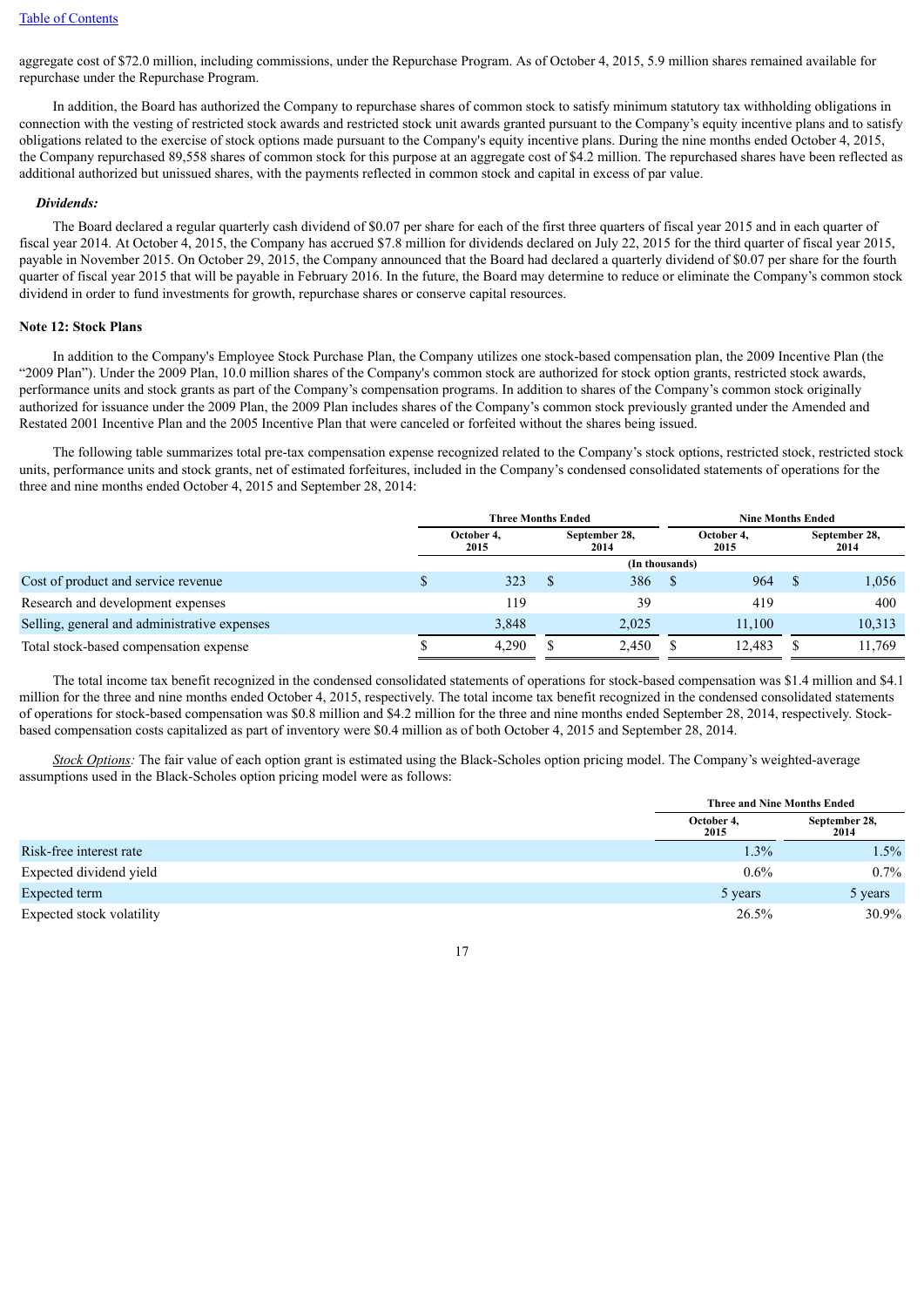aggregate cost of $72.0 million, including commissions, under the Repurchase Program. As of October 4, 2015, 5.9 million shares remained available for repurchase under the Repurchase Program.

In addition, the Board has authorized the Company to repurchase shares of common stock to satisfy minimum statutory tax withholding obligations in connection with the vesting of restricted stock awards and restricted stock unit awards granted pursuant to the Company's equity incentive plans and to satisfy obligations related to the exercise of stock options made pursuant to the Company's equity incentive plans. During the nine months ended October 4, 2015, the Company repurchased 89,558 shares of common stock for this purpose at an aggregate cost of $4.2 million. The repurchased shares have been reflected as additional authorized but unissued shares, with the payments reflected in common stock and capital in excess of par value.

***Dividends:***

The Board declared a regular quarterly cash dividend of $0.07 per share for each of the first three quarters of fiscal year 2015 and in each quarter of fiscal year 2014. At October 4, 2015, the Company has accrued $7.8 million for dividends declared on July 22, 2015 for the third quarter of fiscal year 2015, payable in November 2015. On October 29, 2015, the Company announced that the Board had declared a quarterly dividend of $0.07 per share for the fourth quarter of fiscal year 2015 that will be payable in February 2016. In the future, the Board may determine to reduce or eliminate the Company's common stock dividend in order to fund investments for growth, repurchase shares or conserve capital resources.

**Note 12: Stock Plans**

In addition to the Company's Employee Stock Purchase Plan, the Company utilizes one stock-based compensation plan, the 2009 Incentive Plan (the "2009 Plan"). Under the 2009 Plan, 10.0 million shares of the Company's common stock are authorized for stock option grants, restricted stock awards, performance units and stock grants as part of the Company's compensation programs. In addition to shares of the Company's common stock originally authorized for issuance under the 2009 Plan, the 2009 Plan includes shares of the Company's common stock previously granted under the Amended and Restated 2001 Incentive Plan and the 2005 Incentive Plan that were canceled or forfeited without the shares being issued.

The following table summarizes total pre-tax compensation expense recognized related to the Company's stock options, restricted stock, restricted stock units, performance units and stock grants, net of estimated forfeitures, included in the Company's condensed consolidated statements of operations for the three and nine months ended October 4, 2015 and September 28, 2014:

| | Three Months Ended | | Nine Months Ended | |
|---|---|---|---|---|
| | October 4, 2015 | September 28, 2014 | October 4, 2015 | September 28, 2014 |
| | (In thousands) | | | |
| Cost of product and service revenue | $ 323 | $ 386 | $ 964 | $ 1,056 |
| Research and development expenses | 119 | 39 | 419 | 400 |
| Selling, general and administrative expenses | 3,848 | 2,025 | 11,100 | 10,313 |
| Total stock-based compensation expense | $ 4,290 | $ 2,450 | $ 12,483 | $ 11,769 |

The total income tax benefit recognized in the condensed consolidated statements of operations for stock-based compensation was $1.4 million and $4.1 million for the three and nine months ended October 4, 2015, respectively. The total income tax benefit recognized in the condensed consolidated statements of operations for stock-based compensation was $0.8 million and $4.2 million for the three and nine months ended September 28, 2014, respectively. Stock-based compensation costs capitalized as part of inventory were $0.4 million as of both October 4, 2015 and September 28, 2014.

*Stock Options:* The fair value of each option grant is estimated using the Black-Scholes option pricing model. The Company's weighted-average assumptions used in the Black-Scholes option pricing model were as follows:

| | Three and Nine Months Ended | |
|---|---|---|
| | October 4, 2015 | September 28, 2014 |
| Risk-free interest rate | 1.3% | 1.5% |
| Expected dividend yield | 0.6% | 0.7% |
| Expected term | 5 years | 5 years |
| Expected stock volatility | 26.5% | 30.9% |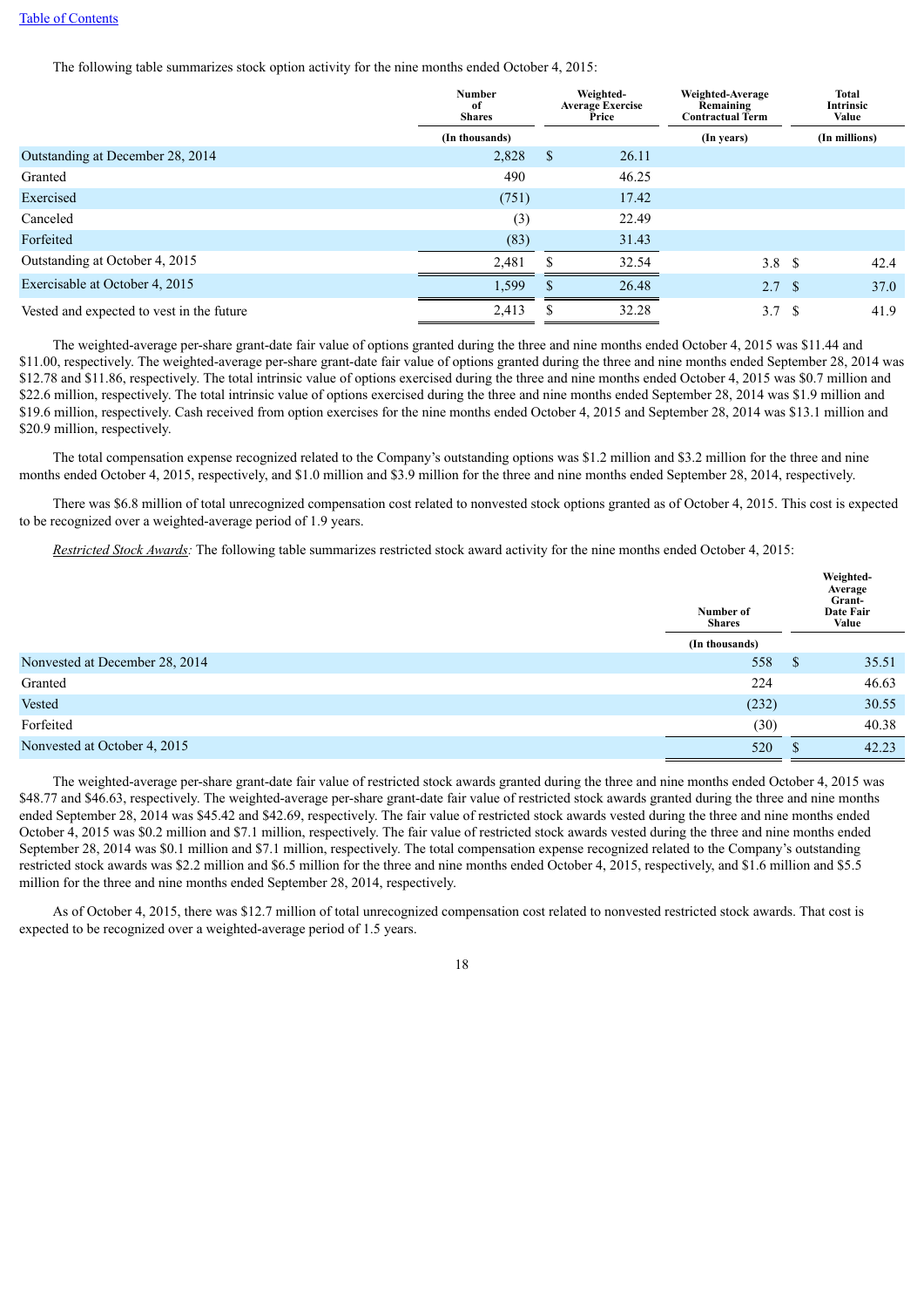[Table of Contents]

The following table summarizes stock option activity for the nine months ended October 4, 2015:

| | Number of Shares | Weighted-Average Exercise Price | Weighted-Average Remaining Contractual Term | Total Intrinsic Value |
|---|---|---|---|---|
| | (In thousands) | | (In years) | (In millions) |
| Outstanding at December 28, 2014 | 2,828 | $ 26.11 | | |
| Granted | 490 | 46.25 | | |
| Exercised | (751) | 17.42 | | |
| Canceled | (3) | 22.49 | | |
| Forfeited | (83) | 31.43 | | |
| Outstanding at October 4, 2015 | 2,481 | $ 32.54 | 3.8 | $ 42.4 |
| Exercisable at October 4, 2015 | 1,599 | $ 26.48 | 2.7 | $ 37.0 |
| Vested and expected to vest in the future | 2,413 | $ 32.28 | 3.7 | $ 41.9 |

The weighted-average per-share grant-date fair value of options granted during the three and nine months ended October 4, 2015 was $11.44 and $11.00, respectively. The weighted-average per-share grant-date fair value of options granted during the three and nine months ended September 28, 2014 was $12.78 and $11.86, respectively. The total intrinsic value of options exercised during the three and nine months ended October 4, 2015 was $0.7 million and $22.6 million, respectively. The total intrinsic value of options exercised during the three and nine months ended September 28, 2014 was $1.9 million and $19.6 million, respectively. Cash received from option exercises for the nine months ended October 4, 2015 and September 28, 2014 was $13.1 million and $20.9 million, respectively.

The total compensation expense recognized related to the Company's outstanding options was $1.2 million and $3.2 million for the three and nine months ended October 4, 2015, respectively, and $1.0 million and $3.9 million for the three and nine months ended September 28, 2014, respectively.

There was $6.8 million of total unrecognized compensation cost related to nonvested stock options granted as of October 4, 2015. This cost is expected to be recognized over a weighted-average period of 1.9 years.

*Restricted Stock Awards:* The following table summarizes restricted stock award activity for the nine months ended October 4, 2015:

| | Number of Shares | Weighted-Average Grant-Date Fair Value |
|---|---|---|
| | (In thousands) | |
| Nonvested at December 28, 2014 | 558 | $ 35.51 |
| Granted | 224 | 46.63 |
| Vested | (232) | 30.55 |
| Forfeited | (30) | 40.38 |
| Nonvested at October 4, 2015 | 520 | $ 42.23 |

The weighted-average per-share grant-date fair value of restricted stock awards granted during the three and nine months ended October 4, 2015 was $48.77 and $46.63, respectively. The weighted-average per-share grant-date fair value of restricted stock awards granted during the three and nine months ended September 28, 2014 was $45.42 and $42.69, respectively. The fair value of restricted stock awards vested during the three and nine months ended October 4, 2015 was $0.2 million and $7.1 million, respectively. The fair value of restricted stock awards vested during the three and nine months ended September 28, 2014 was $0.1 million and $7.1 million, respectively. The total compensation expense recognized related to the Company's outstanding restricted stock awards was $2.2 million and $6.5 million for the three and nine months ended October 4, 2015, respectively, and $1.6 million and $5.5 million for the three and nine months ended September 28, 2014, respectively.

As of October 4, 2015, there was $12.7 million of total unrecognized compensation cost related to nonvested restricted stock awards. That cost is expected to be recognized over a weighted-average period of 1.5 years.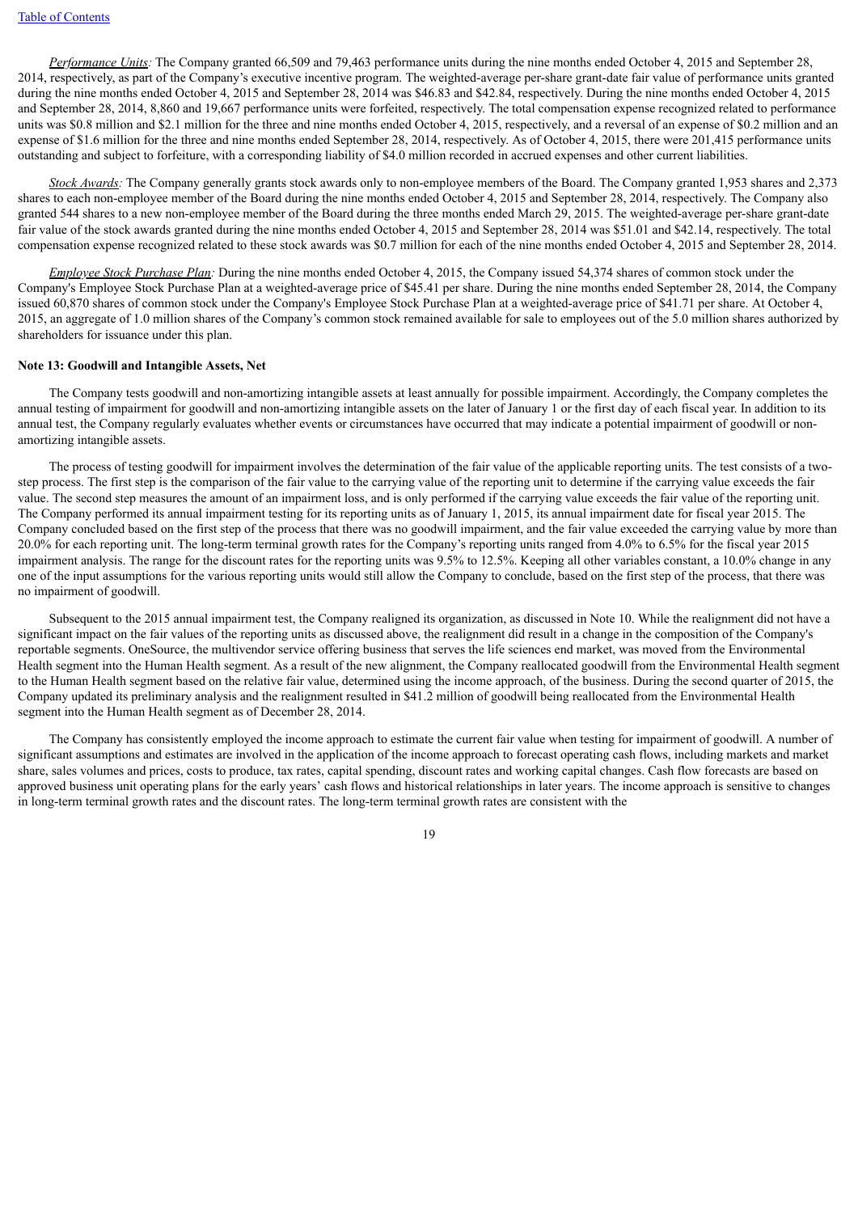*Performance Units:* The Company granted 66,509 and 79,463 performance units during the nine months ended October 4, 2015 and September 28, 2014, respectively, as part of the Company's executive incentive program. The weighted-average per-share grant-date fair value of performance units granted during the nine months ended October 4, 2015 and September 28, 2014 was $46.83 and $42.84, respectively. During the nine months ended October 4, 2015 and September 28, 2014, 8,860 and 19,667 performance units were forfeited, respectively. The total compensation expense recognized related to performance units was $0.8 million and $2.1 million for the three and nine months ended October 4, 2015, respectively, and a reversal of an expense of $0.2 million and an expense of $1.6 million for the three and nine months ended September 28, 2014, respectively. As of October 4, 2015, there were 201,415 performance units outstanding and subject to forfeiture, with a corresponding liability of $4.0 million recorded in accrued expenses and other current liabilities.

*Stock Awards:* The Company generally grants stock awards only to non-employee members of the Board. The Company granted 1,953 shares and 2,373 shares to each non-employee member of the Board during the nine months ended October 4, 2015 and September 28, 2014, respectively. The Company also granted 544 shares to a new non-employee member of the Board during the three months ended March 29, 2015. The weighted-average per-share grant-date fair value of the stock awards granted during the nine months ended October 4, 2015 and September 28, 2014 was $51.01 and $42.14, respectively. The total compensation expense recognized related to these stock awards was $0.7 million for each of the nine months ended October 4, 2015 and September 28, 2014.

*Employee Stock Purchase Plan:* During the nine months ended October 4, 2015, the Company issued 54,374 shares of common stock under the Company's Employee Stock Purchase Plan at a weighted-average price of $45.41 per share. During the nine months ended September 28, 2014, the Company issued 60,870 shares of common stock under the Company's Employee Stock Purchase Plan at a weighted-average price of $41.71 per share. At October 4, 2015, an aggregate of 1.0 million shares of the Company's common stock remained available for sale to employees out of the 5.0 million shares authorized by shareholders for issuance under this plan.

**Note 13: Goodwill and Intangible Assets, Net**

The Company tests goodwill and non-amortizing intangible assets at least annually for possible impairment. Accordingly, the Company completes the annual testing of impairment for goodwill and non-amortizing intangible assets on the later of January 1 or the first day of each fiscal year. In addition to its annual test, the Company regularly evaluates whether events or circumstances have occurred that may indicate a potential impairment of goodwill or non-amortizing intangible assets.

The process of testing goodwill for impairment involves the determination of the fair value of the applicable reporting units. The test consists of a two-step process. The first step is the comparison of the fair value to the carrying value of the reporting unit to determine if the carrying value exceeds the fair value. The second step measures the amount of an impairment loss, and is only performed if the carrying value exceeds the fair value of the reporting unit. The Company performed its annual impairment testing for its reporting units as of January 1, 2015, its annual impairment date for fiscal year 2015. The Company concluded based on the first step of the process that there was no goodwill impairment, and the fair value exceeded the carrying value by more than 20.0% for each reporting unit. The long-term terminal growth rates for the Company's reporting units ranged from 4.0% to 6.5% for the fiscal year 2015 impairment analysis. The range for the discount rates for the reporting units was 9.5% to 12.5%. Keeping all other variables constant, a 10.0% change in any one of the input assumptions for the various reporting units would still allow the Company to conclude, based on the first step of the process, that there was no impairment of goodwill.

Subsequent to the 2015 annual impairment test, the Company realigned its organization, as discussed in Note 10. While the realignment did not have a significant impact on the fair values of the reporting units as discussed above, the realignment did result in a change in the composition of the Company's reportable segments. OneSource, the multivendor service offering business that serves the life sciences end market, was moved from the Environmental Health segment into the Human Health segment. As a result of the new alignment, the Company reallocated goodwill from the Environmental Health segment to the Human Health segment based on the relative fair value, determined using the income approach, of the business. During the second quarter of 2015, the Company updated its preliminary analysis and the realignment resulted in $41.2 million of goodwill being reallocated from the Environmental Health segment into the Human Health segment as of December 28, 2014.

The Company has consistently employed the income approach to estimate the current fair value when testing for impairment of goodwill. A number of significant assumptions and estimates are involved in the application of the income approach to forecast operating cash flows, including markets and market share, sales volumes and prices, costs to produce, tax rates, capital spending, discount rates and working capital changes. Cash flow forecasts are based on approved business unit operating plans for the early years' cash flows and historical relationships in later years. The income approach is sensitive to changes in long-term terminal growth rates and the discount rates. The long-term terminal growth rates are consistent with the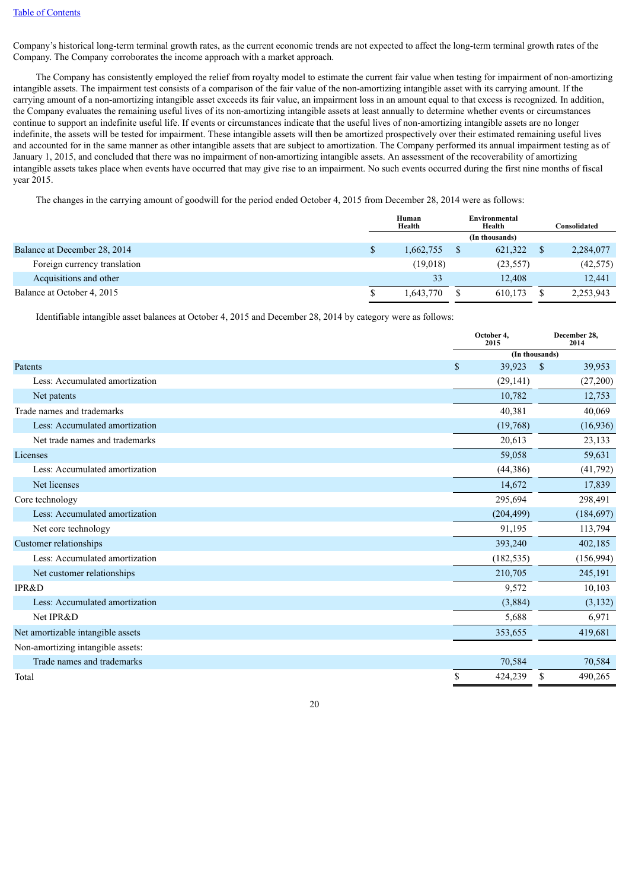Company's historical long-term terminal growth rates, as the current economic trends are not expected to affect the long-term terminal growth rates of the Company. The Company corroborates the income approach with a market approach.

The Company has consistently employed the relief from royalty model to estimate the current fair value when testing for impairment of non-amortizing intangible assets. The impairment test consists of a comparison of the fair value of the non-amortizing intangible asset with its carrying amount. If the carrying amount of a non-amortizing intangible asset exceeds its fair value, an impairment loss in an amount equal to that excess is recognized. In addition, the Company evaluates the remaining useful lives of its non-amortizing intangible assets at least annually to determine whether events or circumstances continue to support an indefinite useful life. If events or circumstances indicate that the useful lives of non-amortizing intangible assets are no longer indefinite, the assets will be tested for impairment. These intangible assets will then be amortized prospectively over their estimated remaining useful lives and accounted for in the same manner as other intangible assets that are subject to amortization. The Company performed its annual impairment testing as of January 1, 2015, and concluded that there was no impairment of non-amortizing intangible assets. An assessment of the recoverability of amortizing intangible assets takes place when events have occurred that may give rise to an impairment. No such events occurred during the first nine months of fiscal year 2015.

The changes in the carrying amount of goodwill for the period ended October 4, 2015 from December 28, 2014 were as follows:

| | Human Health | Environmental Health | Consolidated |
|---|---|---|---|
| | | (In thousands) | |
| Balance at December 28, 2014 | $ 1,662,755 | $ 621,322 | $ 2,284,077 |
| Foreign currency translation | (19,018) | (23,557) | (42,575) |
| Acquisitions and other | 33 | 12,408 | 12,441 |
| Balance at October 4, 2015 | $ 1,643,770 | $ 610,173 | $ 2,253,943 |

Identifiable intangible asset balances at October 4, 2015 and December 28, 2014 by category were as follows:

| | October 4, 2015 | December 28, 2014 |
|---|---|---|
| | (In thousands) | |
| Patents | $ 39,923 | $ 39,953 |
| Less: Accumulated amortization | (29,141) | (27,200) |
| Net patents | 10,782 | 12,753 |
| Trade names and trademarks | 40,381 | 40,069 |
| Less: Accumulated amortization | (19,768) | (16,936) |
| Net trade names and trademarks | 20,613 | 23,133 |
| Licenses | 59,058 | 59,631 |
| Less: Accumulated amortization | (44,386) | (41,792) |
| Net licenses | 14,672 | 17,839 |
| Core technology | 295,694 | 298,491 |
| Less: Accumulated amortization | (204,499) | (184,697) |
| Net core technology | 91,195 | 113,794 |
| Customer relationships | 393,240 | 402,185 |
| Less: Accumulated amortization | (182,535) | (156,994) |
| Net customer relationships | 210,705 | 245,191 |
| IPR&D | 9,572 | 10,103 |
| Less: Accumulated amortization | (3,884) | (3,132) |
| Net IPR&D | 5,688 | 6,971 |
| Net amortizable intangible assets | 353,655 | 419,681 |
| Non-amortizing intangible assets: | | |
| Trade names and trademarks | 70,584 | 70,584 |
| Total | $ 424,239 | $ 490,265 |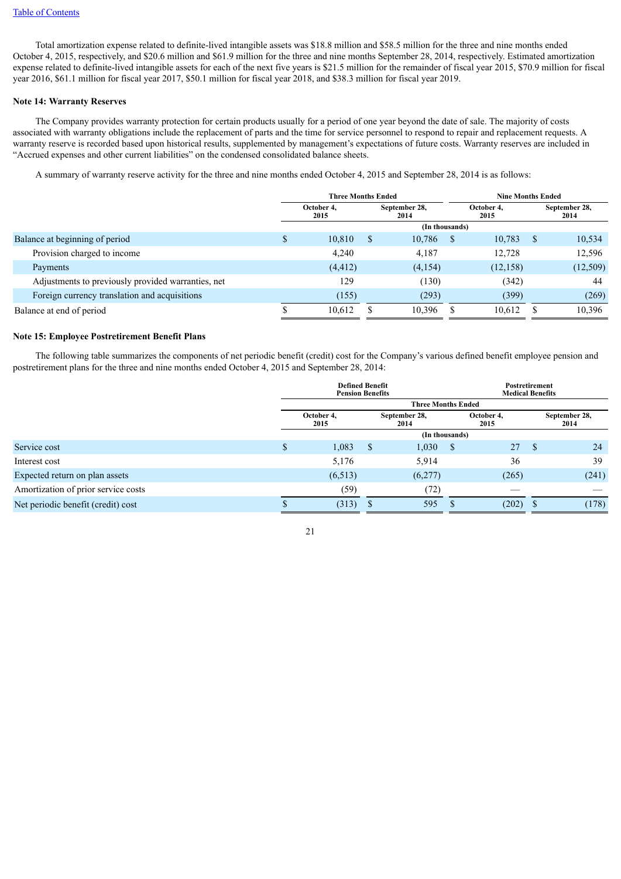[Table of Contents](#)

Total amortization expense related to definite-lived intangible assets was $18.8 million and $58.5 million for the three and nine months ended October 4, 2015, respectively, and $20.6 million and $61.9 million for the three and nine months September 28, 2014, respectively. Estimated amortization expense related to definite-lived intangible assets for each of the next five years is $21.5 million for the remainder of fiscal year 2015, $70.9 million for fiscal year 2016, $61.1 million for fiscal year 2017, $50.1 million for fiscal year 2018, and $38.3 million for fiscal year 2019.

**Note 14: Warranty Reserves**

The Company provides warranty protection for certain products usually for a period of one year beyond the date of sale. The majority of costs associated with warranty obligations include the replacement of parts and the time for service personnel to respond to repair and replacement requests. A warranty reserve is recorded based upon historical results, supplemented by management's expectations of future costs. Warranty reserves are included in "Accrued expenses and other current liabilities" on the condensed consolidated balance sheets.

A summary of warranty reserve activity for the three and nine months ended October 4, 2015 and September 28, 2014 is as follows:

| | Three Months Ended | | Nine Months Ended | |
|---|---|---|---|---|
| | October 4, 2015 | September 28, 2014 | October 4, 2015 | September 28, 2014 |
| | (In thousands) | | | |
| Balance at beginning of period | $ 10,810 | $ 10,786 | $ 10,783 | $ 10,534 |
| Provision charged to income | 4,240 | 4,187 | 12,728 | 12,596 |
| Payments | (4,412) | (4,154) | (12,158) | (12,509) |
| Adjustments to previously provided warranties, net | 129 | (130) | (342) | 44 |
| Foreign currency translation and acquisitions | (155) | (293) | (399) | (269) |
| Balance at end of period | $ 10,612 | $ 10,396 | $ 10,612 | $ 10,396 |

**Note 15: Employee Postretirement Benefit Plans**

The following table summarizes the components of net periodic benefit (credit) cost for the Company's various defined benefit employee pension and postretirement plans for the three and nine months ended October 4, 2015 and September 28, 2014:

| | Defined Benefit Pension Benefits | | Postretirement Medical Benefits | |
|---|---|---|---|---|
| | Three Months Ended | | | |
| | October 4, 2015 | September 28, 2014 | October 4, 2015 | September 28, 2014 |
| | (In thousands) | | | |
| Service cost | $ 1,083 | $ 1,030 | $ 27 | $ 24 |
| Interest cost | 5,176 | 5,914 | 36 | 39 |
| Expected return on plan assets | (6,513) | (6,277) | (265) | (241) |
| Amortization of prior service costs | (59) | (72) | — | — |
| Net periodic benefit (credit) cost | $ (313) | $ 595 | $ (202) | $ (178) |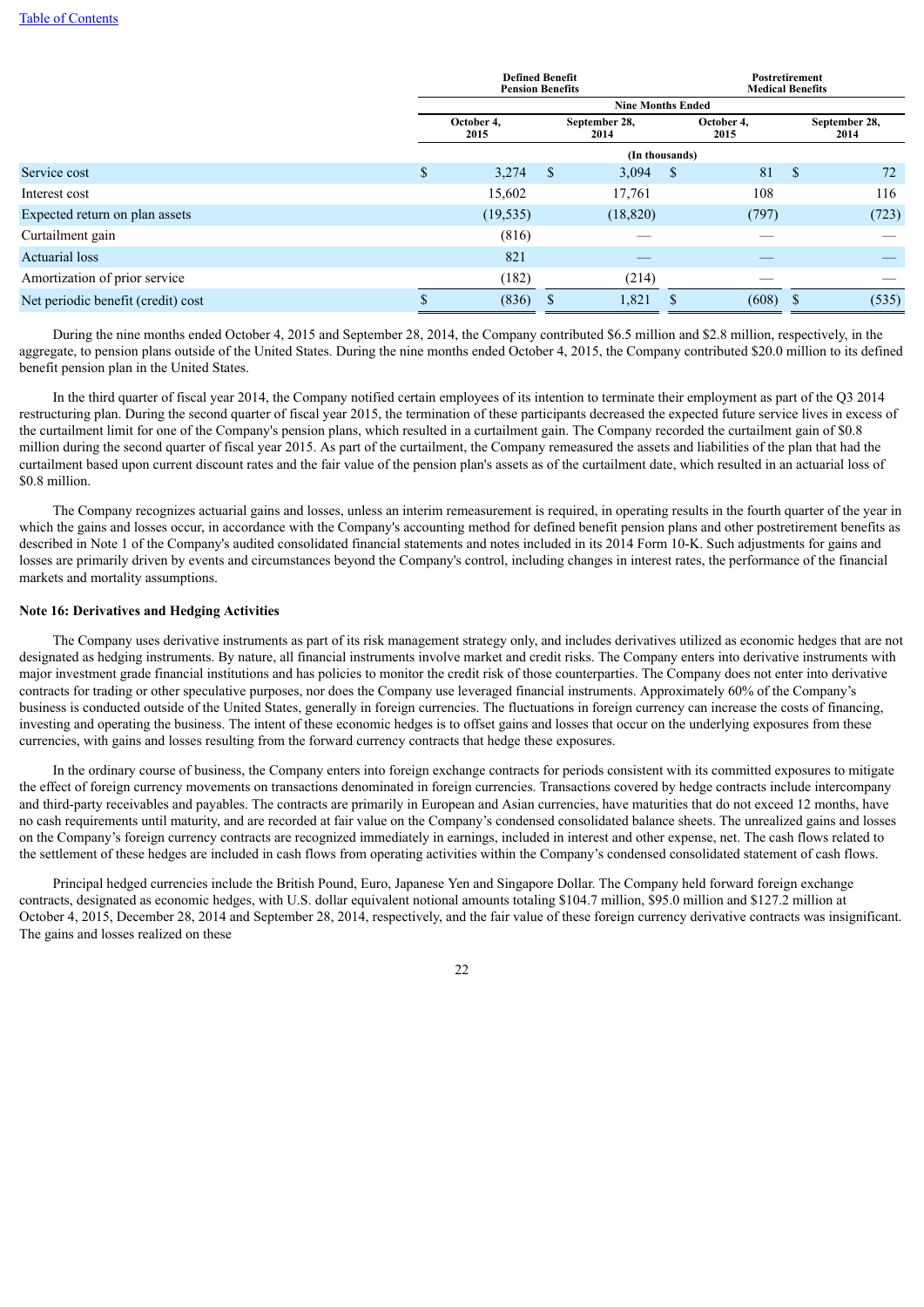| | Defined Benefit Pension Benefits | | Postretirement Medical Benefits | |
|---|---|---|---|---|
| | Nine Months Ended | | | |
| | October 4, 2015 | September 28, 2014 | October 4, 2015 | September 28, 2014 |
| | (In thousands) | | | |
| Service cost | $ 3,274 | $ 3,094 | $ 81 | $ 72 |
| Interest cost | 15,602 | 17,761 | 108 | 116 |
| Expected return on plan assets | (19,535) | (18,820) | (797) | (723) |
| Curtailment gain | (816) | — | — | — |
| Actuarial loss | 821 | — | — | — |
| Amortization of prior service | (182) | (214) | — | — |
| Net periodic benefit (credit) cost | $ (836) | $ 1,821 | $ (608) | $ (535) |

During the nine months ended October 4, 2015 and September 28, 2014, the Company contributed $6.5 million and $2.8 million, respectively, in the aggregate, to pension plans outside of the United States. During the nine months ended October 4, 2015, the Company contributed $20.0 million to its defined benefit pension plan in the United States.

In the third quarter of fiscal year 2014, the Company notified certain employees of its intention to terminate their employment as part of the Q3 2014 restructuring plan. During the second quarter of fiscal year 2015, the termination of these participants decreased the expected future service lives in excess of the curtailment limit for one of the Company's pension plans, which resulted in a curtailment gain. The Company recorded the curtailment gain of $0.8 million during the second quarter of fiscal year 2015. As part of the curtailment, the Company remeasured the assets and liabilities of the plan that had the curtailment based upon current discount rates and the fair value of the pension plan's assets as of the curtailment date, which resulted in an actuarial loss of $0.8 million.

The Company recognizes actuarial gains and losses, unless an interim remeasurement is required, in operating results in the fourth quarter of the year in which the gains and losses occur, in accordance with the Company's accounting method for defined benefit pension plans and other postretirement benefits as described in Note 1 of the Company's audited consolidated financial statements and notes included in its 2014 Form 10-K. Such adjustments for gains and losses are primarily driven by events and circumstances beyond the Company's control, including changes in interest rates, the performance of the financial markets and mortality assumptions.

**Note 16: Derivatives and Hedging Activities**

The Company uses derivative instruments as part of its risk management strategy only, and includes derivatives utilized as economic hedges that are not designated as hedging instruments. By nature, all financial instruments involve market and credit risks. The Company enters into derivative instruments with major investment grade financial institutions and has policies to monitor the credit risk of those counterparties. The Company does not enter into derivative contracts for trading or other speculative purposes, nor does the Company use leveraged financial instruments. Approximately 60% of the Company's business is conducted outside of the United States, generally in foreign currencies. The fluctuations in foreign currency can increase the costs of financing, investing and operating the business. The intent of these economic hedges is to offset gains and losses that occur on the underlying exposures from these currencies, with gains and losses resulting from the forward currency contracts that hedge these exposures.

In the ordinary course of business, the Company enters into foreign exchange contracts for periods consistent with its committed exposures to mitigate the effect of foreign currency movements on transactions denominated in foreign currencies. Transactions covered by hedge contracts include intercompany and third-party receivables and payables. The contracts are primarily in European and Asian currencies, have maturities that do not exceed 12 months, have no cash requirements until maturity, and are recorded at fair value on the Company's condensed consolidated balance sheets. The unrealized gains and losses on the Company's foreign currency contracts are recognized immediately in earnings, included in interest and other expense, net. The cash flows related to the settlement of these hedges are included in cash flows from operating activities within the Company's condensed consolidated statement of cash flows.

Principal hedged currencies include the British Pound, Euro, Japanese Yen and Singapore Dollar. The Company held forward foreign exchange contracts, designated as economic hedges, with U.S. dollar equivalent notional amounts totaling $104.7 million, $95.0 million and $127.2 million at October 4, 2015, December 28, 2014 and September 28, 2014, respectively, and the fair value of these foreign currency derivative contracts was insignificant. The gains and losses realized on these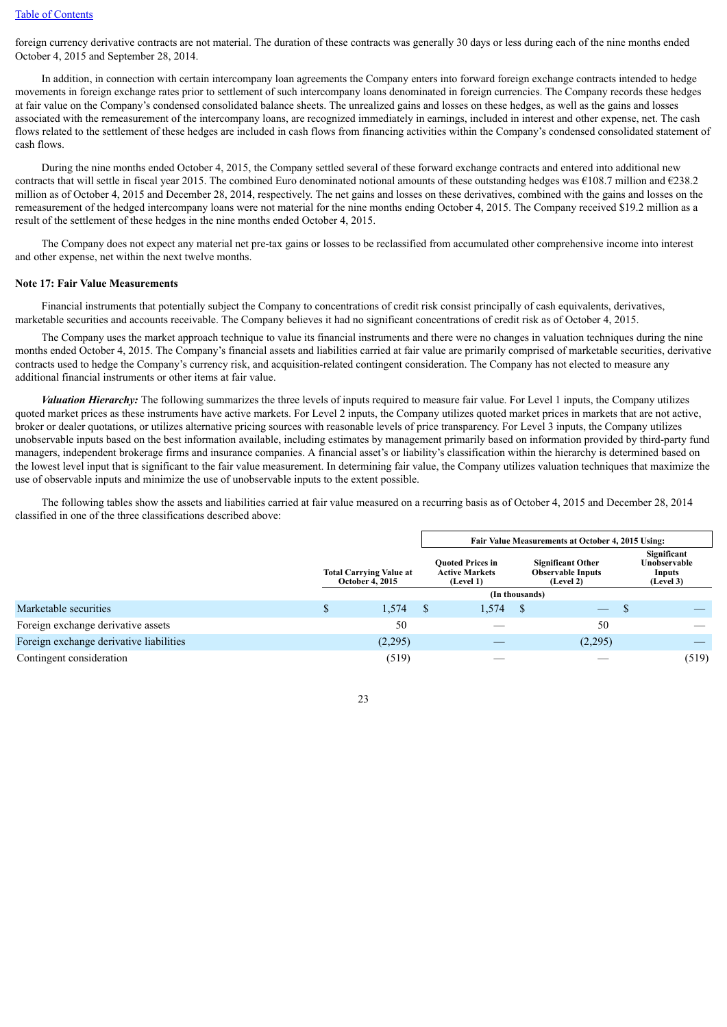foreign currency derivative contracts are not material. The duration of these contracts was generally 30 days or less during each of the nine months ended October 4, 2015 and September 28, 2014.

In addition, in connection with certain intercompany loan agreements the Company enters into forward foreign exchange contracts intended to hedge movements in foreign exchange rates prior to settlement of such intercompany loans denominated in foreign currencies. The Company records these hedges at fair value on the Company's condensed consolidated balance sheets. The unrealized gains and losses on these hedges, as well as the gains and losses associated with the remeasurement of the intercompany loans, are recognized immediately in earnings, included in interest and other expense, net. The cash flows related to the settlement of these hedges are included in cash flows from financing activities within the Company's condensed consolidated statement of cash flows.

During the nine months ended October 4, 2015, the Company settled several of these forward exchange contracts and entered into additional new contracts that will settle in fiscal year 2015. The combined Euro denominated notional amounts of these outstanding hedges was €108.7 million and €238.2 million as of October 4, 2015 and December 28, 2014, respectively. The net gains and losses on these derivatives, combined with the gains and losses on the remeasurement of the hedged intercompany loans were not material for the nine months ending October 4, 2015. The Company received $19.2 million as a result of the settlement of these hedges in the nine months ended October 4, 2015.

The Company does not expect any material net pre-tax gains or losses to be reclassified from accumulated other comprehensive income into interest and other expense, net within the next twelve months.

**Note 17: Fair Value Measurements**

Financial instruments that potentially subject the Company to concentrations of credit risk consist principally of cash equivalents, derivatives, marketable securities and accounts receivable. The Company believes it had no significant concentrations of credit risk as of October 4, 2015.

The Company uses the market approach technique to value its financial instruments and there were no changes in valuation techniques during the nine months ended October 4, 2015. The Company's financial assets and liabilities carried at fair value are primarily comprised of marketable securities, derivative contracts used to hedge the Company's currency risk, and acquisition-related contingent consideration. The Company has not elected to measure any additional financial instruments or other items at fair value.

***Valuation Hierarchy:*** The following summarizes the three levels of inputs required to measure fair value. For Level 1 inputs, the Company utilizes quoted market prices as these instruments have active markets. For Level 2 inputs, the Company utilizes quoted market prices in markets that are not active, broker or dealer quotations, or utilizes alternative pricing sources with reasonable levels of price transparency. For Level 3 inputs, the Company utilizes unobservable inputs based on the best information available, including estimates by management primarily based on information provided by third-party fund managers, independent brokerage firms and insurance companies. A financial asset's or liability's classification within the hierarchy is determined based on the lowest level input that is significant to the fair value measurement. In determining fair value, the Company utilizes valuation techniques that maximize the use of observable inputs and minimize the use of unobservable inputs to the extent possible.

The following tables show the assets and liabilities carried at fair value measured on a recurring basis as of October 4, 2015 and December 28, 2014 classified in one of the three classifications described above:

| | | Fair Value Measurements at October 4, 2015 Using: | | |
|---|---|---|---|---|
| | **Total Carrying Value at October 4, 2015** | **Quoted Prices in Active Markets (Level 1)** | **Significant Other Observable Inputs (Level 2)** | **Significant Unobservable Inputs (Level 3)** |
| | | (In thousands) | | |
| Marketable securities | $ 1,574 | $ 1,574 | $ — | $ — |
| Foreign exchange derivative assets | 50 | — | 50 | — |
| Foreign exchange derivative liabilities | (2,295) | — | (2,295) | — |
| Contingent consideration | (519) | — | — | (519) |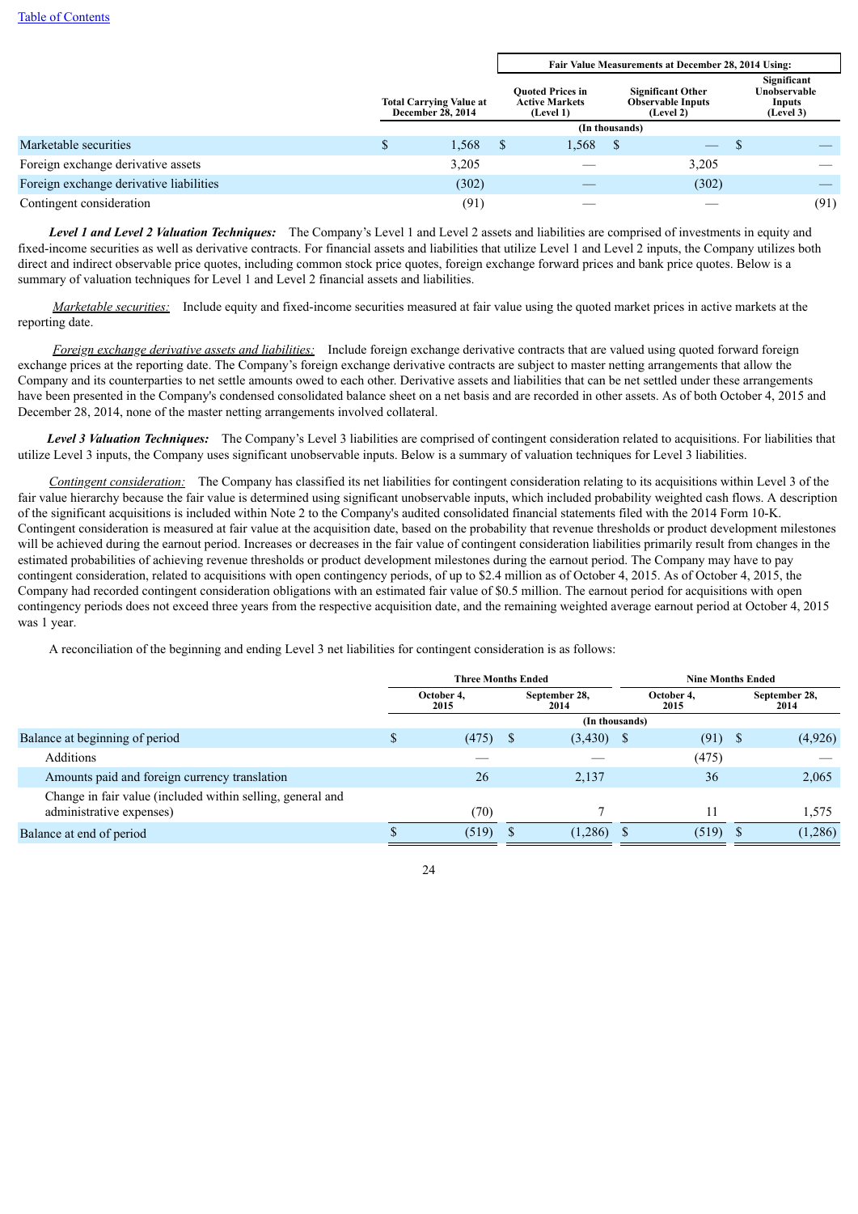[Table of Contents](#)

| | Total Carrying Value at December 28, 2014 | Fair Value Measurements at December 28, 2014 Using: | | |
|---|---|---|---|---|
| | | Quoted Prices in Active Markets (Level 1) | Significant Other Observable Inputs (Level 2) | Significant Unobservable Inputs (Level 3) |
| | (In thousands) | | | |
| Marketable securities | $ 1,568 | $ 1,568 | $ — | $ — |
| Foreign exchange derivative assets | 3,205 | — | 3,205 | — |
| Foreign exchange derivative liabilities | (302) | — | (302) | — |
| Contingent consideration | (91) | — | — | (91) |

***Level 1 and Level 2 Valuation Techniques:*** The Company's Level 1 and Level 2 assets and liabilities are comprised of investments in equity and fixed-income securities as well as derivative contracts. For financial assets and liabilities that utilize Level 1 and Level 2 inputs, the Company utilizes both direct and indirect observable price quotes, including common stock price quotes, foreign exchange forward prices and bank price quotes. Below is a summary of valuation techniques for Level 1 and Level 2 financial assets and liabilities.

*Marketable securities:* Include equity and fixed-income securities measured at fair value using the quoted market prices in active markets at the reporting date.

*Foreign exchange derivative assets and liabilities:* Include foreign exchange derivative contracts that are valued using quoted forward foreign exchange prices at the reporting date. The Company's foreign exchange derivative contracts are subject to master netting arrangements that allow the Company and its counterparties to net settle amounts owed to each other. Derivative assets and liabilities that can be net settled under these arrangements have been presented in the Company's condensed consolidated balance sheet on a net basis and are recorded in other assets. As of both October 4, 2015 and December 28, 2014, none of the master netting arrangements involved collateral.

***Level 3 Valuation Techniques:*** The Company's Level 3 liabilities are comprised of contingent consideration related to acquisitions. For liabilities that utilize Level 3 inputs, the Company uses significant unobservable inputs. Below is a summary of valuation techniques for Level 3 liabilities.

*Contingent consideration:* The Company has classified its net liabilities for contingent consideration relating to its acquisitions within Level 3 of the fair value hierarchy because the fair value is determined using significant unobservable inputs, which included probability weighted cash flows. A description of the significant acquisitions is included within Note 2 to the Company's audited consolidated financial statements filed with the 2014 Form 10-K. Contingent consideration is measured at fair value at the acquisition date, based on the probability that revenue thresholds or product development milestones will be achieved during the earnout period. Increases or decreases in the fair value of contingent consideration liabilities primarily result from changes in the estimated probabilities of achieving revenue thresholds or product development milestones during the earnout period. The Company may have to pay contingent consideration, related to acquisitions with open contingency periods, of up to $2.4 million as of October 4, 2015. As of October 4, 2015, the Company had recorded contingent consideration obligations with an estimated fair value of $0.5 million. The earnout period for acquisitions with open contingency periods does not exceed three years from the respective acquisition date, and the remaining weighted average earnout period at October 4, 2015 was 1 year.

A reconciliation of the beginning and ending Level 3 net liabilities for contingent consideration is as follows:

| | Three Months Ended | | Nine Months Ended | |
|---|---|---|---|---|
| | October 4, 2015 | September 28, 2014 | October 4, 2015 | September 28, 2014 |
| | (In thousands) | | | |
| Balance at beginning of period | $ (475) | $ (3,430) | $ (91) | $ (4,926) |
| Additions | — | — | (475) | — |
| Amounts paid and foreign currency translation | 26 | 2,137 | 36 | 2,065 |
| Change in fair value (included within selling, general and administrative expenses) | (70) | 7 | 11 | 1,575 |
| Balance at end of period | $ (519) | $ (1,286) | $ (519) | $ (1,286) |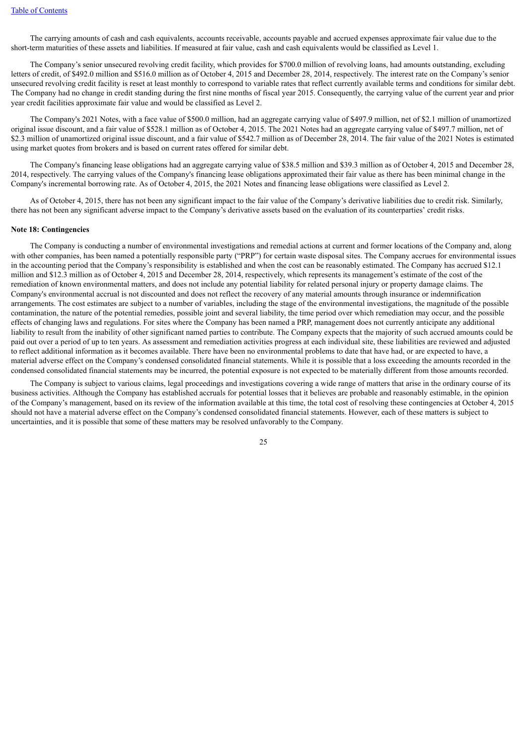The carrying amounts of cash and cash equivalents, accounts receivable, accounts payable and accrued expenses approximate fair value due to the short-term maturities of these assets and liabilities. If measured at fair value, cash and cash equivalents would be classified as Level 1.

The Company's senior unsecured revolving credit facility, which provides for $700.0 million of revolving loans, had amounts outstanding, excluding letters of credit, of $492.0 million and $516.0 million as of October 4, 2015 and December 28, 2014, respectively. The interest rate on the Company's senior unsecured revolving credit facility is reset at least monthly to correspond to variable rates that reflect currently available terms and conditions for similar debt. The Company had no change in credit standing during the first nine months of fiscal year 2015. Consequently, the carrying value of the current year and prior year credit facilities approximate fair value and would be classified as Level 2.

The Company's 2021 Notes, with a face value of $500.0 million, had an aggregate carrying value of $497.9 million, net of $2.1 million of unamortized original issue discount, and a fair value of $528.1 million as of October 4, 2015. The 2021 Notes had an aggregate carrying value of $497.7 million, net of $2.3 million of unamortized original issue discount, and a fair value of $542.7 million as of December 28, 2014. The fair value of the 2021 Notes is estimated using market quotes from brokers and is based on current rates offered for similar debt.

The Company's financing lease obligations had an aggregate carrying value of $38.5 million and $39.3 million as of October 4, 2015 and December 28, 2014, respectively. The carrying values of the Company's financing lease obligations approximated their fair value as there has been minimal change in the Company's incremental borrowing rate. As of October 4, 2015, the 2021 Notes and financing lease obligations were classified as Level 2.

As of October 4, 2015, there has not been any significant impact to the fair value of the Company's derivative liabilities due to credit risk. Similarly, there has not been any significant adverse impact to the Company's derivative assets based on the evaluation of its counterparties' credit risks.

**Note 18: Contingencies**

The Company is conducting a number of environmental investigations and remedial actions at current and former locations of the Company and, along with other companies, has been named a potentially responsible party ("PRP") for certain waste disposal sites. The Company accrues for environmental issues in the accounting period that the Company's responsibility is established and when the cost can be reasonably estimated. The Company has accrued $12.1 million and $12.3 million as of October 4, 2015 and December 28, 2014, respectively, which represents its management's estimate of the cost of the remediation of known environmental matters, and does not include any potential liability for related personal injury or property damage claims. The Company's environmental accrual is not discounted and does not reflect the recovery of any material amounts through insurance or indemnification arrangements. The cost estimates are subject to a number of variables, including the stage of the environmental investigations, the magnitude of the possible contamination, the nature of the potential remedies, possible joint and several liability, the time period over which remediation may occur, and the possible effects of changing laws and regulations. For sites where the Company has been named a PRP, management does not currently anticipate any additional liability to result from the inability of other significant named parties to contribute. The Company expects that the majority of such accrued amounts could be paid out over a period of up to ten years. As assessment and remediation activities progress at each individual site, these liabilities are reviewed and adjusted to reflect additional information as it becomes available. There have been no environmental problems to date that have had, or are expected to have, a material adverse effect on the Company's condensed consolidated financial statements. While it is possible that a loss exceeding the amounts recorded in the condensed consolidated financial statements may be incurred, the potential exposure is not expected to be materially different from those amounts recorded.

The Company is subject to various claims, legal proceedings and investigations covering a wide range of matters that arise in the ordinary course of its business activities. Although the Company has established accruals for potential losses that it believes are probable and reasonably estimable, in the opinion of the Company's management, based on its review of the information available at this time, the total cost of resolving these contingencies at October 4, 2015 should not have a material adverse effect on the Company's condensed consolidated financial statements. However, each of these matters is subject to uncertainties, and it is possible that some of these matters may be resolved unfavorably to the Company.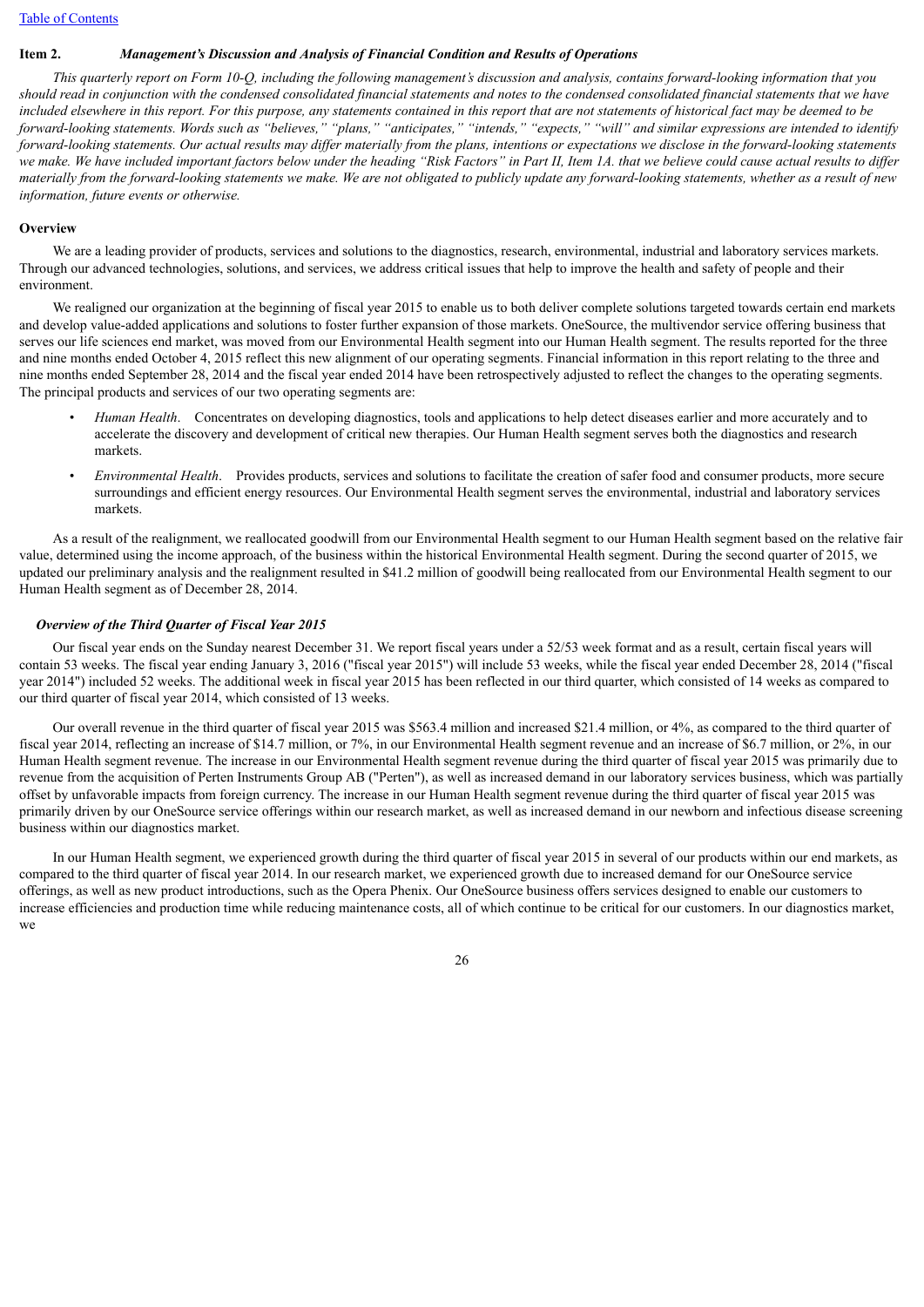## Item 2. *Management's Discussion and Analysis of Financial Condition and Results of Operations*

*This quarterly report on Form 10-Q, including the following management's discussion and analysis, contains forward-looking information that you should read in conjunction with the condensed consolidated financial statements and notes to the condensed consolidated financial statements that we have included elsewhere in this report. For this purpose, any statements contained in this report that are not statements of historical fact may be deemed to be forward-looking statements. Words such as "believes," "plans," "anticipates," "intends," "expects," "will" and similar expressions are intended to identify forward-looking statements. Our actual results may differ materially from the plans, intentions or expectations we disclose in the forward-looking statements we make. We have included important factors below under the heading "Risk Factors" in Part II, Item 1A. that we believe could cause actual results to differ materially from the forward-looking statements we make. We are not obligated to publicly update any forward-looking statements, whether as a result of new information, future events or otherwise.*

### Overview

We are a leading provider of products, services and solutions to the diagnostics, research, environmental, industrial and laboratory services markets. Through our advanced technologies, solutions, and services, we address critical issues that help to improve the health and safety of people and their environment.

We realigned our organization at the beginning of fiscal year 2015 to enable us to both deliver complete solutions targeted towards certain end markets and develop value-added applications and solutions to foster further expansion of those markets. OneSource, the multivendor service offering business that serves our life sciences end market, was moved from our Environmental Health segment into our Human Health segment. The results reported for the three and nine months ended October 4, 2015 reflect this new alignment of our operating segments. Financial information in this report relating to the three and nine months ended September 28, 2014 and the fiscal year ended 2014 have been retrospectively adjusted to reflect the changes to the operating segments. The principal products and services of our two operating segments are:

- *Human Health*. Concentrates on developing diagnostics, tools and applications to help detect diseases earlier and more accurately and to accelerate the discovery and development of critical new therapies. Our Human Health segment serves both the diagnostics and research markets.
- *Environmental Health*. Provides products, services and solutions to facilitate the creation of safer food and consumer products, more secure surroundings and efficient energy resources. Our Environmental Health segment serves the environmental, industrial and laboratory services markets.

As a result of the realignment, we reallocated goodwill from our Environmental Health segment to our Human Health segment based on the relative fair value, determined using the income approach, of the business within the historical Environmental Health segment. During the second quarter of 2015, we updated our preliminary analysis and the realignment resulted in $41.2 million of goodwill being reallocated from our Environmental Health segment to our Human Health segment as of December 28, 2014.

#### *Overview of the Third Quarter of Fiscal Year 2015*

Our fiscal year ends on the Sunday nearest December 31. We report fiscal years under a 52/53 week format and as a result, certain fiscal years will contain 53 weeks. The fiscal year ending January 3, 2016 ("fiscal year 2015") will include 53 weeks, while the fiscal year ended December 28, 2014 ("fiscal year 2014") included 52 weeks. The additional week in fiscal year 2015 has been reflected in our third quarter, which consisted of 14 weeks as compared to our third quarter of fiscal year 2014, which consisted of 13 weeks.

Our overall revenue in the third quarter of fiscal year 2015 was $563.4 million and increased $21.4 million, or 4%, as compared to the third quarter of fiscal year 2014, reflecting an increase of $14.7 million, or 7%, in our Environmental Health segment revenue and an increase of $6.7 million, or 2%, in our Human Health segment revenue. The increase in our Environmental Health segment revenue during the third quarter of fiscal year 2015 was primarily due to revenue from the acquisition of Perten Instruments Group AB ("Perten"), as well as increased demand in our laboratory services business, which was partially offset by unfavorable impacts from foreign currency. The increase in our Human Health segment revenue during the third quarter of fiscal year 2015 was primarily driven by our OneSource service offerings within our research market, as well as increased demand in our newborn and infectious disease screening business within our diagnostics market.

In our Human Health segment, we experienced growth during the third quarter of fiscal year 2015 in several of our products within our end markets, as compared to the third quarter of fiscal year 2014. In our research market, we experienced growth due to increased demand for our OneSource service offerings, as well as new product introductions, such as the Opera Phenix. Our OneSource business offers services designed to enable our customers to increase efficiencies and production time while reducing maintenance costs, all of which continue to be critical for our customers. In our diagnostics market, we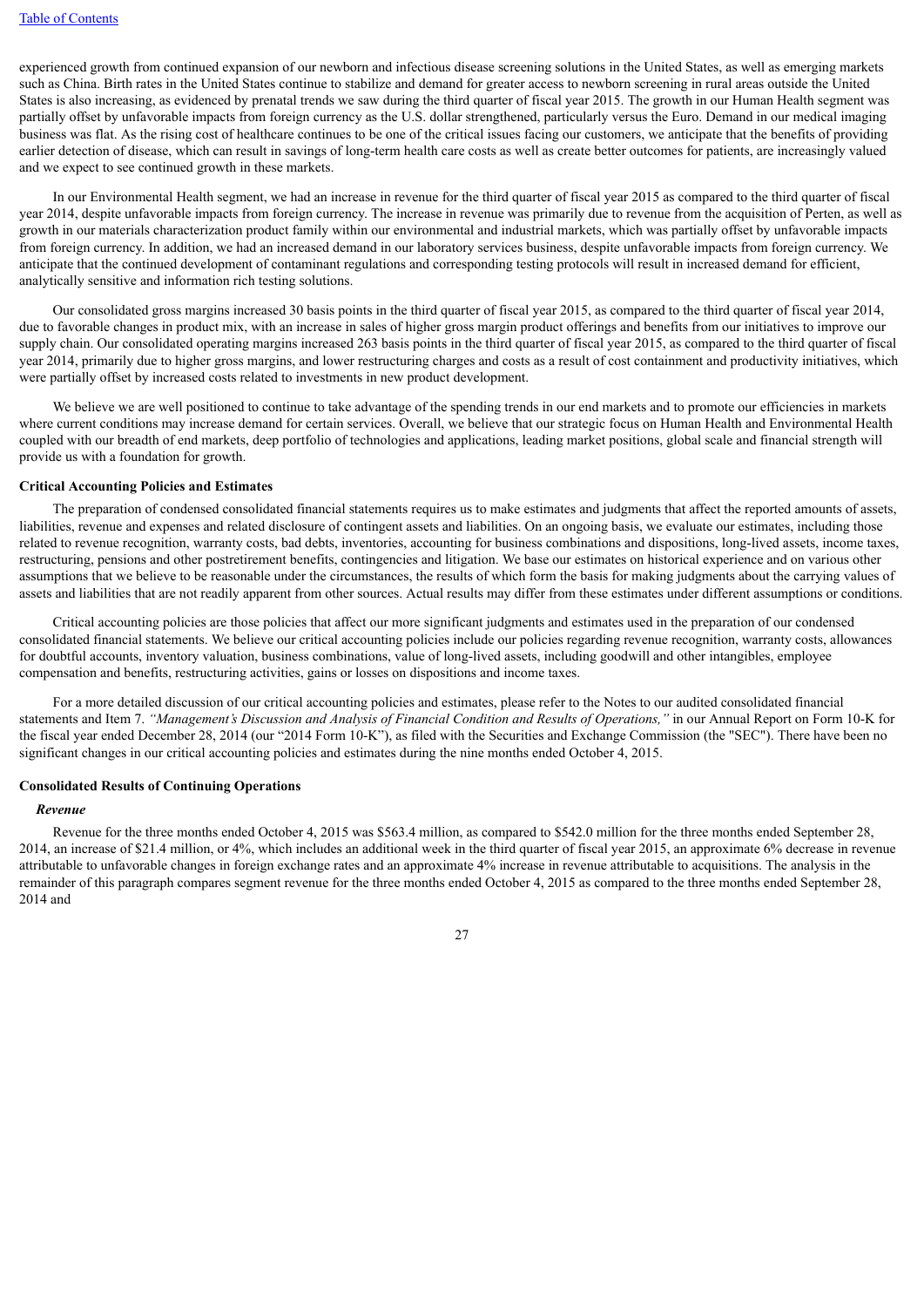experienced growth from continued expansion of our newborn and infectious disease screening solutions in the United States, as well as emerging markets such as China. Birth rates in the United States continue to stabilize and demand for greater access to newborn screening in rural areas outside the United States is also increasing, as evidenced by prenatal trends we saw during the third quarter of fiscal year 2015. The growth in our Human Health segment was partially offset by unfavorable impacts from foreign currency as the U.S. dollar strengthened, particularly versus the Euro. Demand in our medical imaging business was flat. As the rising cost of healthcare continues to be one of the critical issues facing our customers, we anticipate that the benefits of providing earlier detection of disease, which can result in savings of long-term health care costs as well as create better outcomes for patients, are increasingly valued and we expect to see continued growth in these markets.

In our Environmental Health segment, we had an increase in revenue for the third quarter of fiscal year 2015 as compared to the third quarter of fiscal year 2014, despite unfavorable impacts from foreign currency. The increase in revenue was primarily due to revenue from the acquisition of Perten, as well as growth in our materials characterization product family within our environmental and industrial markets, which was partially offset by unfavorable impacts from foreign currency. In addition, we had an increased demand in our laboratory services business, despite unfavorable impacts from foreign currency. We anticipate that the continued development of contaminant regulations and corresponding testing protocols will result in increased demand for efficient, analytically sensitive and information rich testing solutions.

Our consolidated gross margins increased 30 basis points in the third quarter of fiscal year 2015, as compared to the third quarter of fiscal year 2014, due to favorable changes in product mix, with an increase in sales of higher gross margin product offerings and benefits from our initiatives to improve our supply chain. Our consolidated operating margins increased 263 basis points in the third quarter of fiscal year 2015, as compared to the third quarter of fiscal year 2014, primarily due to higher gross margins, and lower restructuring charges and costs as a result of cost containment and productivity initiatives, which were partially offset by increased costs related to investments in new product development.

We believe we are well positioned to continue to take advantage of the spending trends in our end markets and to promote our efficiencies in markets where current conditions may increase demand for certain services. Overall, we believe that our strategic focus on Human Health and Environmental Health coupled with our breadth of end markets, deep portfolio of technologies and applications, leading market positions, global scale and financial strength will provide us with a foundation for growth.

**Critical Accounting Policies and Estimates**

The preparation of condensed consolidated financial statements requires us to make estimates and judgments that affect the reported amounts of assets, liabilities, revenue and expenses and related disclosure of contingent assets and liabilities. On an ongoing basis, we evaluate our estimates, including those related to revenue recognition, warranty costs, bad debts, inventories, accounting for business combinations and dispositions, long-lived assets, income taxes, restructuring, pensions and other postretirement benefits, contingencies and litigation. We base our estimates on historical experience and on various other assumptions that we believe to be reasonable under the circumstances, the results of which form the basis for making judgments about the carrying values of assets and liabilities that are not readily apparent from other sources. Actual results may differ from these estimates under different assumptions or conditions.

Critical accounting policies are those policies that affect our more significant judgments and estimates used in the preparation of our condensed consolidated financial statements. We believe our critical accounting policies include our policies regarding revenue recognition, warranty costs, allowances for doubtful accounts, inventory valuation, business combinations, value of long-lived assets, including goodwill and other intangibles, employee compensation and benefits, restructuring activities, gains or losses on dispositions and income taxes.

For a more detailed discussion of our critical accounting policies and estimates, please refer to the Notes to our audited consolidated financial statements and Item 7. *"Management's Discussion and Analysis of Financial Condition and Results of Operations,"* in our Annual Report on Form 10-K for the fiscal year ended December 28, 2014 (our "2014 Form 10-K"), as filed with the Securities and Exchange Commission (the "SEC"). There have been no significant changes in our critical accounting policies and estimates during the nine months ended October 4, 2015.

**Consolidated Results of Continuing Operations**

***Revenue***

Revenue for the three months ended October 4, 2015 was $563.4 million, as compared to $542.0 million for the three months ended September 28, 2014, an increase of $21.4 million, or 4%, which includes an additional week in the third quarter of fiscal year 2015, an approximate 6% decrease in revenue attributable to unfavorable changes in foreign exchange rates and an approximate 4% increase in revenue attributable to acquisitions. The analysis in the remainder of this paragraph compares segment revenue for the three months ended October 4, 2015 as compared to the three months ended September 28, 2014 and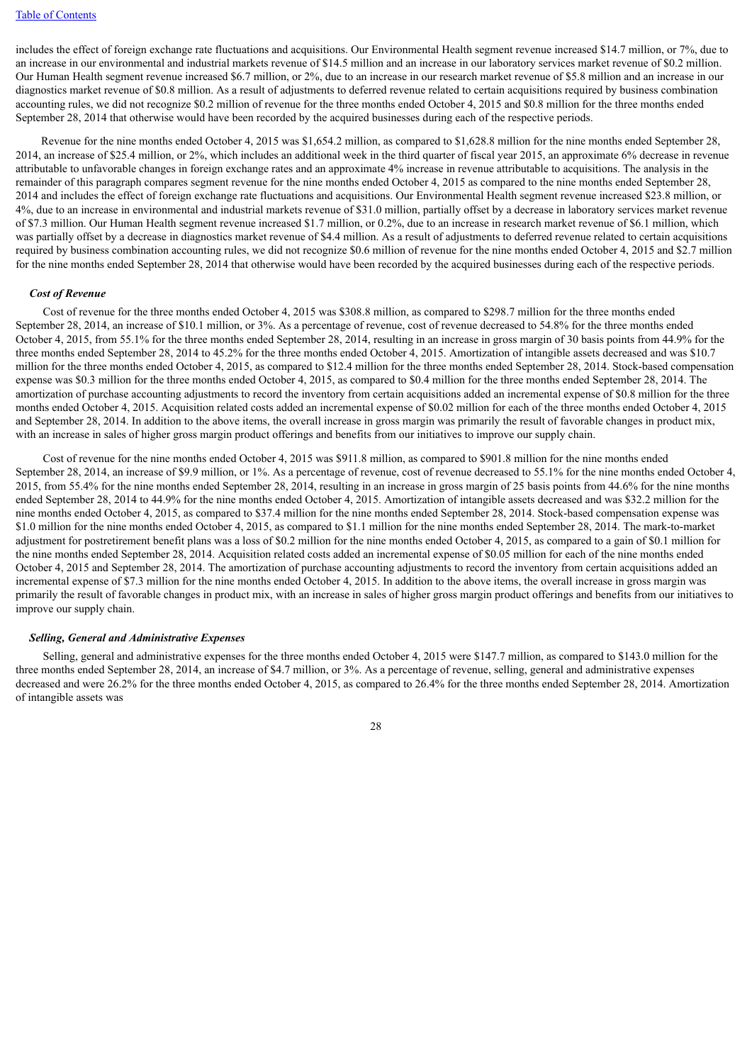includes the effect of foreign exchange rate fluctuations and acquisitions. Our Environmental Health segment revenue increased $14.7 million, or 7%, due to an increase in our environmental and industrial markets revenue of $14.5 million and an increase in our laboratory services market revenue of $0.2 million. Our Human Health segment revenue increased $6.7 million, or 2%, due to an increase in our research market revenue of $5.8 million and an increase in our diagnostics market revenue of $0.8 million. As a result of adjustments to deferred revenue related to certain acquisitions required by business combination accounting rules, we did not recognize $0.2 million of revenue for the three months ended October 4, 2015 and $0.8 million for the three months ended September 28, 2014 that otherwise would have been recorded by the acquired businesses during each of the respective periods.

Revenue for the nine months ended October 4, 2015 was $1,654.2 million, as compared to $1,628.8 million for the nine months ended September 28, 2014, an increase of $25.4 million, or 2%, which includes an additional week in the third quarter of fiscal year 2015, an approximate 6% decrease in revenue attributable to unfavorable changes in foreign exchange rates and an approximate 4% increase in revenue attributable to acquisitions. The analysis in the remainder of this paragraph compares segment revenue for the nine months ended October 4, 2015 as compared to the nine months ended September 28, 2014 and includes the effect of foreign exchange rate fluctuations and acquisitions. Our Environmental Health segment revenue increased $23.8 million, or 4%, due to an increase in environmental and industrial markets revenue of $31.0 million, partially offset by a decrease in laboratory services market revenue of $7.3 million. Our Human Health segment revenue increased $1.7 million, or 0.2%, due to an increase in research market revenue of $6.1 million, which was partially offset by a decrease in diagnostics market revenue of $4.4 million. As a result of adjustments to deferred revenue related to certain acquisitions required by business combination accounting rules, we did not recognize $0.6 million of revenue for the nine months ended October 4, 2015 and $2.7 million for the nine months ended September 28, 2014 that otherwise would have been recorded by the acquired businesses during each of the respective periods.

### *Cost of Revenue*

Cost of revenue for the three months ended October 4, 2015 was $308.8 million, as compared to $298.7 million for the three months ended September 28, 2014, an increase of $10.1 million, or 3%. As a percentage of revenue, cost of revenue decreased to 54.8% for the three months ended October 4, 2015, from 55.1% for the three months ended September 28, 2014, resulting in an increase in gross margin of 30 basis points from 44.9% for the three months ended September 28, 2014 to 45.2% for the three months ended October 4, 2015. Amortization of intangible assets decreased and was $10.7 million for the three months ended October 4, 2015, as compared to $12.4 million for the three months ended September 28, 2014. Stock-based compensation expense was $0.3 million for the three months ended October 4, 2015, as compared to $0.4 million for the three months ended September 28, 2014. The amortization of purchase accounting adjustments to record the inventory from certain acquisitions added an incremental expense of $0.8 million for the three months ended October 4, 2015. Acquisition related costs added an incremental expense of $0.02 million for each of the three months ended October 4, 2015 and September 28, 2014. In addition to the above items, the overall increase in gross margin was primarily the result of favorable changes in product mix, with an increase in sales of higher gross margin product offerings and benefits from our initiatives to improve our supply chain.

Cost of revenue for the nine months ended October 4, 2015 was $911.8 million, as compared to $901.8 million for the nine months ended September 28, 2014, an increase of $9.9 million, or 1%. As a percentage of revenue, cost of revenue decreased to 55.1% for the nine months ended October 4, 2015, from 55.4% for the nine months ended September 28, 2014, resulting in an increase in gross margin of 25 basis points from 44.6% for the nine months ended September 28, 2014 to 44.9% for the nine months ended October 4, 2015. Amortization of intangible assets decreased and was $32.2 million for the nine months ended October 4, 2015, as compared to $37.4 million for the nine months ended September 28, 2014. Stock-based compensation expense was $1.0 million for the nine months ended October 4, 2015, as compared to $1.1 million for the nine months ended September 28, 2014. The mark-to-market adjustment for postretirement benefit plans was a loss of $0.2 million for the nine months ended October 4, 2015, as compared to a gain of $0.1 million for the nine months ended September 28, 2014. Acquisition related costs added an incremental expense of $0.05 million for each of the nine months ended October 4, 2015 and September 28, 2014. The amortization of purchase accounting adjustments to record the inventory from certain acquisitions added an incremental expense of $7.3 million for the nine months ended October 4, 2015. In addition to the above items, the overall increase in gross margin was primarily the result of favorable changes in product mix, with an increase in sales of higher gross margin product offerings and benefits from our initiatives to improve our supply chain.

### *Selling, General and Administrative Expenses*

Selling, general and administrative expenses for the three months ended October 4, 2015 were $147.7 million, as compared to $143.0 million for the three months ended September 28, 2014, an increase of $4.7 million, or 3%. As a percentage of revenue, selling, general and administrative expenses decreased and were 26.2% for the three months ended October 4, 2015, as compared to 26.4% for the three months ended September 28, 2014. Amortization of intangible assets was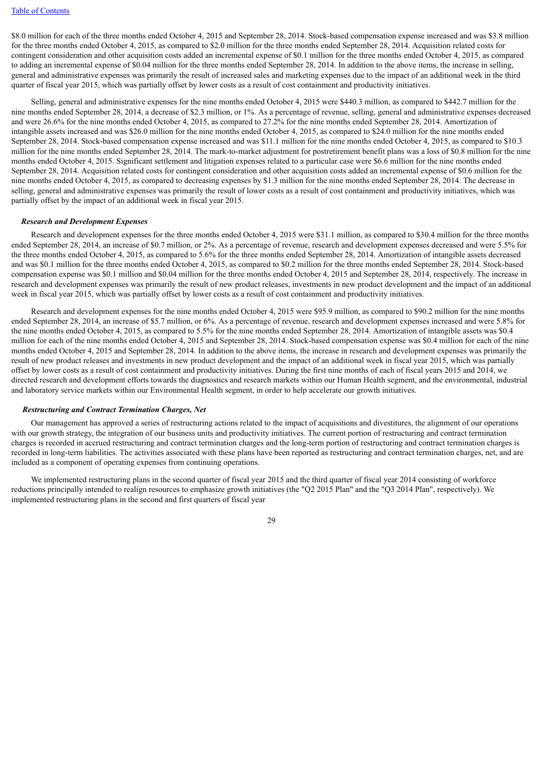$8.0 million for each of the three months ended October 4, 2015 and September 28, 2014. Stock-based compensation expense increased and was $3.8 million for the three months ended October 4, 2015, as compared to $2.0 million for the three months ended September 28, 2014. Acquisition related costs for contingent consideration and other acquisition costs added an incremental expense of $0.1 million for the three months ended October 4, 2015, as compared to adding an incremental expense of $0.04 million for the three months ended September 28, 2014. In addition to the above items, the increase in selling, general and administrative expenses was primarily the result of increased sales and marketing expenses due to the impact of an additional week in the third quarter of fiscal year 2015, which was partially offset by lower costs as a result of cost containment and productivity initiatives.

Selling, general and administrative expenses for the nine months ended October 4, 2015 were $440.3 million, as compared to $442.7 million for the nine months ended September 28, 2014, a decrease of $2.3 million, or 1%. As a percentage of revenue, selling, general and administrative expenses decreased and were 26.6% for the nine months ended October 4, 2015, as compared to 27.2% for the nine months ended September 28, 2014. Amortization of intangible assets increased and was $26.0 million for the nine months ended October 4, 2015, as compared to $24.0 million for the nine months ended September 28, 2014. Stock-based compensation expense increased and was $11.1 million for the nine months ended October 4, 2015, as compared to $10.3 million for the nine months ended September 28, 2014. The mark-to-market adjustment for postretirement benefit plans was a loss of $0.8 million for the nine months ended October 4, 2015. Significant settlement and litigation expenses related to a particular case were $6.6 million for the nine months ended September 28, 2014. Acquisition related costs for contingent consideration and other acquisition costs added an incremental expense of $0.6 million for the nine months ended October 4, 2015, as compared to decreasing expenses by $1.3 million for the nine months ended September 28, 2014. The decrease in selling, general and administrative expenses was primarily the result of lower costs as a result of cost containment and productivity initiatives, which was partially offset by the impact of an additional week in fiscal year 2015.

### *Research and Development Expenses*

Research and development expenses for the three months ended October 4, 2015 were $31.1 million, as compared to $30.4 million for the three months ended September 28, 2014, an increase of $0.7 million, or 2%. As a percentage of revenue, research and development expenses decreased and were 5.5% for the three months ended October 4, 2015, as compared to 5.6% for the three months ended September 28, 2014. Amortization of intangible assets decreased and was $0.1 million for the three months ended October 4, 2015, as compared to $0.2 million for the three months ended September 28, 2014. Stock-based compensation expense was $0.1 million and $0.04 million for the three months ended October 4, 2015 and September 28, 2014, respectively. The increase in research and development expenses was primarily the result of new product releases, investments in new product development and the impact of an additional week in fiscal year 2015, which was partially offset by lower costs as a result of cost containment and productivity initiatives.

Research and development expenses for the nine months ended October 4, 2015 were $95.9 million, as compared to $90.2 million for the nine months ended September 28, 2014, an increase of $5.7 million, or 6%. As a percentage of revenue, research and development expenses increased and were 5.8% for the nine months ended October 4, 2015, as compared to 5.5% for the nine months ended September 28, 2014. Amortization of intangible assets was $0.4 million for each of the nine months ended October 4, 2015 and September 28, 2014. Stock-based compensation expense was $0.4 million for each of the nine months ended October 4, 2015 and September 28, 2014. In addition to the above items, the increase in research and development expenses was primarily the result of new product releases and investments in new product development and the impact of an additional week in fiscal year 2015, which was partially offset by lower costs as a result of cost containment and productivity initiatives. During the first nine months of each of fiscal years 2015 and 2014, we directed research and development efforts towards the diagnostics and research markets within our Human Health segment, and the environmental, industrial and laboratory service markets within our Environmental Health segment, in order to help accelerate our growth initiatives.

### *Restructuring and Contract Termination Charges, Net*

Our management has approved a series of restructuring actions related to the impact of acquisitions and divestitures, the alignment of our operations with our growth strategy, the integration of our business units and productivity initiatives. The current portion of restructuring and contract termination charges is recorded in accrued restructuring and contract termination charges and the long-term portion of restructuring and contract termination charges is recorded in long-term liabilities. The activities associated with these plans have been reported as restructuring and contract termination charges, net, and are included as a component of operating expenses from continuing operations.

We implemented restructuring plans in the second quarter of fiscal year 2015 and the third quarter of fiscal year 2014 consisting of workforce reductions principally intended to realign resources to emphasize growth initiatives (the "Q2 2015 Plan" and the "Q3 2014 Plan", respectively). We implemented restructuring plans in the second and first quarters of fiscal year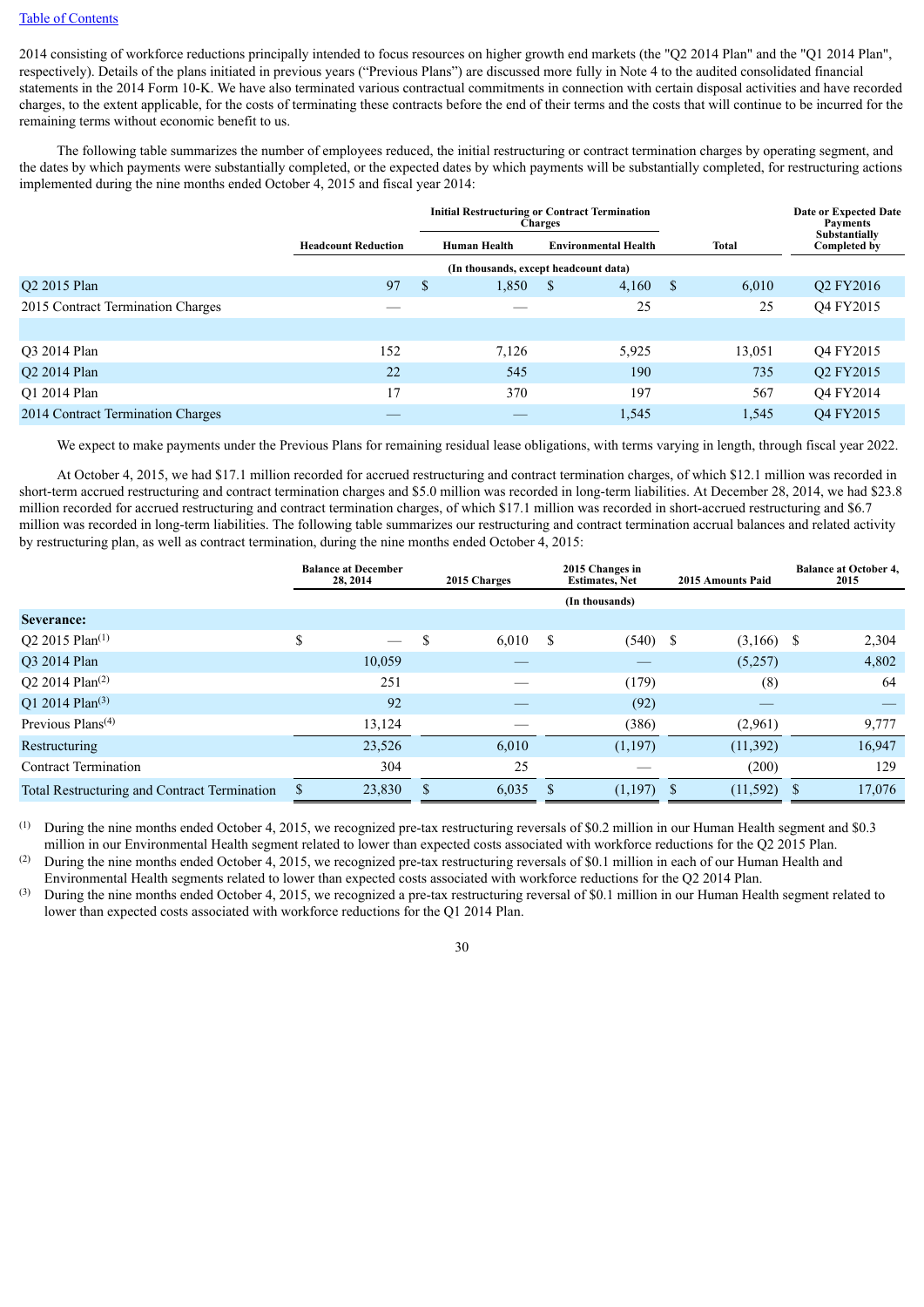2014 consisting of workforce reductions principally intended to focus resources on higher growth end markets (the "Q2 2014 Plan" and the "Q1 2014 Plan", respectively). Details of the plans initiated in previous years ("Previous Plans") are discussed more fully in Note 4 to the audited consolidated financial statements in the 2014 Form 10-K. We have also terminated various contractual commitments in connection with certain disposal activities and have recorded charges, to the extent applicable, for the costs of terminating these contracts before the end of their terms and the costs that will continue to be incurred for the remaining terms without economic benefit to us.

The following table summarizes the number of employees reduced, the initial restructuring or contract termination charges by operating segment, and the dates by which payments were substantially completed, or the expected dates by which payments will be substantially completed, for restructuring actions implemented during the nine months ended October 4, 2015 and fiscal year 2014:

| | Headcount Reduction | Initial Restructuring or Contract Termination Charges | | | Date or Expected Date Payments Substantially Completed by |
|---|---|---|---|---|---|
| | | Human Health | Environmental Health | Total | |
| | (In thousands, except headcount data) | | | | |
| Q2 2015 Plan | 97 | $ 1,850 | $ 4,160 | $ 6,010 | Q2 FY2016 |
| 2015 Contract Termination Charges | — | — | 25 | 25 | Q4 FY2015 |
| | | | | | |
| Q3 2014 Plan | 152 | 7,126 | 5,925 | 13,051 | Q4 FY2015 |
| Q2 2014 Plan | 22 | 545 | 190 | 735 | Q2 FY2015 |
| Q1 2014 Plan | 17 | 370 | 197 | 567 | Q4 FY2014 |
| 2014 Contract Termination Charges | — | — | 1,545 | 1,545 | Q4 FY2015 |

We expect to make payments under the Previous Plans for remaining residual lease obligations, with terms varying in length, through fiscal year 2022.

At October 4, 2015, we had $17.1 million recorded for accrued restructuring and contract termination charges, of which $12.1 million was recorded in short-term accrued restructuring and contract termination charges and $5.0 million was recorded in long-term liabilities. At December 28, 2014, we had $23.8 million recorded for accrued restructuring and contract termination charges, of which $17.1 million was recorded in short-accrued restructuring and $6.7 million was recorded in long-term liabilities. The following table summarizes our restructuring and contract termination accrual balances and related activity by restructuring plan, as well as contract termination, during the nine months ended October 4, 2015:

| | Balance at December 28, 2014 | 2015 Charges | 2015 Changes in Estimates, Net | 2015 Amounts Paid | Balance at October 4, 2015 |
|---|---|---|---|---|---|
| | | | (In thousands) | | |
| **Severance:** | | | | | |
| Q2 2015 Plan[1] | $ — | $ 6,010 | $ (540) | $ (3,166) | $ 2,304 |
| Q3 2014 Plan | 10,059 | — | — | (5,257) | 4,802 |
| Q2 2014 Plan[2] | 251 | — | (179) | (8) | 64 |
| Q1 2014 Plan[3] | 92 | — | (92) | — | — |
| Previous Plans[4] | 13,124 | — | (386) | (2,961) | 9,777 |
| Restructuring | 23,526 | 6,010 | (1,197) | (11,392) | 16,947 |
| Contract Termination | 304 | 25 | — | (200) | 129 |
| Total Restructuring and Contract Termination | $ 23,830 | $ 6,035 | $ (1,197) | $ (11,592) | $ 17,076 |

(1) During the nine months ended October 4, 2015, we recognized pre-tax restructuring reversals of $0.2 million in our Human Health segment and $0.3 million in our Environmental Health segment related to lower than expected costs associated with workforce reductions for the Q2 2015 Plan.

(2) During the nine months ended October 4, 2015, we recognized pre-tax restructuring reversals of $0.1 million in each of our Human Health and Environmental Health segments related to lower than expected costs associated with workforce reductions for the Q2 2014 Plan.

(3) During the nine months ended October 4, 2015, we recognized a pre-tax restructuring reversal of $0.1 million in our Human Health segment related to lower than expected costs associated with workforce reductions for the Q1 2014 Plan.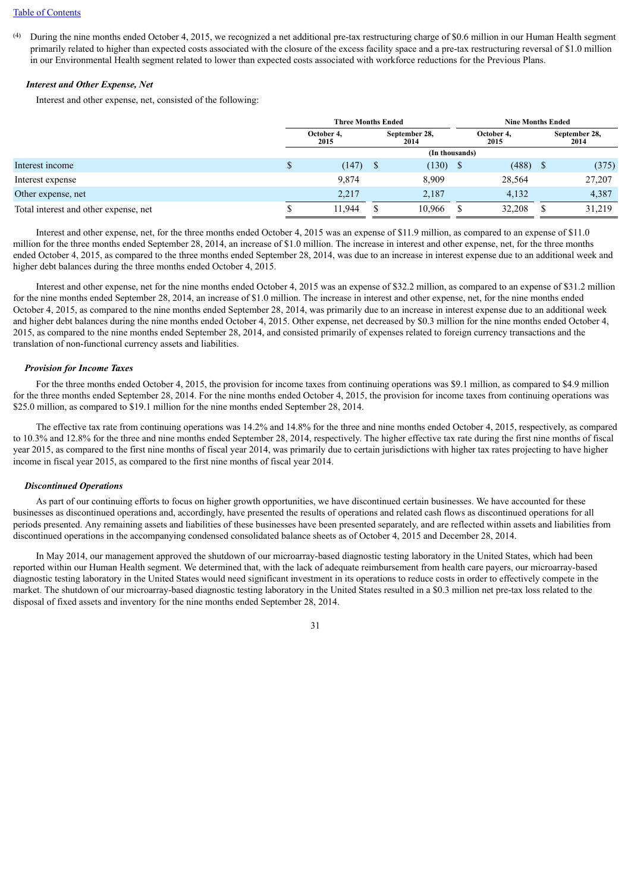(4) During the nine months ended October 4, 2015, we recognized a net additional pre-tax restructuring charge of $0.6 million in our Human Health segment primarily related to higher than expected costs associated with the closure of the excess facility space and a pre-tax restructuring reversal of $1.0 million in our Environmental Health segment related to lower than expected costs associated with workforce reductions for the Previous Plans.

***Interest and Other Expense, Net***

Interest and other expense, net, consisted of the following:

| | Three Months Ended | | Nine Months Ended | |
|---|---|---|---|---|
| | October 4, 2015 | September 28, 2014 | October 4, 2015 | September 28, 2014 |
| | (In thousands) | | | |
| Interest income | $ (147) | $ (130) | $ (488) | $ (375) |
| Interest expense | 9,874 | 8,909 | 28,564 | 27,207 |
| Other expense, net | 2,217 | 2,187 | 4,132 | 4,387 |
| Total interest and other expense, net | $ 11,944 | $ 10,966 | $ 32,208 | $ 31,219 |

Interest and other expense, net, for the three months ended October 4, 2015 was an expense of $11.9 million, as compared to an expense of $11.0 million for the three months ended September 28, 2014, an increase of $1.0 million. The increase in interest and other expense, net, for the three months ended October 4, 2015, as compared to the three months ended September 28, 2014, was due to an increase in interest expense due to an additional week and higher debt balances during the three months ended October 4, 2015.

Interest and other expense, net for the nine months ended October 4, 2015 was an expense of $32.2 million, as compared to an expense of $31.2 million for the nine months ended September 28, 2014, an increase of $1.0 million. The increase in interest and other expense, net, for the nine months ended October 4, 2015, as compared to the nine months ended September 28, 2014, was primarily due to an increase in interest expense due to an additional week and higher debt balances during the nine months ended October 4, 2015. Other expense, net decreased by $0.3 million for the nine months ended October 4, 2015, as compared to the nine months ended September 28, 2014, and consisted primarily of expenses related to foreign currency transactions and the translation of non-functional currency assets and liabilities.

***Provision for Income Taxes***

For the three months ended October 4, 2015, the provision for income taxes from continuing operations was $9.1 million, as compared to $4.9 million for the three months ended September 28, 2014. For the nine months ended October 4, 2015, the provision for income taxes from continuing operations was $25.0 million, as compared to $19.1 million for the nine months ended September 28, 2014.

The effective tax rate from continuing operations was 14.2% and 14.8% for the three and nine months ended October 4, 2015, respectively, as compared to 10.3% and 12.8% for the three and nine months ended September 28, 2014, respectively. The higher effective tax rate during the first nine months of fiscal year 2015, as compared to the first nine months of fiscal year 2014, was primarily due to certain jurisdictions with higher tax rates projecting to have higher income in fiscal year 2015, as compared to the first nine months of fiscal year 2014.

***Discontinued Operations***

As part of our continuing efforts to focus on higher growth opportunities, we have discontinued certain businesses. We have accounted for these businesses as discontinued operations and, accordingly, have presented the results of operations and related cash flows as discontinued operations for all periods presented. Any remaining assets and liabilities of these businesses have been presented separately, and are reflected within assets and liabilities from discontinued operations in the accompanying condensed consolidated balance sheets as of October 4, 2015 and December 28, 2014.

In May 2014, our management approved the shutdown of our microarray-based diagnostic testing laboratory in the United States, which had been reported within our Human Health segment. We determined that, with the lack of adequate reimbursement from health care payers, our microarray-based diagnostic testing laboratory in the United States would need significant investment in its operations to reduce costs in order to effectively compete in the market. The shutdown of our microarray-based diagnostic testing laboratory in the United States resulted in a $0.3 million net pre-tax loss related to the disposal of fixed assets and inventory for the nine months ended September 28, 2014.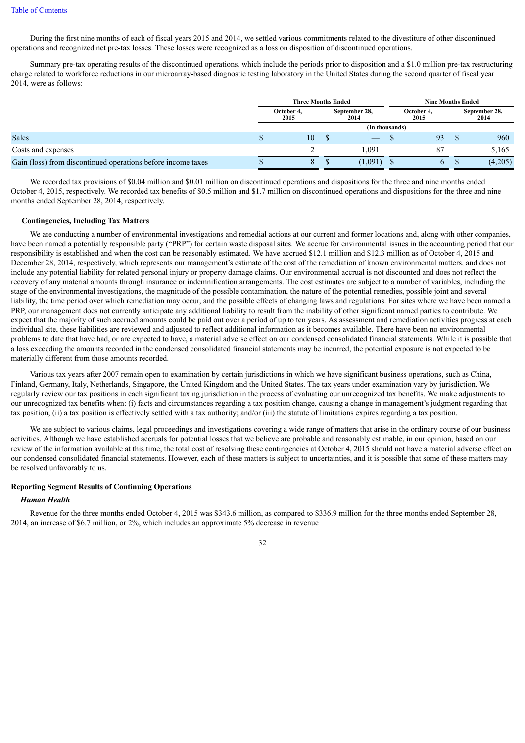During the first nine months of each of fiscal years 2015 and 2014, we settled various commitments related to the divestiture of other discontinued operations and recognized net pre-tax losses. These losses were recognized as a loss on disposition of discontinued operations.

Summary pre-tax operating results of the discontinued operations, which include the periods prior to disposition and a $1.0 million pre-tax restructuring charge related to workforce reductions in our microarray-based diagnostic testing laboratory in the United States during the second quarter of fiscal year 2014, were as follows:

| | Three Months Ended | | Nine Months Ended | |
|---|---|---|---|---|
| | October 4, 2015 | September 28, 2014 | October 4, 2015 | September 28, 2014 |
| | (In thousands) | | | |
| Sales | $ 10 | $ — | $ 93 | $ 960 |
| Costs and expenses | 2 | 1,091 | 87 | 5,165 |
| Gain (loss) from discontinued operations before income taxes | $ 8 | $ (1,091) | $ 6 | $ (4,205) |

We recorded tax provisions of $0.04 million and $0.01 million on discontinued operations and dispositions for the three and nine months ended October 4, 2015, respectively. We recorded tax benefits of $0.5 million and $1.7 million on discontinued operations and dispositions for the three and nine months ended September 28, 2014, respectively.

**Contingencies, Including Tax Matters**

We are conducting a number of environmental investigations and remedial actions at our current and former locations and, along with other companies, have been named a potentially responsible party ("PRP") for certain waste disposal sites. We accrue for environmental issues in the accounting period that our responsibility is established and when the cost can be reasonably estimated. We have accrued $12.1 million and $12.3 million as of October 4, 2015 and December 28, 2014, respectively, which represents our management's estimate of the cost of the remediation of known environmental matters, and does not include any potential liability for related personal injury or property damage claims. Our environmental accrual is not discounted and does not reflect the recovery of any material amounts through insurance or indemnification arrangements. The cost estimates are subject to a number of variables, including the stage of the environmental investigations, the magnitude of the possible contamination, the nature of the potential remedies, possible joint and several liability, the time period over which remediation may occur, and the possible effects of changing laws and regulations. For sites where we have been named a PRP, our management does not currently anticipate any additional liability to result from the inability of other significant named parties to contribute. We expect that the majority of such accrued amounts could be paid out over a period of up to ten years. As assessment and remediation activities progress at each individual site, these liabilities are reviewed and adjusted to reflect additional information as it becomes available. There have been no environmental problems to date that have had, or are expected to have, a material adverse effect on our condensed consolidated financial statements. While it is possible that a loss exceeding the amounts recorded in the condensed consolidated financial statements may be incurred, the potential exposure is not expected to be materially different from those amounts recorded.

Various tax years after 2007 remain open to examination by certain jurisdictions in which we have significant business operations, such as China, Finland, Germany, Italy, Netherlands, Singapore, the United Kingdom and the United States. The tax years under examination vary by jurisdiction. We regularly review our tax positions in each significant taxing jurisdiction in the process of evaluating our unrecognized tax benefits. We make adjustments to our unrecognized tax benefits when: (i) facts and circumstances regarding a tax position change, causing a change in management's judgment regarding that tax position; (ii) a tax position is effectively settled with a tax authority; and/or (iii) the statute of limitations expires regarding a tax position.

We are subject to various claims, legal proceedings and investigations covering a wide range of matters that arise in the ordinary course of our business activities. Although we have established accruals for potential losses that we believe are probable and reasonably estimable, in our opinion, based on our review of the information available at this time, the total cost of resolving these contingencies at October 4, 2015 should not have a material adverse effect on our condensed consolidated financial statements. However, each of these matters is subject to uncertainties, and it is possible that some of these matters may be resolved unfavorably to us.

**Reporting Segment Results of Continuing Operations**

***Human Health***

Revenue for the three months ended October 4, 2015 was $343.6 million, as compared to $336.9 million for the three months ended September 28, 2014, an increase of $6.7 million, or 2%, which includes an approximate 5% decrease in revenue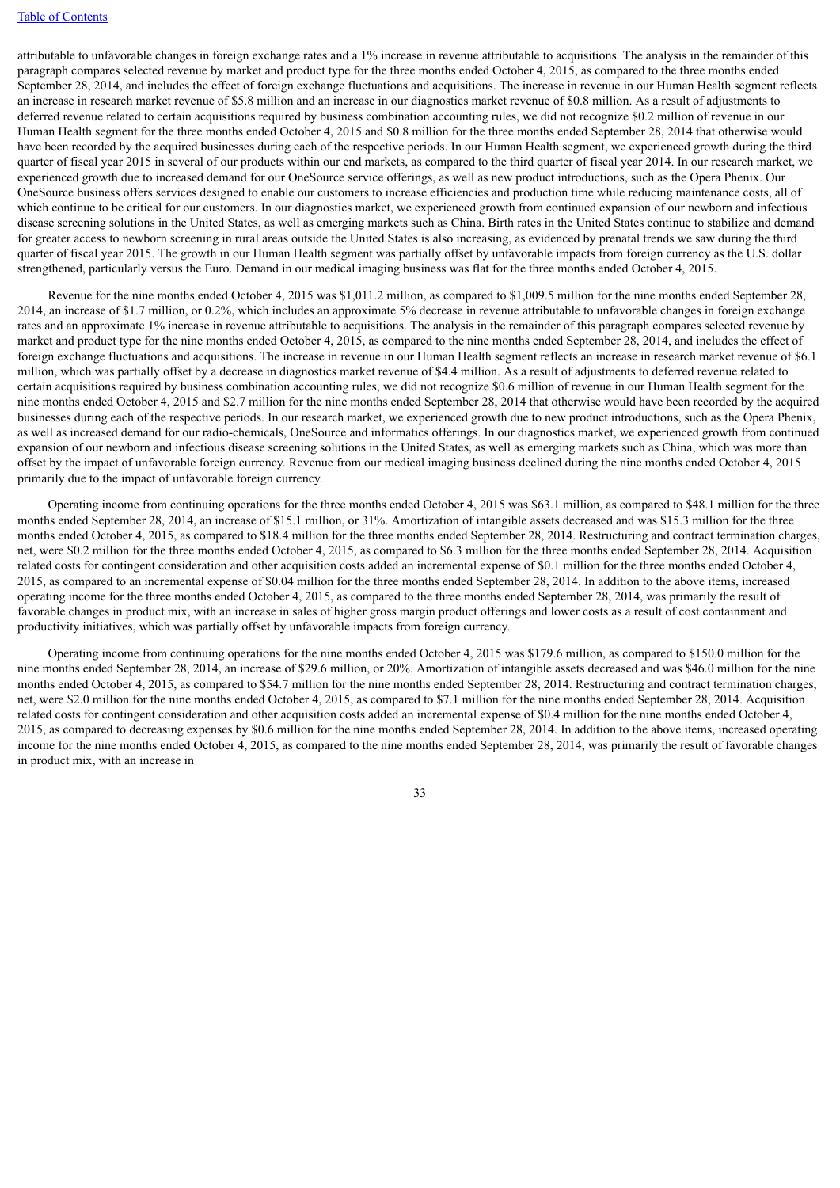attributable to unfavorable changes in foreign exchange rates and a 1% increase in revenue attributable to acquisitions. The analysis in the remainder of this paragraph compares selected revenue by market and product type for the three months ended October 4, 2015, as compared to the three months ended September 28, 2014, and includes the effect of foreign exchange fluctuations and acquisitions. The increase in revenue in our Human Health segment reflects an increase in research market revenue of $5.8 million and an increase in our diagnostics market revenue of $0.8 million. As a result of adjustments to deferred revenue related to certain acquisitions required by business combination accounting rules, we did not recognize $0.2 million of revenue in our Human Health segment for the three months ended October 4, 2015 and $0.8 million for the three months ended September 28, 2014 that otherwise would have been recorded by the acquired businesses during each of the respective periods. In our Human Health segment, we experienced growth during the third quarter of fiscal year 2015 in several of our products within our end markets, as compared to the third quarter of fiscal year 2014. In our research market, we experienced growth due to increased demand for our OneSource service offerings, as well as new product introductions, such as the Opera Phenix. Our OneSource business offers services designed to enable our customers to increase efficiencies and production time while reducing maintenance costs, all of which continue to be critical for our customers. In our diagnostics market, we experienced growth from continued expansion of our newborn and infectious disease screening solutions in the United States, as well as emerging markets such as China. Birth rates in the United States continue to stabilize and demand for greater access to newborn screening in rural areas outside the United States is also increasing, as evidenced by prenatal trends we saw during the third quarter of fiscal year 2015. The growth in our Human Health segment was partially offset by unfavorable impacts from foreign currency as the U.S. dollar strengthened, particularly versus the Euro. Demand in our medical imaging business was flat for the three months ended October 4, 2015.

Revenue for the nine months ended October 4, 2015 was $1,011.2 million, as compared to $1,009.5 million for the nine months ended September 28, 2014, an increase of $1.7 million, or 0.2%, which includes an approximate 5% decrease in revenue attributable to unfavorable changes in foreign exchange rates and an approximate 1% increase in revenue attributable to acquisitions. The analysis in the remainder of this paragraph compares selected revenue by market and product type for the nine months ended October 4, 2015, as compared to the nine months ended September 28, 2014, and includes the effect of foreign exchange fluctuations and acquisitions. The increase in revenue in our Human Health segment reflects an increase in research market revenue of $6.1 million, which was partially offset by a decrease in diagnostics market revenue of $4.4 million. As a result of adjustments to deferred revenue related to certain acquisitions required by business combination accounting rules, we did not recognize $0.6 million of revenue in our Human Health segment for the nine months ended October 4, 2015 and $2.7 million for the nine months ended September 28, 2014 that otherwise would have been recorded by the acquired businesses during each of the respective periods. In our research market, we experienced growth due to new product introductions, such as the Opera Phenix, as well as increased demand for our radio-chemicals, OneSource and informatics offerings. In our diagnostics market, we experienced growth from continued expansion of our newborn and infectious disease screening solutions in the United States, as well as emerging markets such as China, which was more than offset by the impact of unfavorable foreign currency. Revenue from our medical imaging business declined during the nine months ended October 4, 2015 primarily due to the impact of unfavorable foreign currency.

Operating income from continuing operations for the three months ended October 4, 2015 was $63.1 million, as compared to $48.1 million for the three months ended September 28, 2014, an increase of $15.1 million, or 31%. Amortization of intangible assets decreased and was $15.3 million for the three months ended October 4, 2015, as compared to $18.4 million for the three months ended September 28, 2014. Restructuring and contract termination charges, net, were $0.2 million for the three months ended October 4, 2015, as compared to $6.3 million for the three months ended September 28, 2014. Acquisition related costs for contingent consideration and other acquisition costs added an incremental expense of $0.1 million for the three months ended October 4, 2015, as compared to an incremental expense of $0.04 million for the three months ended September 28, 2014. In addition to the above items, increased operating income for the three months ended October 4, 2015, as compared to the three months ended September 28, 2014, was primarily the result of favorable changes in product mix, with an increase in sales of higher gross margin product offerings and lower costs as a result of cost containment and productivity initiatives, which was partially offset by unfavorable impacts from foreign currency.

Operating income from continuing operations for the nine months ended October 4, 2015 was $179.6 million, as compared to $150.0 million for the nine months ended September 28, 2014, an increase of $29.6 million, or 20%. Amortization of intangible assets decreased and was $46.0 million for the nine months ended October 4, 2015, as compared to $54.7 million for the nine months ended September 28, 2014. Restructuring and contract termination charges, net, were $2.0 million for the nine months ended October 4, 2015, as compared to $7.1 million for the nine months ended September 28, 2014. Acquisition related costs for contingent consideration and other acquisition costs added an incremental expense of $0.4 million for the nine months ended October 4, 2015, as compared to decreasing expenses by $0.6 million for the nine months ended September 28, 2014. In addition to the above items, increased operating income for the nine months ended October 4, 2015, as compared to the nine months ended September 28, 2014, was primarily the result of favorable changes in product mix, with an increase in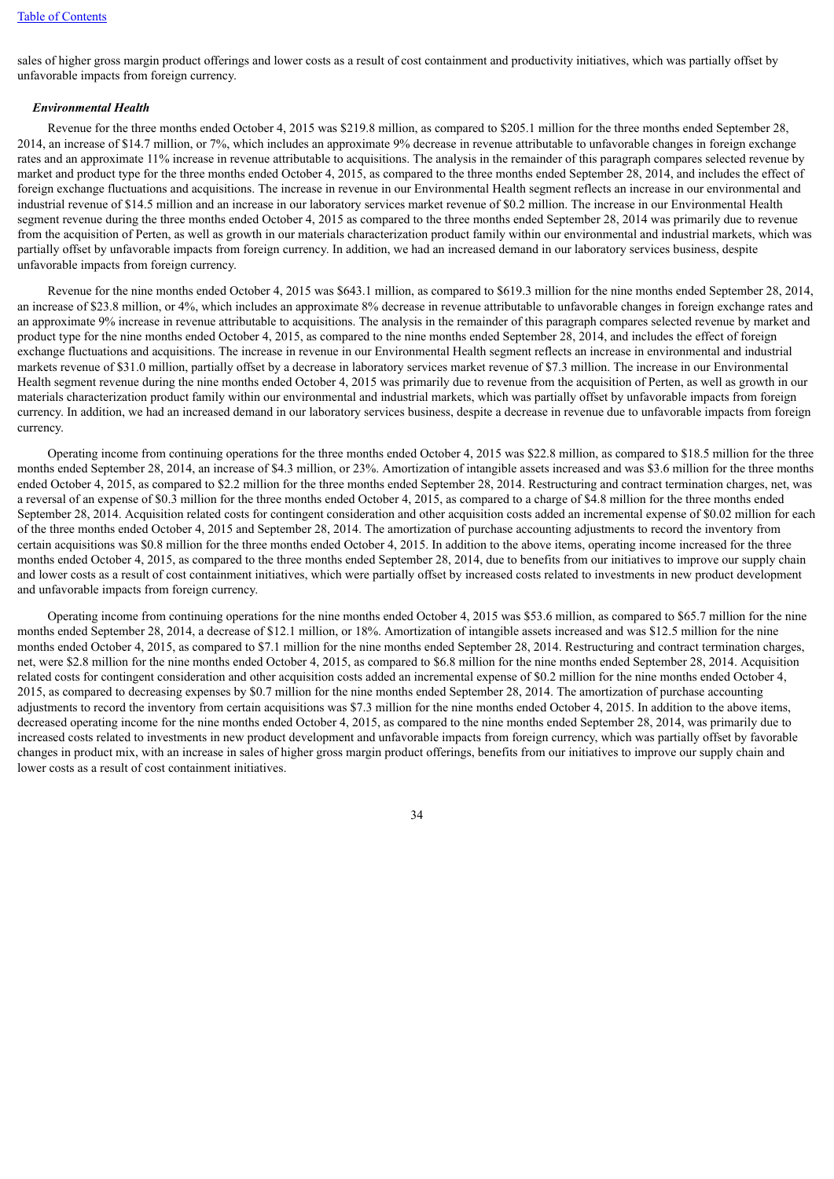sales of higher gross margin product offerings and lower costs as a result of cost containment and productivity initiatives, which was partially offset by unfavorable impacts from foreign currency.

***Environmental Health***

Revenue for the three months ended October 4, 2015 was $219.8 million, as compared to $205.1 million for the three months ended September 28, 2014, an increase of $14.7 million, or 7%, which includes an approximate 9% decrease in revenue attributable to unfavorable changes in foreign exchange rates and an approximate 11% increase in revenue attributable to acquisitions. The analysis in the remainder of this paragraph compares selected revenue by market and product type for the three months ended October 4, 2015, as compared to the three months ended September 28, 2014, and includes the effect of foreign exchange fluctuations and acquisitions. The increase in revenue in our Environmental Health segment reflects an increase in our environmental and industrial revenue of $14.5 million and an increase in our laboratory services market revenue of $0.2 million. The increase in our Environmental Health segment revenue during the three months ended October 4, 2015 as compared to the three months ended September 28, 2014 was primarily due to revenue from the acquisition of Perten, as well as growth in our materials characterization product family within our environmental and industrial markets, which was partially offset by unfavorable impacts from foreign currency. In addition, we had an increased demand in our laboratory services business, despite unfavorable impacts from foreign currency.

Revenue for the nine months ended October 4, 2015 was $643.1 million, as compared to $619.3 million for the nine months ended September 28, 2014, an increase of $23.8 million, or 4%, which includes an approximate 8% decrease in revenue attributable to unfavorable changes in foreign exchange rates and an approximate 9% increase in revenue attributable to acquisitions. The analysis in the remainder of this paragraph compares selected revenue by market and product type for the nine months ended October 4, 2015, as compared to the nine months ended September 28, 2014, and includes the effect of foreign exchange fluctuations and acquisitions. The increase in revenue in our Environmental Health segment reflects an increase in environmental and industrial markets revenue of $31.0 million, partially offset by a decrease in laboratory services market revenue of $7.3 million. The increase in our Environmental Health segment revenue during the nine months ended October 4, 2015 was primarily due to revenue from the acquisition of Perten, as well as growth in our materials characterization product family within our environmental and industrial markets, which was partially offset by unfavorable impacts from foreign currency. In addition, we had an increased demand in our laboratory services business, despite a decrease in revenue due to unfavorable impacts from foreign currency.

Operating income from continuing operations for the three months ended October 4, 2015 was $22.8 million, as compared to $18.5 million for the three months ended September 28, 2014, an increase of $4.3 million, or 23%. Amortization of intangible assets increased and was $3.6 million for the three months ended October 4, 2015, as compared to $2.2 million for the three months ended September 28, 2014. Restructuring and contract termination charges, net, was a reversal of an expense of $0.3 million for the three months ended October 4, 2015, as compared to a charge of $4.8 million for the three months ended September 28, 2014. Acquisition related costs for contingent consideration and other acquisition costs added an incremental expense of $0.02 million for each of the three months ended October 4, 2015 and September 28, 2014. The amortization of purchase accounting adjustments to record the inventory from certain acquisitions was $0.8 million for the three months ended October 4, 2015. In addition to the above items, operating income increased for the three months ended October 4, 2015, as compared to the three months ended September 28, 2014, due to benefits from our initiatives to improve our supply chain and lower costs as a result of cost containment initiatives, which were partially offset by increased costs related to investments in new product development and unfavorable impacts from foreign currency.

Operating income from continuing operations for the nine months ended October 4, 2015 was $53.6 million, as compared to $65.7 million for the nine months ended September 28, 2014, a decrease of $12.1 million, or 18%. Amortization of intangible assets increased and was $12.5 million for the nine months ended October 4, 2015, as compared to $7.1 million for the nine months ended September 28, 2014. Restructuring and contract termination charges, net, were $2.8 million for the nine months ended October 4, 2015, as compared to $6.8 million for the nine months ended September 28, 2014. Acquisition related costs for contingent consideration and other acquisition costs added an incremental expense of $0.2 million for the nine months ended October 4, 2015, as compared to decreasing expenses by $0.7 million for the nine months ended September 28, 2014. The amortization of purchase accounting adjustments to record the inventory from certain acquisitions was $7.3 million for the nine months ended October 4, 2015. In addition to the above items, decreased operating income for the nine months ended October 4, 2015, as compared to the nine months ended September 28, 2014, was primarily due to increased costs related to investments in new product development and unfavorable impacts from foreign currency, which was partially offset by favorable changes in product mix, with an increase in sales of higher gross margin product offerings, benefits from our initiatives to improve our supply chain and lower costs as a result of cost containment initiatives.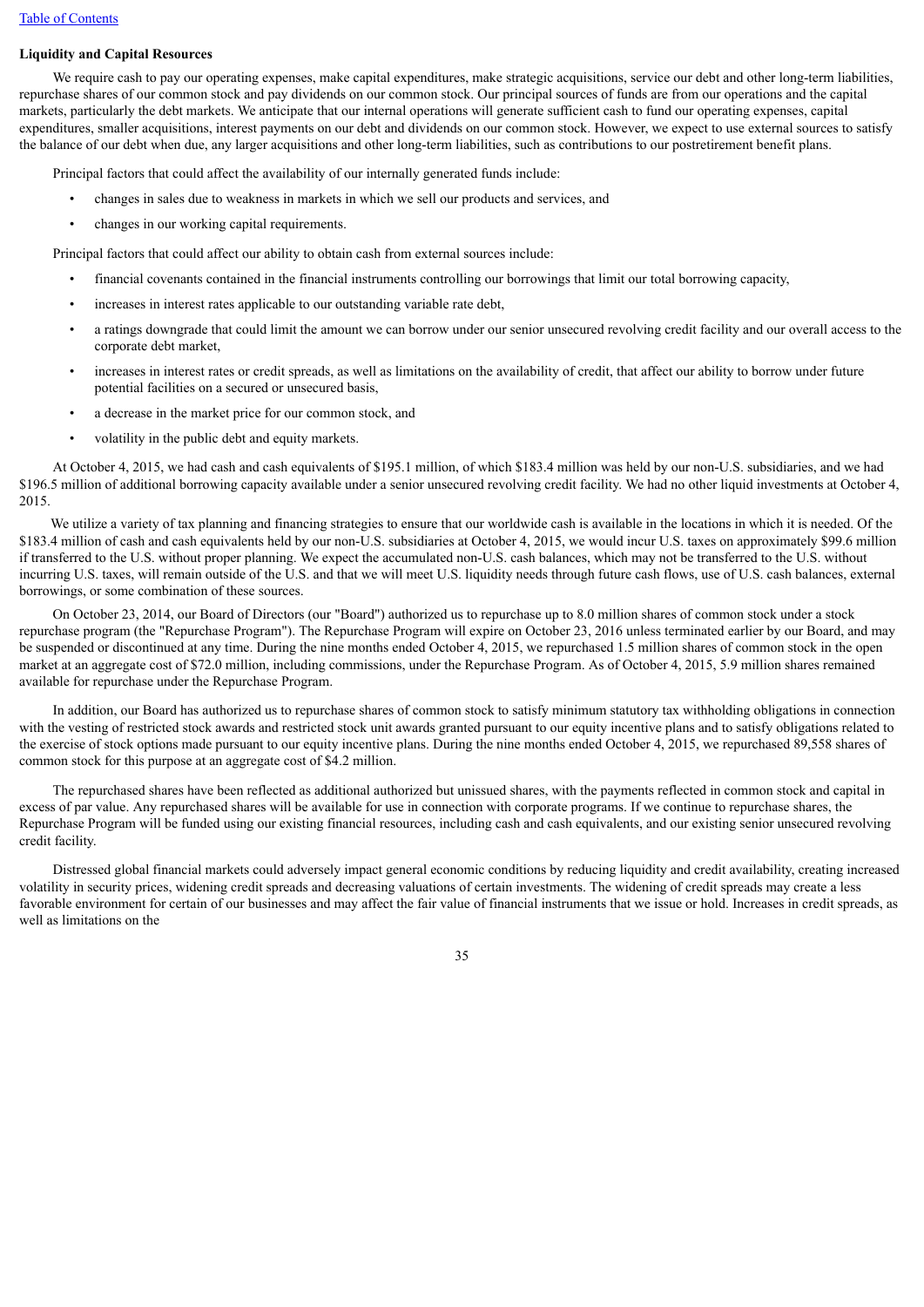**Liquidity and Capital Resources**

We require cash to pay our operating expenses, make capital expenditures, make strategic acquisitions, service our debt and other long-term liabilities, repurchase shares of our common stock and pay dividends on our common stock. Our principal sources of funds are from our operations and the capital markets, particularly the debt markets. We anticipate that our internal operations will generate sufficient cash to fund our operating expenses, capital expenditures, smaller acquisitions, interest payments on our debt and dividends on our common stock. However, we expect to use external sources to satisfy the balance of our debt when due, any larger acquisitions and other long-term liabilities, such as contributions to our postretirement benefit plans.

Principal factors that could affect the availability of our internally generated funds include:

- changes in sales due to weakness in markets in which we sell our products and services, and
- changes in our working capital requirements.

Principal factors that could affect our ability to obtain cash from external sources include:

- financial covenants contained in the financial instruments controlling our borrowings that limit our total borrowing capacity,
- increases in interest rates applicable to our outstanding variable rate debt,
- a ratings downgrade that could limit the amount we can borrow under our senior unsecured revolving credit facility and our overall access to the corporate debt market,
- increases in interest rates or credit spreads, as well as limitations on the availability of credit, that affect our ability to borrow under future potential facilities on a secured or unsecured basis,
- a decrease in the market price for our common stock, and
- volatility in the public debt and equity markets.

At October 4, 2015, we had cash and cash equivalents of $195.1 million, of which $183.4 million was held by our non-U.S. subsidiaries, and we had $196.5 million of additional borrowing capacity available under a senior unsecured revolving credit facility. We had no other liquid investments at October 4, 2015.

We utilize a variety of tax planning and financing strategies to ensure that our worldwide cash is available in the locations in which it is needed. Of the $183.4 million of cash and cash equivalents held by our non-U.S. subsidiaries at October 4, 2015, we would incur U.S. taxes on approximately $99.6 million if transferred to the U.S. without proper planning. We expect the accumulated non-U.S. cash balances, which may not be transferred to the U.S. without incurring U.S. taxes, will remain outside of the U.S. and that we will meet U.S. liquidity needs through future cash flows, use of U.S. cash balances, external borrowings, or some combination of these sources.

On October 23, 2014, our Board of Directors (our "Board") authorized us to repurchase up to 8.0 million shares of common stock under a stock repurchase program (the "Repurchase Program"). The Repurchase Program will expire on October 23, 2016 unless terminated earlier by our Board, and may be suspended or discontinued at any time. During the nine months ended October 4, 2015, we repurchased 1.5 million shares of common stock in the open market at an aggregate cost of $72.0 million, including commissions, under the Repurchase Program. As of October 4, 2015, 5.9 million shares remained available for repurchase under the Repurchase Program.

In addition, our Board has authorized us to repurchase shares of common stock to satisfy minimum statutory tax withholding obligations in connection with the vesting of restricted stock awards and restricted stock unit awards granted pursuant to our equity incentive plans and to satisfy obligations related to the exercise of stock options made pursuant to our equity incentive plans. During the nine months ended October 4, 2015, we repurchased 89,558 shares of common stock for this purpose at an aggregate cost of $4.2 million.

The repurchased shares have been reflected as additional authorized but unissued shares, with the payments reflected in common stock and capital in excess of par value. Any repurchased shares will be available for use in connection with corporate programs. If we continue to repurchase shares, the Repurchase Program will be funded using our existing financial resources, including cash and cash equivalents, and our existing senior unsecured revolving credit facility.

Distressed global financial markets could adversely impact general economic conditions by reducing liquidity and credit availability, creating increased volatility in security prices, widening credit spreads and decreasing valuations of certain investments. The widening of credit spreads may create a less favorable environment for certain of our businesses and may affect the fair value of financial instruments that we issue or hold. Increases in credit spreads, as well as limitations on the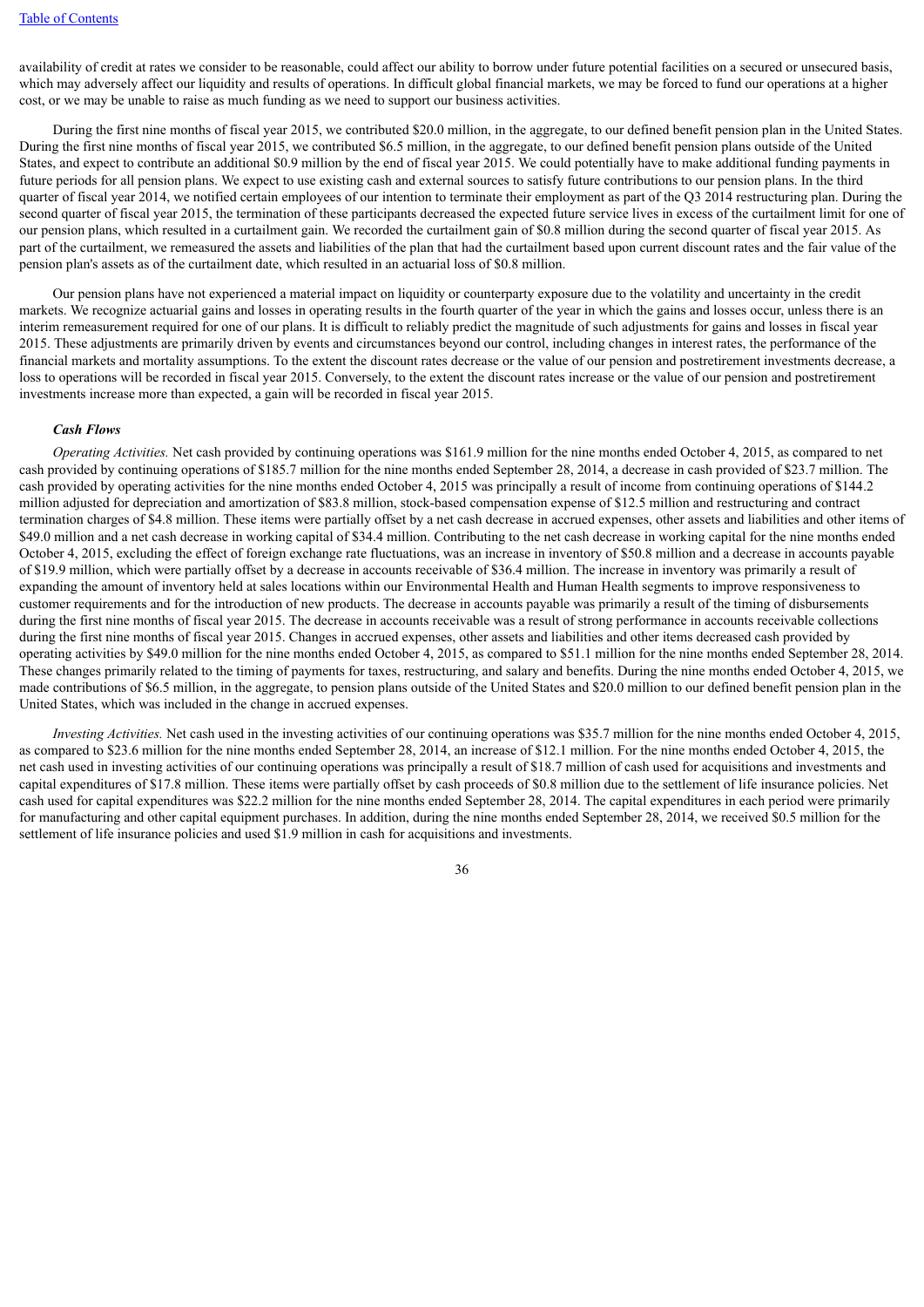availability of credit at rates we consider to be reasonable, could affect our ability to borrow under future potential facilities on a secured or unsecured basis, which may adversely affect our liquidity and results of operations. In difficult global financial markets, we may be forced to fund our operations at a higher cost, or we may be unable to raise as much funding as we need to support our business activities.

During the first nine months of fiscal year 2015, we contributed $20.0 million, in the aggregate, to our defined benefit pension plan in the United States. During the first nine months of fiscal year 2015, we contributed $6.5 million, in the aggregate, to our defined benefit pension plans outside of the United States, and expect to contribute an additional $0.9 million by the end of fiscal year 2015. We could potentially have to make additional funding payments in future periods for all pension plans. We expect to use existing cash and external sources to satisfy future contributions to our pension plans. In the third quarter of fiscal year 2014, we notified certain employees of our intention to terminate their employment as part of the Q3 2014 restructuring plan. During the second quarter of fiscal year 2015, the termination of these participants decreased the expected future service lives in excess of the curtailment limit for one of our pension plans, which resulted in a curtailment gain. We recorded the curtailment gain of $0.8 million during the second quarter of fiscal year 2015. As part of the curtailment, we remeasured the assets and liabilities of the plan that had the curtailment based upon current discount rates and the fair value of the pension plan's assets as of the curtailment date, which resulted in an actuarial loss of $0.8 million.

Our pension plans have not experienced a material impact on liquidity or counterparty exposure due to the volatility and uncertainty in the credit markets. We recognize actuarial gains and losses in operating results in the fourth quarter of the year in which the gains and losses occur, unless there is an interim remeasurement required for one of our plans. It is difficult to reliably predict the magnitude of such adjustments for gains and losses in fiscal year 2015. These adjustments are primarily driven by events and circumstances beyond our control, including changes in interest rates, the performance of the financial markets and mortality assumptions. To the extent the discount rates decrease or the value of our pension and postretirement investments decrease, a loss to operations will be recorded in fiscal year 2015. Conversely, to the extent the discount rates increase or the value of our pension and postretirement investments increase more than expected, a gain will be recorded in fiscal year 2015.

***Cash Flows***

*Operating Activities.* Net cash provided by continuing operations was $161.9 million for the nine months ended October 4, 2015, as compared to net cash provided by continuing operations of $185.7 million for the nine months ended September 28, 2014, a decrease in cash provided of $23.7 million. The cash provided by operating activities for the nine months ended October 4, 2015 was principally a result of income from continuing operations of $144.2 million adjusted for depreciation and amortization of $83.8 million, stock-based compensation expense of $12.5 million and restructuring and contract termination charges of $4.8 million. These items were partially offset by a net cash decrease in accrued expenses, other assets and liabilities and other items of $49.0 million and a net cash decrease in working capital of $34.4 million. Contributing to the net cash decrease in working capital for the nine months ended October 4, 2015, excluding the effect of foreign exchange rate fluctuations, was an increase in inventory of $50.8 million and a decrease in accounts payable of $19.9 million, which were partially offset by a decrease in accounts receivable of $36.4 million. The increase in inventory was primarily a result of expanding the amount of inventory held at sales locations within our Environmental Health and Human Health segments to improve responsiveness to customer requirements and for the introduction of new products. The decrease in accounts payable was primarily a result of the timing of disbursements during the first nine months of fiscal year 2015. The decrease in accounts receivable was a result of strong performance in accounts receivable collections during the first nine months of fiscal year 2015. Changes in accrued expenses, other assets and liabilities and other items decreased cash provided by operating activities by $49.0 million for the nine months ended October 4, 2015, as compared to $51.1 million for the nine months ended September 28, 2014. These changes primarily related to the timing of payments for taxes, restructuring, and salary and benefits. During the nine months ended October 4, 2015, we made contributions of $6.5 million, in the aggregate, to pension plans outside of the United States and $20.0 million to our defined benefit pension plan in the United States, which was included in the change in accrued expenses.

*Investing Activities.* Net cash used in the investing activities of our continuing operations was $35.7 million for the nine months ended October 4, 2015, as compared to $23.6 million for the nine months ended September 28, 2014, an increase of $12.1 million. For the nine months ended October 4, 2015, the net cash used in investing activities of our continuing operations was principally a result of $18.7 million of cash used for acquisitions and investments and capital expenditures of $17.8 million. These items were partially offset by cash proceeds of $0.8 million due to the settlement of life insurance policies. Net cash used for capital expenditures was $22.2 million for the nine months ended September 28, 2014. The capital expenditures in each period were primarily for manufacturing and other capital equipment purchases. In addition, during the nine months ended September 28, 2014, we received $0.5 million for the settlement of life insurance policies and used $1.9 million in cash for acquisitions and investments.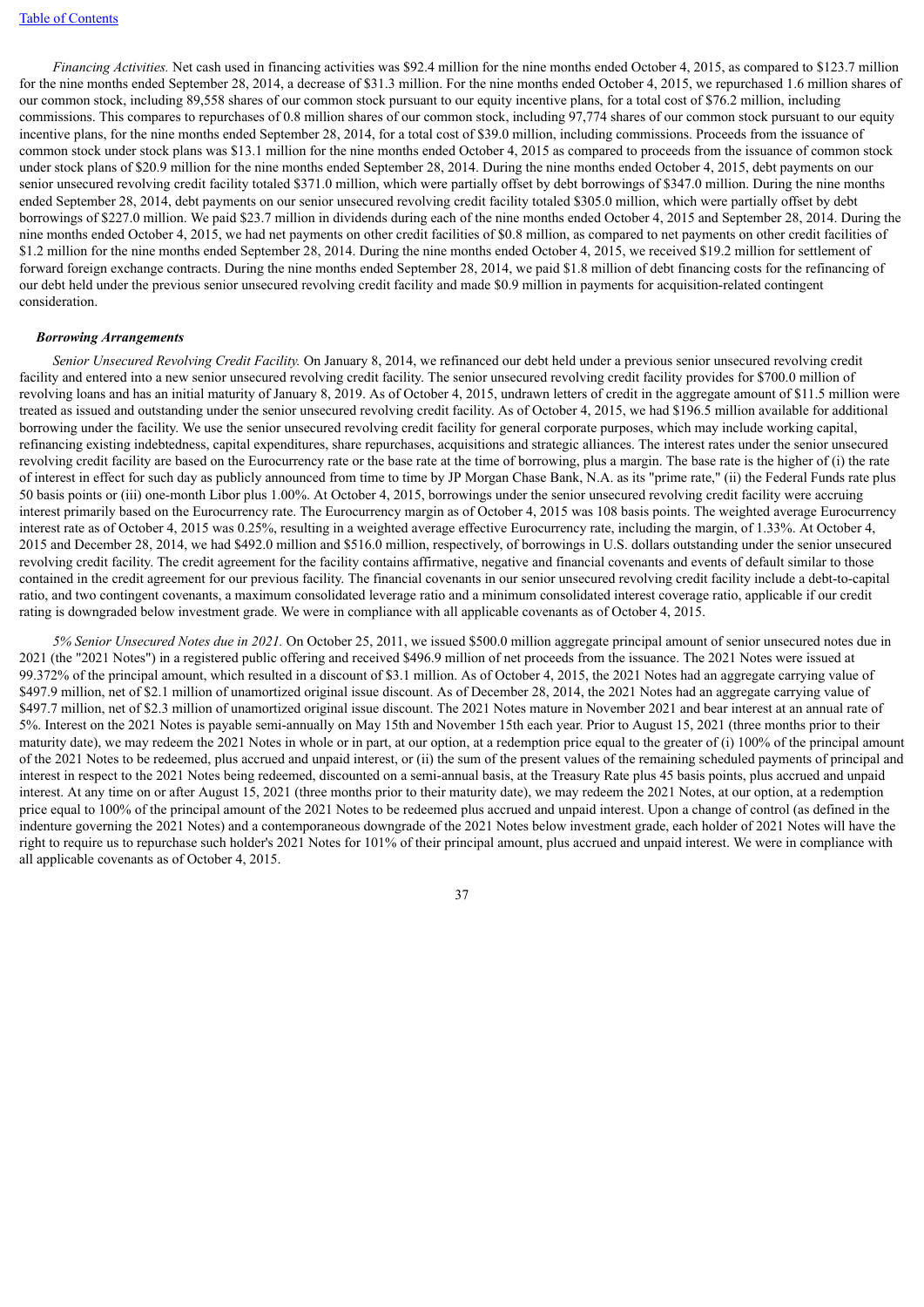*Financing Activities.* Net cash used in financing activities was $92.4 million for the nine months ended October 4, 2015, as compared to $123.7 million for the nine months ended September 28, 2014, a decrease of $31.3 million. For the nine months ended October 4, 2015, we repurchased 1.6 million shares of our common stock, including 89,558 shares of our common stock pursuant to our equity incentive plans, for a total cost of $76.2 million, including commissions. This compares to repurchases of 0.8 million shares of our common stock, including 97,774 shares of our common stock pursuant to our equity incentive plans, for the nine months ended September 28, 2014, for a total cost of $39.0 million, including commissions. Proceeds from the issuance of common stock under stock plans was $13.1 million for the nine months ended October 4, 2015 as compared to proceeds from the issuance of common stock under stock plans of $20.9 million for the nine months ended September 28, 2014. During the nine months ended October 4, 2015, debt payments on our senior unsecured revolving credit facility totaled $371.0 million, which were partially offset by debt borrowings of $347.0 million. During the nine months ended September 28, 2014, debt payments on our senior unsecured revolving credit facility totaled $305.0 million, which were partially offset by debt borrowings of $227.0 million. We paid $23.7 million in dividends during each of the nine months ended October 4, 2015 and September 28, 2014. During the nine months ended October 4, 2015, we had net payments on other credit facilities of $0.8 million, as compared to net payments on other credit facilities of $1.2 million for the nine months ended September 28, 2014. During the nine months ended October 4, 2015, we received $19.2 million for settlement of forward foreign exchange contracts. During the nine months ended September 28, 2014, we paid $1.8 million of debt financing costs for the refinancing of our debt held under the previous senior unsecured revolving credit facility and made $0.9 million in payments for acquisition-related contingent consideration.

***Borrowing Arrangements***

*Senior Unsecured Revolving Credit Facility.* On January 8, 2014, we refinanced our debt held under a previous senior unsecured revolving credit facility and entered into a new senior unsecured revolving credit facility. The senior unsecured revolving credit facility provides for $700.0 million of revolving loans and has an initial maturity of January 8, 2019. As of October 4, 2015, undrawn letters of credit in the aggregate amount of $11.5 million were treated as issued and outstanding under the senior unsecured revolving credit facility. As of October 4, 2015, we had $196.5 million available for additional borrowing under the facility. We use the senior unsecured revolving credit facility for general corporate purposes, which may include working capital, refinancing existing indebtedness, capital expenditures, share repurchases, acquisitions and strategic alliances. The interest rates under the senior unsecured revolving credit facility are based on the Eurocurrency rate or the base rate at the time of borrowing, plus a margin. The base rate is the higher of (i) the rate of interest in effect for such day as publicly announced from time to time by JP Morgan Chase Bank, N.A. as its "prime rate," (ii) the Federal Funds rate plus 50 basis points or (iii) one-month Libor plus 1.00%. At October 4, 2015, borrowings under the senior unsecured revolving credit facility were accruing interest primarily based on the Eurocurrency rate. The Eurocurrency margin as of October 4, 2015 was 108 basis points. The weighted average Eurocurrency interest rate as of October 4, 2015 was 0.25%, resulting in a weighted average effective Eurocurrency rate, including the margin, of 1.33%. At October 4, 2015 and December 28, 2014, we had $492.0 million and $516.0 million, respectively, of borrowings in U.S. dollars outstanding under the senior unsecured revolving credit facility. The credit agreement for the facility contains affirmative, negative and financial covenants and events of default similar to those contained in the credit agreement for our previous facility. The financial covenants in our senior unsecured revolving credit facility include a debt-to-capital ratio, and two contingent covenants, a maximum consolidated leverage ratio and a minimum consolidated interest coverage ratio, applicable if our credit rating is downgraded below investment grade. We were in compliance with all applicable covenants as of October 4, 2015.

*5% Senior Unsecured Notes due in 2021.* On October 25, 2011, we issued $500.0 million aggregate principal amount of senior unsecured notes due in 2021 (the "2021 Notes") in a registered public offering and received $496.9 million of net proceeds from the issuance. The 2021 Notes were issued at 99.372% of the principal amount, which resulted in a discount of $3.1 million. As of October 4, 2015, the 2021 Notes had an aggregate carrying value of $497.9 million, net of $2.1 million of unamortized original issue discount. As of December 28, 2014, the 2021 Notes had an aggregate carrying value of $497.7 million, net of $2.3 million of unamortized original issue discount. The 2021 Notes mature in November 2021 and bear interest at an annual rate of 5%. Interest on the 2021 Notes is payable semi-annually on May 15th and November 15th each year. Prior to August 15, 2021 (three months prior to their maturity date), we may redeem the 2021 Notes in whole or in part, at our option, at a redemption price equal to the greater of (i) 100% of the principal amount of the 2021 Notes to be redeemed, plus accrued and unpaid interest, or (ii) the sum of the present values of the remaining scheduled payments of principal and interest in respect to the 2021 Notes being redeemed, discounted on a semi-annual basis, at the Treasury Rate plus 45 basis points, plus accrued and unpaid interest. At any time on or after August 15, 2021 (three months prior to their maturity date), we may redeem the 2021 Notes, at our option, at a redemption price equal to 100% of the principal amount of the 2021 Notes to be redeemed plus accrued and unpaid interest. Upon a change of control (as defined in the indenture governing the 2021 Notes) and a contemporaneous downgrade of the 2021 Notes below investment grade, each holder of 2021 Notes will have the right to require us to repurchase such holder's 2021 Notes for 101% of their principal amount, plus accrued and unpaid interest. We were in compliance with all applicable covenants as of October 4, 2015.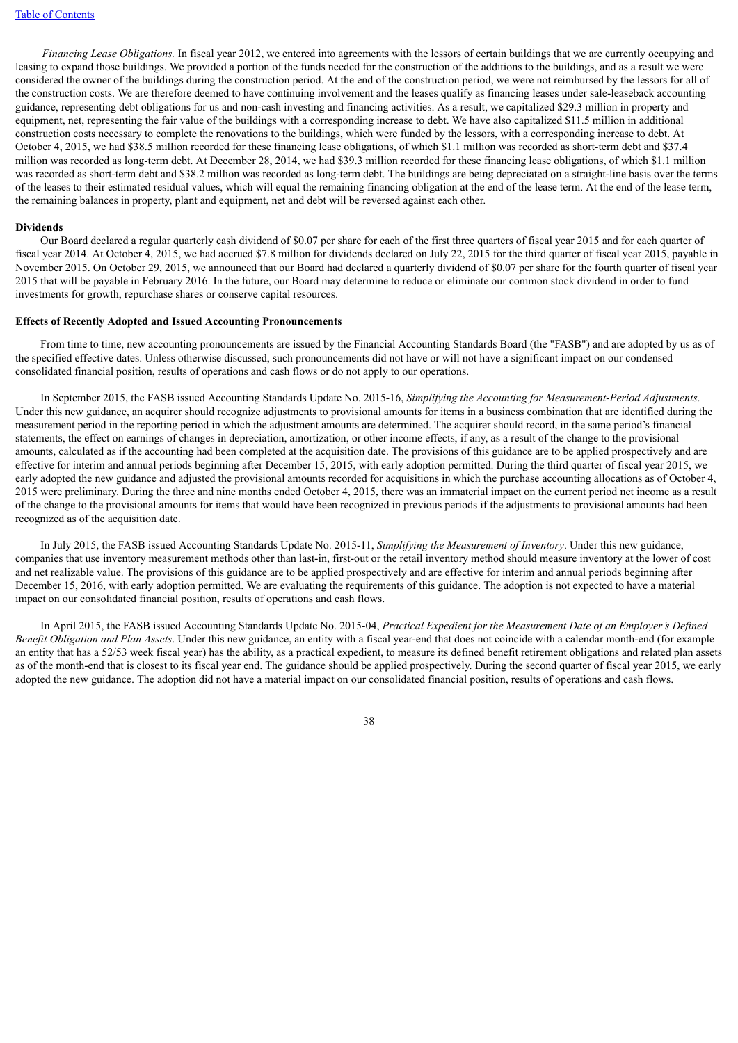*Financing Lease Obligations.* In fiscal year 2012, we entered into agreements with the lessors of certain buildings that we are currently occupying and leasing to expand those buildings. We provided a portion of the funds needed for the construction of the additions to the buildings, and as a result we were considered the owner of the buildings during the construction period. At the end of the construction period, we were not reimbursed by the lessors for all of the construction costs. We are therefore deemed to have continuing involvement and the leases qualify as financing leases under sale-leaseback accounting guidance, representing debt obligations for us and non-cash investing and financing activities. As a result, we capitalized $29.3 million in property and equipment, net, representing the fair value of the buildings with a corresponding increase to debt. We have also capitalized $11.5 million in additional construction costs necessary to complete the renovations to the buildings, which were funded by the lessors, with a corresponding increase to debt. At October 4, 2015, we had $38.5 million recorded for these financing lease obligations, of which $1.1 million was recorded as short-term debt and $37.4 million was recorded as long-term debt. At December 28, 2014, we had $39.3 million recorded for these financing lease obligations, of which $1.1 million was recorded as short-term debt and $38.2 million was recorded as long-term debt. The buildings are being depreciated on a straight-line basis over the terms of the leases to their estimated residual values, which will equal the remaining financing obligation at the end of the lease term. At the end of the lease term, the remaining balances in property, plant and equipment, net and debt will be reversed against each other.

**Dividends**

Our Board declared a regular quarterly cash dividend of $0.07 per share for each of the first three quarters of fiscal year 2015 and for each quarter of fiscal year 2014. At October 4, 2015, we had accrued $7.8 million for dividends declared on July 22, 2015 for the third quarter of fiscal year 2015, payable in November 2015. On October 29, 2015, we announced that our Board had declared a quarterly dividend of $0.07 per share for the fourth quarter of fiscal year 2015 that will be payable in February 2016. In the future, our Board may determine to reduce or eliminate our common stock dividend in order to fund investments for growth, repurchase shares or conserve capital resources.

**Effects of Recently Adopted and Issued Accounting Pronouncements**

From time to time, new accounting pronouncements are issued by the Financial Accounting Standards Board (the "FASB") and are adopted by us as of the specified effective dates. Unless otherwise discussed, such pronouncements did not have or will not have a significant impact on our condensed consolidated financial position, results of operations and cash flows or do not apply to our operations.

In September 2015, the FASB issued Accounting Standards Update No. 2015-16, *Simplifying the Accounting for Measurement-Period Adjustments*. Under this new guidance, an acquirer should recognize adjustments to provisional amounts for items in a business combination that are identified during the measurement period in the reporting period in which the adjustment amounts are determined. The acquirer should record, in the same period's financial statements, the effect on earnings of changes in depreciation, amortization, or other income effects, if any, as a result of the change to the provisional amounts, calculated as if the accounting had been completed at the acquisition date. The provisions of this guidance are to be applied prospectively and are effective for interim and annual periods beginning after December 15, 2015, with early adoption permitted. During the third quarter of fiscal year 2015, we early adopted the new guidance and adjusted the provisional amounts recorded for acquisitions in which the purchase accounting allocations as of October 4, 2015 were preliminary. During the three and nine months ended October 4, 2015, there was an immaterial impact on the current period net income as a result of the change to the provisional amounts for items that would have been recognized in previous periods if the adjustments to provisional amounts had been recognized as of the acquisition date.

In July 2015, the FASB issued Accounting Standards Update No. 2015-11, *Simplifying the Measurement of Inventory*. Under this new guidance, companies that use inventory measurement methods other than last-in, first-out or the retail inventory method should measure inventory at the lower of cost and net realizable value. The provisions of this guidance are to be applied prospectively and are effective for interim and annual periods beginning after December 15, 2016, with early adoption permitted. We are evaluating the requirements of this guidance. The adoption is not expected to have a material impact on our consolidated financial position, results of operations and cash flows.

In April 2015, the FASB issued Accounting Standards Update No. 2015-04, *Practical Expedient for the Measurement Date of an Employer's Defined Benefit Obligation and Plan Assets*. Under this new guidance, an entity with a fiscal year-end that does not coincide with a calendar month-end (for example an entity that has a 52/53 week fiscal year) has the ability, as a practical expedient, to measure its defined benefit retirement obligations and related plan assets as of the month-end that is closest to its fiscal year end. The guidance should be applied prospectively. During the second quarter of fiscal year 2015, we early adopted the new guidance. The adoption did not have a material impact on our consolidated financial position, results of operations and cash flows.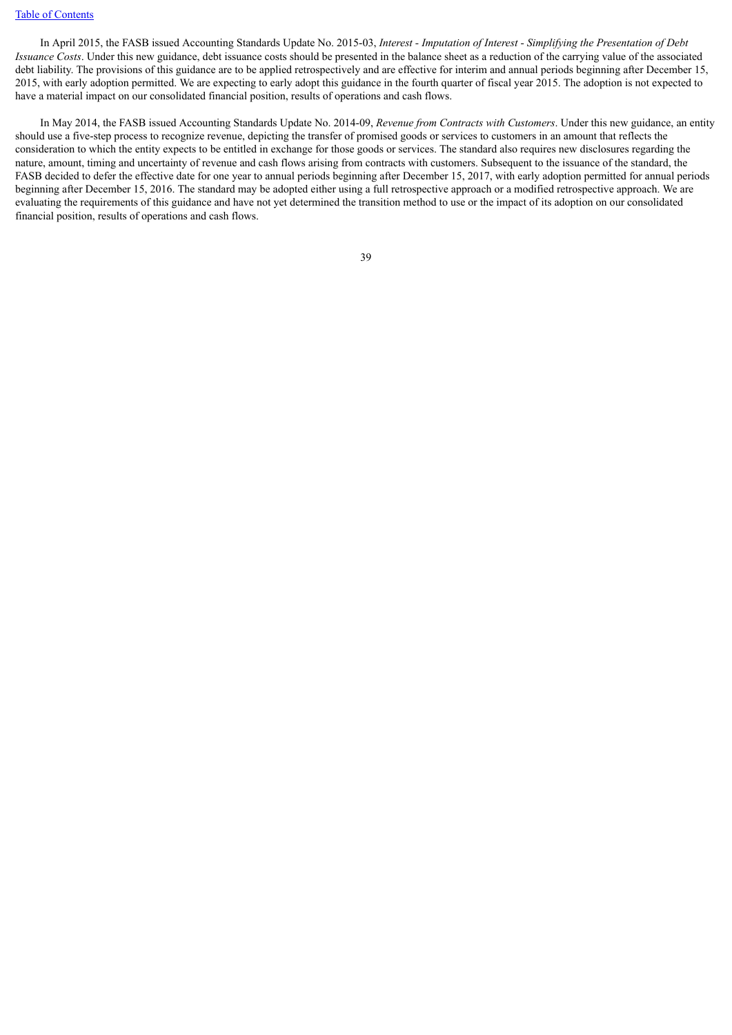In April 2015, the FASB issued Accounting Standards Update No. 2015-03, *Interest - Imputation of Interest - Simplifying the Presentation of Debt Issuance Costs*. Under this new guidance, debt issuance costs should be presented in the balance sheet as a reduction of the carrying value of the associated debt liability. The provisions of this guidance are to be applied retrospectively and are effective for interim and annual periods beginning after December 15, 2015, with early adoption permitted. We are expecting to early adopt this guidance in the fourth quarter of fiscal year 2015. The adoption is not expected to have a material impact on our consolidated financial position, results of operations and cash flows.

In May 2014, the FASB issued Accounting Standards Update No. 2014-09, *Revenue from Contracts with Customers*. Under this new guidance, an entity should use a five-step process to recognize revenue, depicting the transfer of promised goods or services to customers in an amount that reflects the consideration to which the entity expects to be entitled in exchange for those goods or services. The standard also requires new disclosures regarding the nature, amount, timing and uncertainty of revenue and cash flows arising from contracts with customers. Subsequent to the issuance of the standard, the FASB decided to defer the effective date for one year to annual periods beginning after December 15, 2017, with early adoption permitted for annual periods beginning after December 15, 2016. The standard may be adopted either using a full retrospective approach or a modified retrospective approach. We are evaluating the requirements of this guidance and have not yet determined the transition method to use or the impact of its adoption on our consolidated financial position, results of operations and cash flows.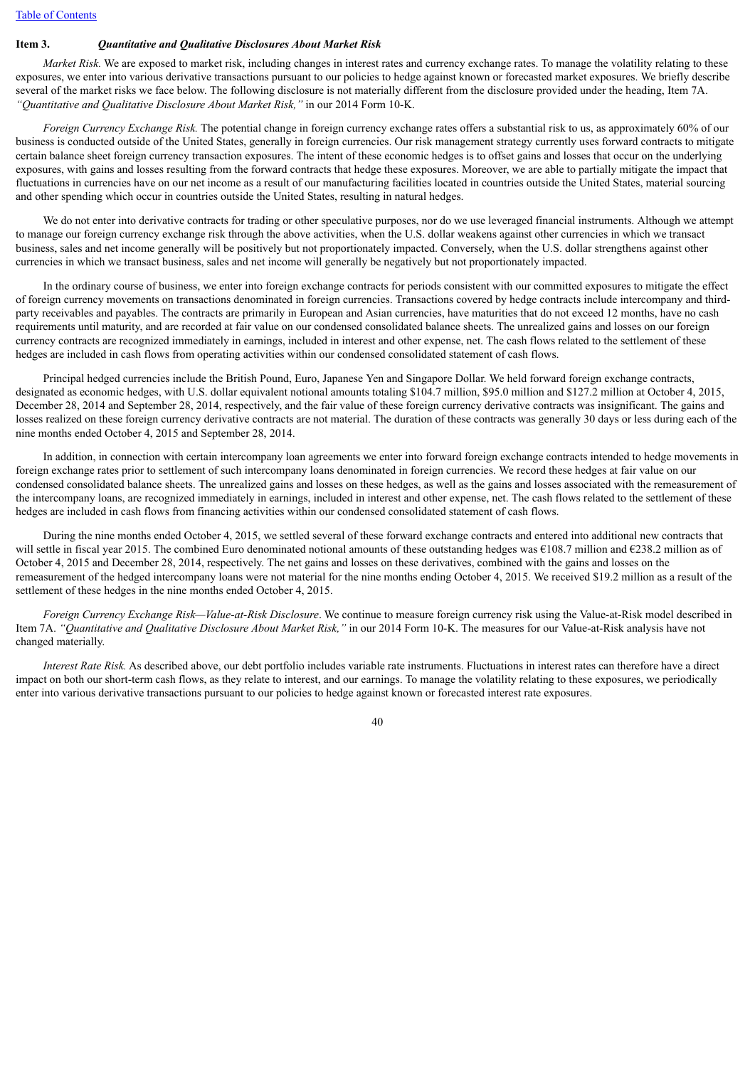**Item 3.** ***Quantitative and Qualitative Disclosures About Market Risk***

*Market Risk.* We are exposed to market risk, including changes in interest rates and currency exchange rates. To manage the volatility relating to these exposures, we enter into various derivative transactions pursuant to our policies to hedge against known or forecasted market exposures. We briefly describe several of the market risks we face below. The following disclosure is not materially different from the disclosure provided under the heading, Item 7A. *"Quantitative and Qualitative Disclosure About Market Risk,"* in our 2014 Form 10-K.

*Foreign Currency Exchange Risk.* The potential change in foreign currency exchange rates offers a substantial risk to us, as approximately 60% of our business is conducted outside of the United States, generally in foreign currencies. Our risk management strategy currently uses forward contracts to mitigate certain balance sheet foreign currency transaction exposures. The intent of these economic hedges is to offset gains and losses that occur on the underlying exposures, with gains and losses resulting from the forward contracts that hedge these exposures. Moreover, we are able to partially mitigate the impact that fluctuations in currencies have on our net income as a result of our manufacturing facilities located in countries outside the United States, material sourcing and other spending which occur in countries outside the United States, resulting in natural hedges.

We do not enter into derivative contracts for trading or other speculative purposes, nor do we use leveraged financial instruments. Although we attempt to manage our foreign currency exchange risk through the above activities, when the U.S. dollar weakens against other currencies in which we transact business, sales and net income generally will be positively but not proportionately impacted. Conversely, when the U.S. dollar strengthens against other currencies in which we transact business, sales and net income will generally be negatively but not proportionately impacted.

In the ordinary course of business, we enter into foreign exchange contracts for periods consistent with our committed exposures to mitigate the effect of foreign currency movements on transactions denominated in foreign currencies. Transactions covered by hedge contracts include intercompany and third-party receivables and payables. The contracts are primarily in European and Asian currencies, have maturities that do not exceed 12 months, have no cash requirements until maturity, and are recorded at fair value on our condensed consolidated balance sheets. The unrealized gains and losses on our foreign currency contracts are recognized immediately in earnings, included in interest and other expense, net. The cash flows related to the settlement of these hedges are included in cash flows from operating activities within our condensed consolidated statement of cash flows.

Principal hedged currencies include the British Pound, Euro, Japanese Yen and Singapore Dollar. We held forward foreign exchange contracts, designated as economic hedges, with U.S. dollar equivalent notional amounts totaling $104.7 million, $95.0 million and $127.2 million at October 4, 2015, December 28, 2014 and September 28, 2014, respectively, and the fair value of these foreign currency derivative contracts was insignificant. The gains and losses realized on these foreign currency derivative contracts are not material. The duration of these contracts was generally 30 days or less during each of the nine months ended October 4, 2015 and September 28, 2014.

In addition, in connection with certain intercompany loan agreements we enter into forward foreign exchange contracts intended to hedge movements in foreign exchange rates prior to settlement of such intercompany loans denominated in foreign currencies. We record these hedges at fair value on our condensed consolidated balance sheets. The unrealized gains and losses on these hedges, as well as the gains and losses associated with the remeasurement of the intercompany loans, are recognized immediately in earnings, included in interest and other expense, net. The cash flows related to the settlement of these hedges are included in cash flows from financing activities within our condensed consolidated statement of cash flows.

During the nine months ended October 4, 2015, we settled several of these forward exchange contracts and entered into additional new contracts that will settle in fiscal year 2015. The combined Euro denominated notional amounts of these outstanding hedges was €108.7 million and €238.2 million as of October 4, 2015 and December 28, 2014, respectively. The net gains and losses on these derivatives, combined with the gains and losses on the remeasurement of the hedged intercompany loans were not material for the nine months ending October 4, 2015. We received $19.2 million as a result of the settlement of these hedges in the nine months ended October 4, 2015.

*Foreign Currency Exchange Risk—Value-at-Risk Disclosure*. We continue to measure foreign currency risk using the Value-at-Risk model described in Item 7A. *"Quantitative and Qualitative Disclosure About Market Risk,"* in our 2014 Form 10-K. The measures for our Value-at-Risk analysis have not changed materially.

*Interest Rate Risk.* As described above, our debt portfolio includes variable rate instruments. Fluctuations in interest rates can therefore have a direct impact on both our short-term cash flows, as they relate to interest, and our earnings. To manage the volatility relating to these exposures, we periodically enter into various derivative transactions pursuant to our policies to hedge against known or forecasted interest rate exposures.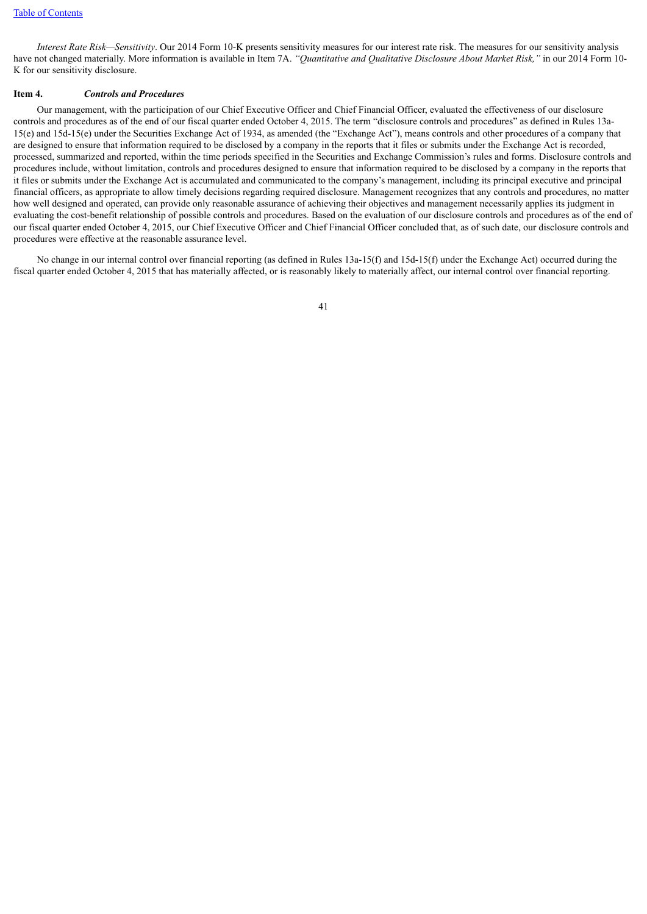*Interest Rate Risk—Sensitivity*. Our 2014 Form 10-K presents sensitivity measures for our interest rate risk. The measures for our sensitivity analysis have not changed materially. More information is available in Item 7A. *"Quantitative and Qualitative Disclosure About Market Risk,"* in our 2014 Form 10-K for our sensitivity disclosure.

## Item 4. *Controls and Procedures*

Our management, with the participation of our Chief Executive Officer and Chief Financial Officer, evaluated the effectiveness of our disclosure controls and procedures as of the end of our fiscal quarter ended October 4, 2015. The term "disclosure controls and procedures" as defined in Rules 13a-15(e) and 15d-15(e) under the Securities Exchange Act of 1934, as amended (the "Exchange Act"), means controls and other procedures of a company that are designed to ensure that information required to be disclosed by a company in the reports that it files or submits under the Exchange Act is recorded, processed, summarized and reported, within the time periods specified in the Securities and Exchange Commission's rules and forms. Disclosure controls and procedures include, without limitation, controls and procedures designed to ensure that information required to be disclosed by a company in the reports that it files or submits under the Exchange Act is accumulated and communicated to the company's management, including its principal executive and principal financial officers, as appropriate to allow timely decisions regarding required disclosure. Management recognizes that any controls and procedures, no matter how well designed and operated, can provide only reasonable assurance of achieving their objectives and management necessarily applies its judgment in evaluating the cost-benefit relationship of possible controls and procedures. Based on the evaluation of our disclosure controls and procedures as of the end of our fiscal quarter ended October 4, 2015, our Chief Executive Officer and Chief Financial Officer concluded that, as of such date, our disclosure controls and procedures were effective at the reasonable assurance level.

No change in our internal control over financial reporting (as defined in Rules 13a-15(f) and 15d-15(f) under the Exchange Act) occurred during the fiscal quarter ended October 4, 2015 that has materially affected, or is reasonably likely to materially affect, our internal control over financial reporting.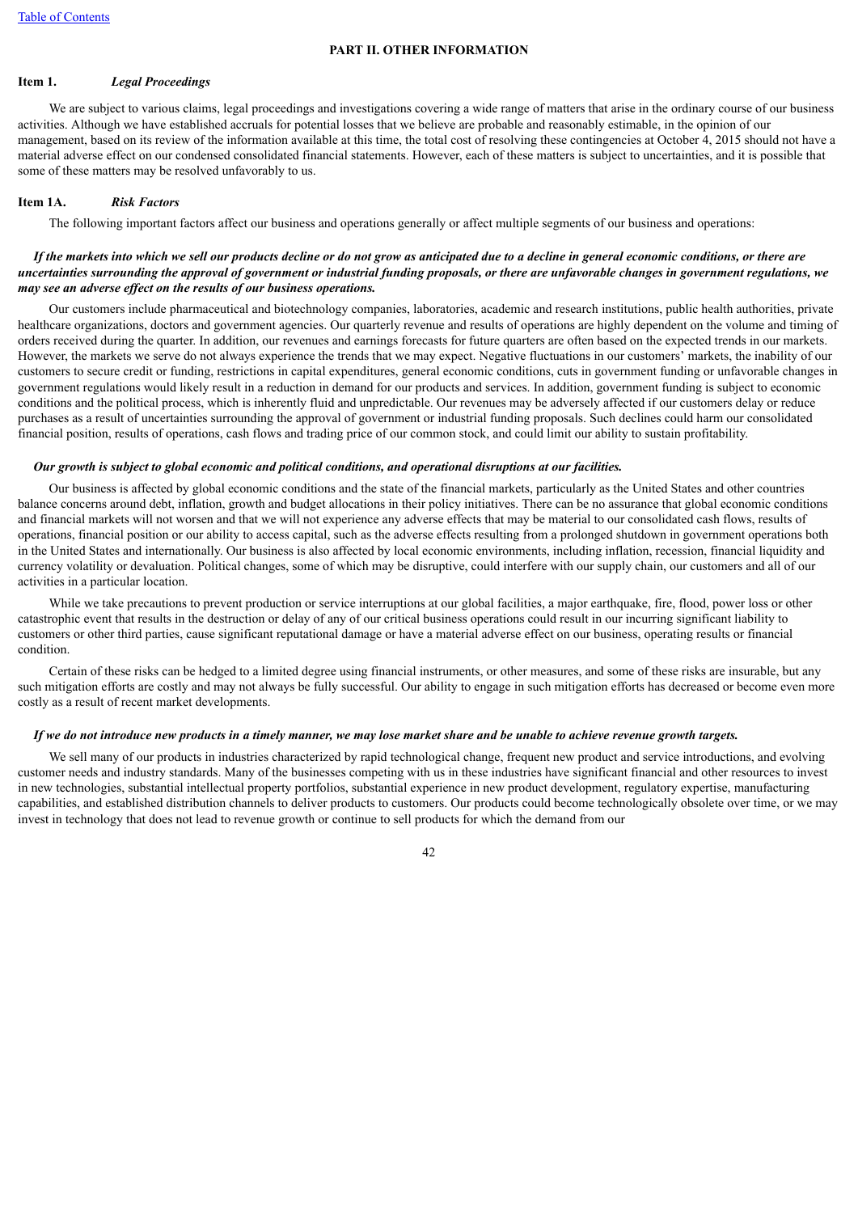## PART II. OTHER INFORMATION

### Item 1. *Legal Proceedings*

We are subject to various claims, legal proceedings and investigations covering a wide range of matters that arise in the ordinary course of our business activities. Although we have established accruals for potential losses that we believe are probable and reasonably estimable, in the opinion of our management, based on its review of the information available at this time, the total cost of resolving these contingencies at October 4, 2015 should not have a material adverse effect on our condensed consolidated financial statements. However, each of these matters is subject to uncertainties, and it is possible that some of these matters may be resolved unfavorably to us.

### Item 1A. *Risk Factors*

The following important factors affect our business and operations generally or affect multiple segments of our business and operations:

***If the markets into which we sell our products decline or do not grow as anticipated due to a decline in general economic conditions, or there are uncertainties surrounding the approval of government or industrial funding proposals, or there are unfavorable changes in government regulations, we may see an adverse effect on the results of our business operations.***

Our customers include pharmaceutical and biotechnology companies, laboratories, academic and research institutions, public health authorities, private healthcare organizations, doctors and government agencies. Our quarterly revenue and results of operations are highly dependent on the volume and timing of orders received during the quarter. In addition, our revenues and earnings forecasts for future quarters are often based on the expected trends in our markets. However, the markets we serve do not always experience the trends that we may expect. Negative fluctuations in our customers' markets, the inability of our customers to secure credit or funding, restrictions in capital expenditures, general economic conditions, cuts in government funding or unfavorable changes in government regulations would likely result in a reduction in demand for our products and services. In addition, government funding is subject to economic conditions and the political process, which is inherently fluid and unpredictable. Our revenues may be adversely affected if our customers delay or reduce purchases as a result of uncertainties surrounding the approval of government or industrial funding proposals. Such declines could harm our consolidated financial position, results of operations, cash flows and trading price of our common stock, and could limit our ability to sustain profitability.

***Our growth is subject to global economic and political conditions, and operational disruptions at our facilities.***

Our business is affected by global economic conditions and the state of the financial markets, particularly as the United States and other countries balance concerns around debt, inflation, growth and budget allocations in their policy initiatives. There can be no assurance that global economic conditions and financial markets will not worsen and that we will not experience any adverse effects that may be material to our consolidated cash flows, results of operations, financial position or our ability to access capital, such as the adverse effects resulting from a prolonged shutdown in government operations both in the United States and internationally. Our business is also affected by local economic environments, including inflation, recession, financial liquidity and currency volatility or devaluation. Political changes, some of which may be disruptive, could interfere with our supply chain, our customers and all of our activities in a particular location.

While we take precautions to prevent production or service interruptions at our global facilities, a major earthquake, fire, flood, power loss or other catastrophic event that results in the destruction or delay of any of our critical business operations could result in our incurring significant liability to customers or other third parties, cause significant reputational damage or have a material adverse effect on our business, operating results or financial condition.

Certain of these risks can be hedged to a limited degree using financial instruments, or other measures, and some of these risks are insurable, but any such mitigation efforts are costly and may not always be fully successful. Our ability to engage in such mitigation efforts has decreased or become even more costly as a result of recent market developments.

***If we do not introduce new products in a timely manner, we may lose market share and be unable to achieve revenue growth targets.***

We sell many of our products in industries characterized by rapid technological change, frequent new product and service introductions, and evolving customer needs and industry standards. Many of the businesses competing with us in these industries have significant financial and other resources to invest in new technologies, substantial intellectual property portfolios, substantial experience in new product development, regulatory expertise, manufacturing capabilities, and established distribution channels to deliver products to customers. Our products could become technologically obsolete over time, or we may invest in technology that does not lead to revenue growth or continue to sell products for which the demand from our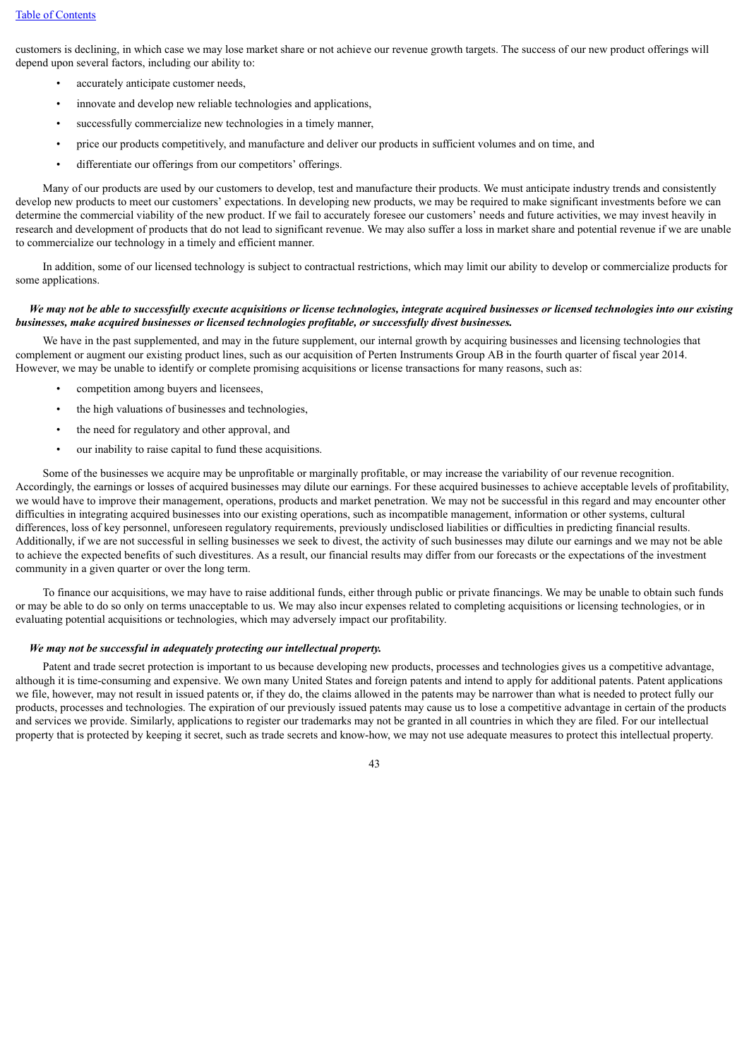customers is declining, in which case we may lose market share or not achieve our revenue growth targets. The success of our new product offerings will depend upon several factors, including our ability to:

- accurately anticipate customer needs,
- innovate and develop new reliable technologies and applications,
- successfully commercialize new technologies in a timely manner,
- price our products competitively, and manufacture and deliver our products in sufficient volumes and on time, and
- differentiate our offerings from our competitors' offerings.

Many of our products are used by our customers to develop, test and manufacture their products. We must anticipate industry trends and consistently develop new products to meet our customers' expectations. In developing new products, we may be required to make significant investments before we can determine the commercial viability of the new product. If we fail to accurately foresee our customers' needs and future activities, we may invest heavily in research and development of products that do not lead to significant revenue. We may also suffer a loss in market share and potential revenue if we are unable to commercialize our technology in a timely and efficient manner.

In addition, some of our licensed technology is subject to contractual restrictions, which may limit our ability to develop or commercialize products for some applications.

***We may not be able to successfully execute acquisitions or license technologies, integrate acquired businesses or licensed technologies into our existing businesses, make acquired businesses or licensed technologies profitable, or successfully divest businesses.***

We have in the past supplemented, and may in the future supplement, our internal growth by acquiring businesses and licensing technologies that complement or augment our existing product lines, such as our acquisition of Perten Instruments Group AB in the fourth quarter of fiscal year 2014. However, we may be unable to identify or complete promising acquisitions or license transactions for many reasons, such as:

- competition among buyers and licensees,
- the high valuations of businesses and technologies,
- the need for regulatory and other approval, and
- our inability to raise capital to fund these acquisitions.

Some of the businesses we acquire may be unprofitable or marginally profitable, or may increase the variability of our revenue recognition. Accordingly, the earnings or losses of acquired businesses may dilute our earnings. For these acquired businesses to achieve acceptable levels of profitability, we would have to improve their management, operations, products and market penetration. We may not be successful in this regard and may encounter other difficulties in integrating acquired businesses into our existing operations, such as incompatible management, information or other systems, cultural differences, loss of key personnel, unforeseen regulatory requirements, previously undisclosed liabilities or difficulties in predicting financial results. Additionally, if we are not successful in selling businesses we seek to divest, the activity of such businesses may dilute our earnings and we may not be able to achieve the expected benefits of such divestitures. As a result, our financial results may differ from our forecasts or the expectations of the investment community in a given quarter or over the long term.

To finance our acquisitions, we may have to raise additional funds, either through public or private financings. We may be unable to obtain such funds or may be able to do so only on terms unacceptable to us. We may also incur expenses related to completing acquisitions or licensing technologies, or in evaluating potential acquisitions or technologies, which may adversely impact our profitability.

***We may not be successful in adequately protecting our intellectual property.***

Patent and trade secret protection is important to us because developing new products, processes and technologies gives us a competitive advantage, although it is time-consuming and expensive. We own many United States and foreign patents and intend to apply for additional patents. Patent applications we file, however, may not result in issued patents or, if they do, the claims allowed in the patents may be narrower than what is needed to protect fully our products, processes and technologies. The expiration of our previously issued patents may cause us to lose a competitive advantage in certain of the products and services we provide. Similarly, applications to register our trademarks may not be granted in all countries in which they are filed. For our intellectual property that is protected by keeping it secret, such as trade secrets and know-how, we may not use adequate measures to protect this intellectual property.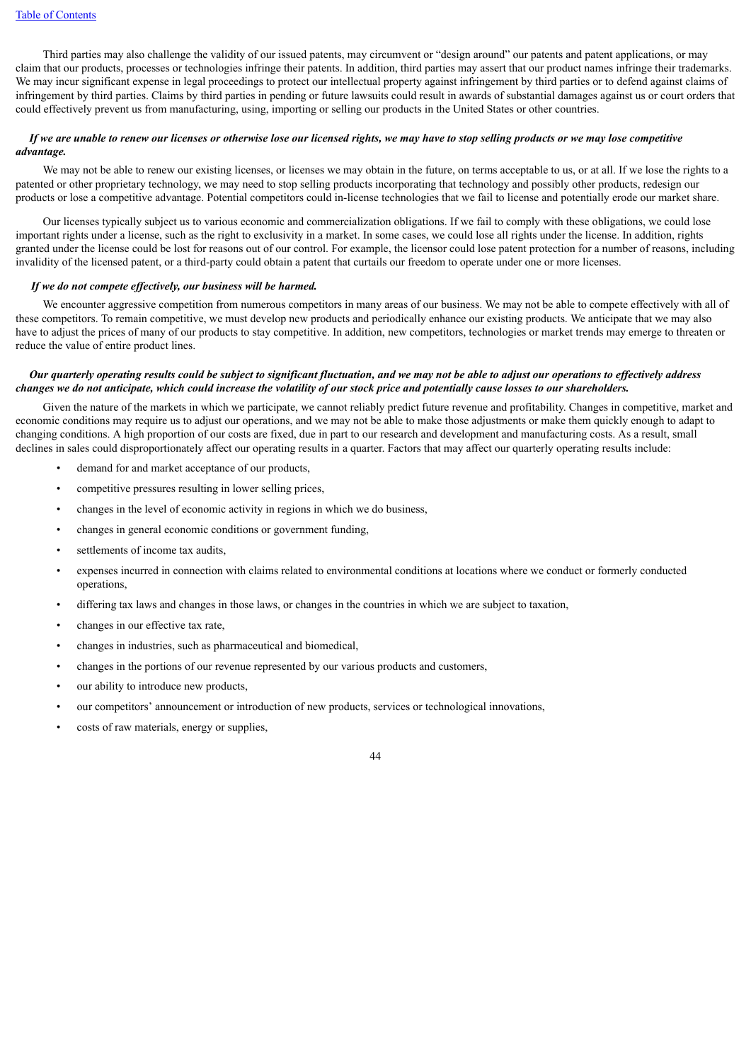Third parties may also challenge the validity of our issued patents, may circumvent or "design around" our patents and patent applications, or may claim that our products, processes or technologies infringe their patents. In addition, third parties may assert that our product names infringe their trademarks. We may incur significant expense in legal proceedings to protect our intellectual property against infringement by third parties or to defend against claims of infringement by third parties. Claims by third parties in pending or future lawsuits could result in awards of substantial damages against us or court orders that could effectively prevent us from manufacturing, using, importing or selling our products in the United States or other countries.

***If we are unable to renew our licenses or otherwise lose our licensed rights, we may have to stop selling products or we may lose competitive advantage.***

We may not be able to renew our existing licenses, or licenses we may obtain in the future, on terms acceptable to us, or at all. If we lose the rights to a patented or other proprietary technology, we may need to stop selling products incorporating that technology and possibly other products, redesign our products or lose a competitive advantage. Potential competitors could in-license technologies that we fail to license and potentially erode our market share.

Our licenses typically subject us to various economic and commercialization obligations. If we fail to comply with these obligations, we could lose important rights under a license, such as the right to exclusivity in a market. In some cases, we could lose all rights under the license. In addition, rights granted under the license could be lost for reasons out of our control. For example, the licensor could lose patent protection for a number of reasons, including invalidity of the licensed patent, or a third-party could obtain a patent that curtails our freedom to operate under one or more licenses.

***If we do not compete effectively, our business will be harmed.***

We encounter aggressive competition from numerous competitors in many areas of our business. We may not be able to compete effectively with all of these competitors. To remain competitive, we must develop new products and periodically enhance our existing products. We anticipate that we may also have to adjust the prices of many of our products to stay competitive. In addition, new competitors, technologies or market trends may emerge to threaten or reduce the value of entire product lines.

***Our quarterly operating results could be subject to significant fluctuation, and we may not be able to adjust our operations to effectively address changes we do not anticipate, which could increase the volatility of our stock price and potentially cause losses to our shareholders.***

Given the nature of the markets in which we participate, we cannot reliably predict future revenue and profitability. Changes in competitive, market and economic conditions may require us to adjust our operations, and we may not be able to make those adjustments or make them quickly enough to adapt to changing conditions. A high proportion of our costs are fixed, due in part to our research and development and manufacturing costs. As a result, small declines in sales could disproportionately affect our operating results in a quarter. Factors that may affect our quarterly operating results include:

- demand for and market acceptance of our products,
- competitive pressures resulting in lower selling prices,
- changes in the level of economic activity in regions in which we do business,
- changes in general economic conditions or government funding,
- settlements of income tax audits,
- expenses incurred in connection with claims related to environmental conditions at locations where we conduct or formerly conducted operations,
- differing tax laws and changes in those laws, or changes in the countries in which we are subject to taxation,
- changes in our effective tax rate,
- changes in industries, such as pharmaceutical and biomedical,
- changes in the portions of our revenue represented by our various products and customers,
- our ability to introduce new products,
- our competitors' announcement or introduction of new products, services or technological innovations,
- costs of raw materials, energy or supplies,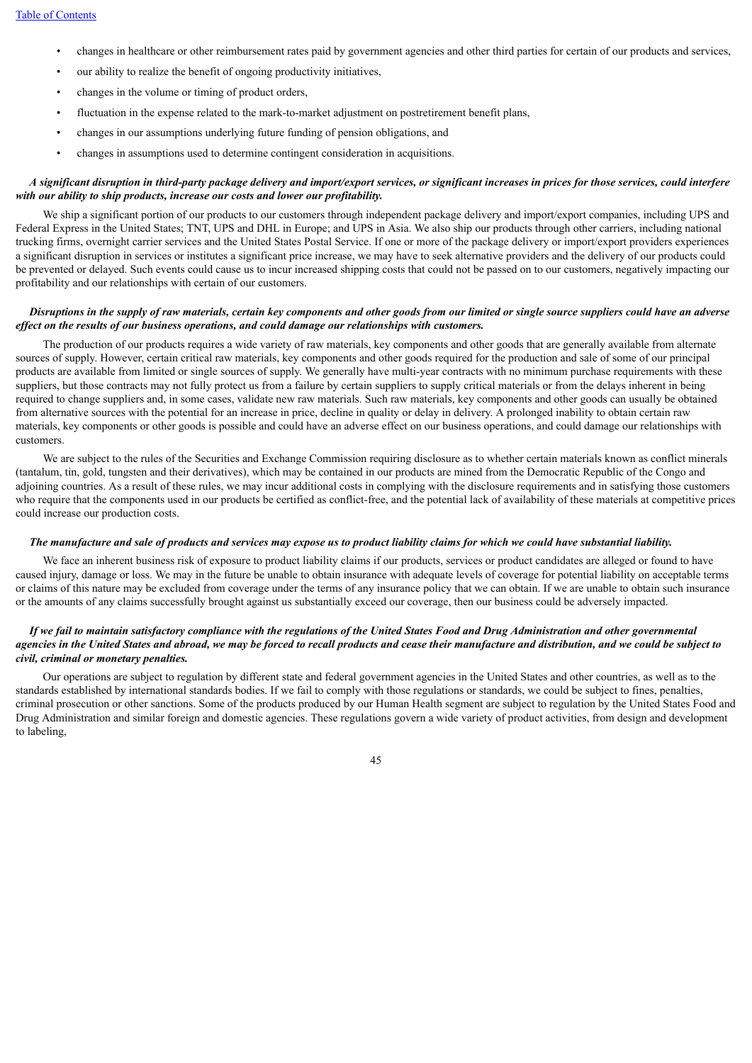- changes in healthcare or other reimbursement rates paid by government agencies and other third parties for certain of our products and services,
- our ability to realize the benefit of ongoing productivity initiatives,
- changes in the volume or timing of product orders,
- fluctuation in the expense related to the mark-to-market adjustment on postretirement benefit plans,
- changes in our assumptions underlying future funding of pension obligations, and
- changes in assumptions used to determine contingent consideration in acquisitions.

***A significant disruption in third-party package delivery and import/export services, or significant increases in prices for those services, could interfere with our ability to ship products, increase our costs and lower our profitability.***

We ship a significant portion of our products to our customers through independent package delivery and import/export companies, including UPS and Federal Express in the United States; TNT, UPS and DHL in Europe; and UPS in Asia. We also ship our products through other carriers, including national trucking firms, overnight carrier services and the United States Postal Service. If one or more of the package delivery or import/export providers experiences a significant disruption in services or institutes a significant price increase, we may have to seek alternative providers and the delivery of our products could be prevented or delayed. Such events could cause us to incur increased shipping costs that could not be passed on to our customers, negatively impacting our profitability and our relationships with certain of our customers.

***Disruptions in the supply of raw materials, certain key components and other goods from our limited or single source suppliers could have an adverse effect on the results of our business operations, and could damage our relationships with customers.***

The production of our products requires a wide variety of raw materials, key components and other goods that are generally available from alternate sources of supply. However, certain critical raw materials, key components and other goods required for the production and sale of some of our principal products are available from limited or single sources of supply. We generally have multi-year contracts with no minimum purchase requirements with these suppliers, but those contracts may not fully protect us from a failure by certain suppliers to supply critical materials or from the delays inherent in being required to change suppliers and, in some cases, validate new raw materials. Such raw materials, key components and other goods can usually be obtained from alternative sources with the potential for an increase in price, decline in quality or delay in delivery. A prolonged inability to obtain certain raw materials, key components or other goods is possible and could have an adverse effect on our business operations, and could damage our relationships with customers.

We are subject to the rules of the Securities and Exchange Commission requiring disclosure as to whether certain materials known as conflict minerals (tantalum, tin, gold, tungsten and their derivatives), which may be contained in our products are mined from the Democratic Republic of the Congo and adjoining countries. As a result of these rules, we may incur additional costs in complying with the disclosure requirements and in satisfying those customers who require that the components used in our products be certified as conflict-free, and the potential lack of availability of these materials at competitive prices could increase our production costs.

***The manufacture and sale of products and services may expose us to product liability claims for which we could have substantial liability.***

We face an inherent business risk of exposure to product liability claims if our products, services or product candidates are alleged or found to have caused injury, damage or loss. We may in the future be unable to obtain insurance with adequate levels of coverage for potential liability on acceptable terms or claims of this nature may be excluded from coverage under the terms of any insurance policy that we can obtain. If we are unable to obtain such insurance or the amounts of any claims successfully brought against us substantially exceed our coverage, then our business could be adversely impacted.

***If we fail to maintain satisfactory compliance with the regulations of the United States Food and Drug Administration and other governmental agencies in the United States and abroad, we may be forced to recall products and cease their manufacture and distribution, and we could be subject to civil, criminal or monetary penalties.***

Our operations are subject to regulation by different state and federal government agencies in the United States and other countries, as well as to the standards established by international standards bodies. If we fail to comply with those regulations or standards, we could be subject to fines, penalties, criminal prosecution or other sanctions. Some of the products produced by our Human Health segment are subject to regulation by the United States Food and Drug Administration and similar foreign and domestic agencies. These regulations govern a wide variety of product activities, from design and development to labeling,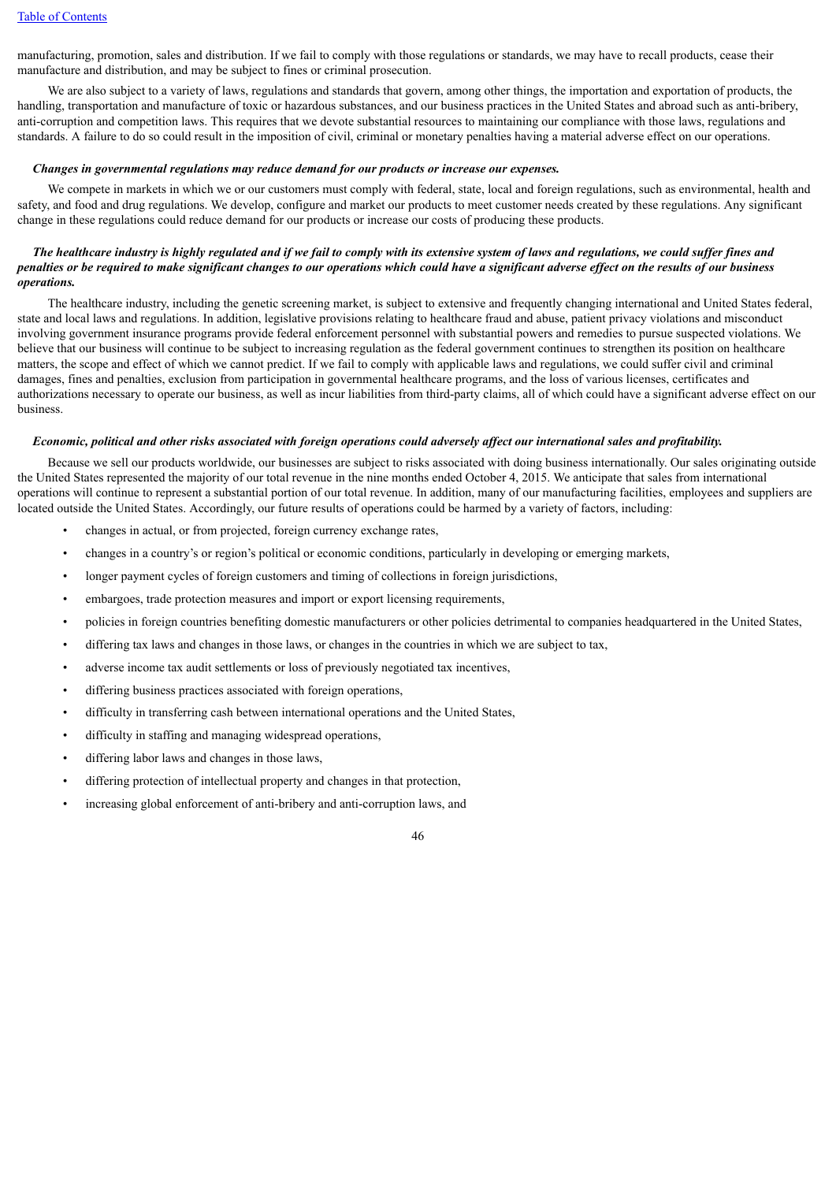manufacturing, promotion, sales and distribution. If we fail to comply with those regulations or standards, we may have to recall products, cease their manufacture and distribution, and may be subject to fines or criminal prosecution.

We are also subject to a variety of laws, regulations and standards that govern, among other things, the importation and exportation of products, the handling, transportation and manufacture of toxic or hazardous substances, and our business practices in the United States and abroad such as anti-bribery, anti-corruption and competition laws. This requires that we devote substantial resources to maintaining our compliance with those laws, regulations and standards. A failure to do so could result in the imposition of civil, criminal or monetary penalties having a material adverse effect on our operations.

***Changes in governmental regulations may reduce demand for our products or increase our expenses.***

We compete in markets in which we or our customers must comply with federal, state, local and foreign regulations, such as environmental, health and safety, and food and drug regulations. We develop, configure and market our products to meet customer needs created by these regulations. Any significant change in these regulations could reduce demand for our products or increase our costs of producing these products.

***The healthcare industry is highly regulated and if we fail to comply with its extensive system of laws and regulations, we could suffer fines and penalties or be required to make significant changes to our operations which could have a significant adverse effect on the results of our business operations.***

The healthcare industry, including the genetic screening market, is subject to extensive and frequently changing international and United States federal, state and local laws and regulations. In addition, legislative provisions relating to healthcare fraud and abuse, patient privacy violations and misconduct involving government insurance programs provide federal enforcement personnel with substantial powers and remedies to pursue suspected violations. We believe that our business will continue to be subject to increasing regulation as the federal government continues to strengthen its position on healthcare matters, the scope and effect of which we cannot predict. If we fail to comply with applicable laws and regulations, we could suffer civil and criminal damages, fines and penalties, exclusion from participation in governmental healthcare programs, and the loss of various licenses, certificates and authorizations necessary to operate our business, as well as incur liabilities from third-party claims, all of which could have a significant adverse effect on our business.

***Economic, political and other risks associated with foreign operations could adversely affect our international sales and profitability.***

Because we sell our products worldwide, our businesses are subject to risks associated with doing business internationally. Our sales originating outside the United States represented the majority of our total revenue in the nine months ended October 4, 2015. We anticipate that sales from international operations will continue to represent a substantial portion of our total revenue. In addition, many of our manufacturing facilities, employees and suppliers are located outside the United States. Accordingly, our future results of operations could be harmed by a variety of factors, including:

- changes in actual, or from projected, foreign currency exchange rates,
- changes in a country's or region's political or economic conditions, particularly in developing or emerging markets,
- longer payment cycles of foreign customers and timing of collections in foreign jurisdictions,
- embargoes, trade protection measures and import or export licensing requirements,
- policies in foreign countries benefiting domestic manufacturers or other policies detrimental to companies headquartered in the United States,
- differing tax laws and changes in those laws, or changes in the countries in which we are subject to tax,
- adverse income tax audit settlements or loss of previously negotiated tax incentives,
- differing business practices associated with foreign operations,
- difficulty in transferring cash between international operations and the United States,
- difficulty in staffing and managing widespread operations,
- differing labor laws and changes in those laws,
- differing protection of intellectual property and changes in that protection,
- increasing global enforcement of anti-bribery and anti-corruption laws, and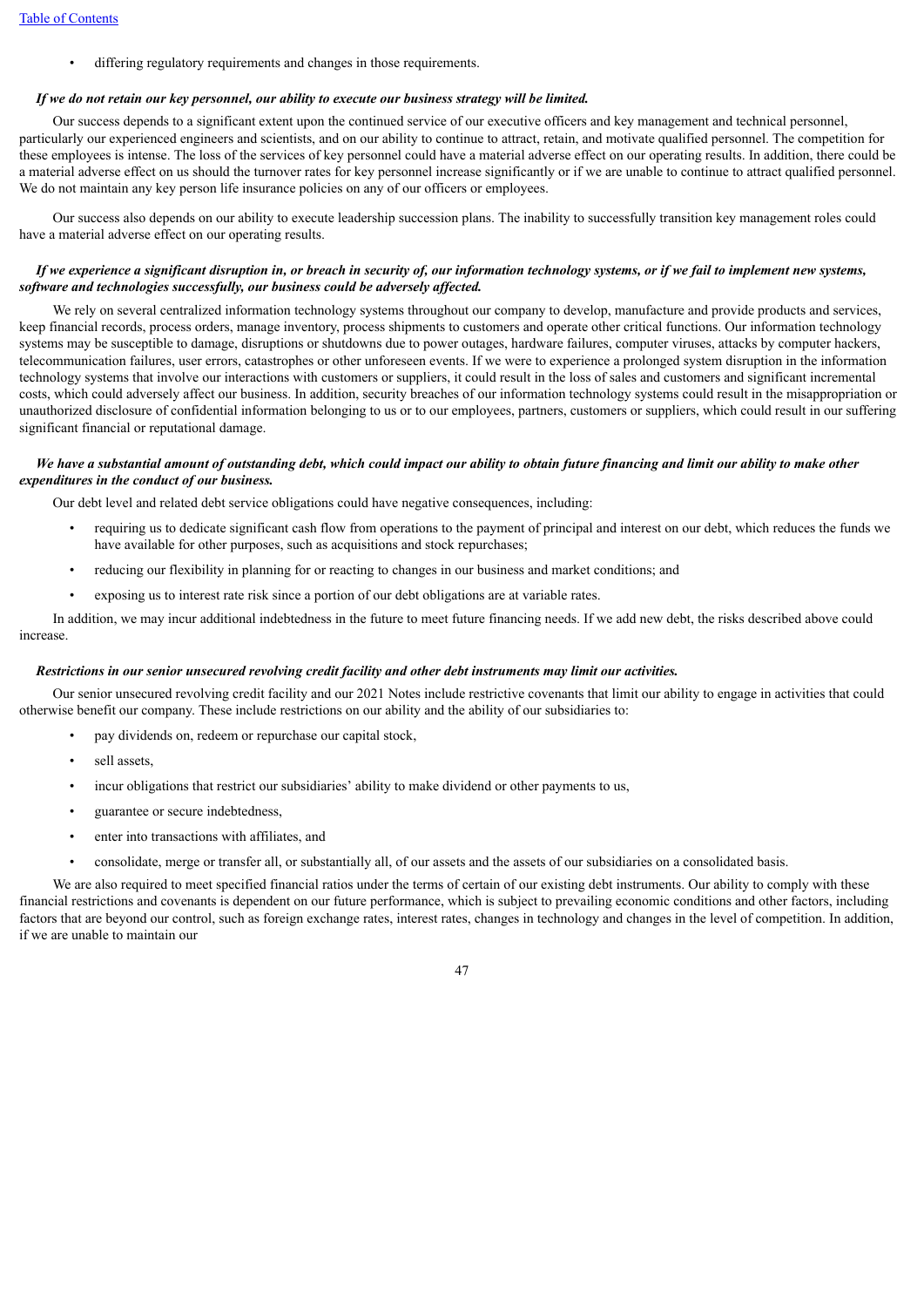- differing regulatory requirements and changes in those requirements.

***If we do not retain our key personnel, our ability to execute our business strategy will be limited.***

Our success depends to a significant extent upon the continued service of our executive officers and key management and technical personnel, particularly our experienced engineers and scientists, and on our ability to continue to attract, retain, and motivate qualified personnel. The competition for these employees is intense. The loss of the services of key personnel could have a material adverse effect on our operating results. In addition, there could be a material adverse effect on us should the turnover rates for key personnel increase significantly or if we are unable to continue to attract qualified personnel. We do not maintain any key person life insurance policies on any of our officers or employees.

Our success also depends on our ability to execute leadership succession plans. The inability to successfully transition key management roles could have a material adverse effect on our operating results.

***If we experience a significant disruption in, or breach in security of, our information technology systems, or if we fail to implement new systems, software and technologies successfully, our business could be adversely affected.***

We rely on several centralized information technology systems throughout our company to develop, manufacture and provide products and services, keep financial records, process orders, manage inventory, process shipments to customers and operate other critical functions. Our information technology systems may be susceptible to damage, disruptions or shutdowns due to power outages, hardware failures, computer viruses, attacks by computer hackers, telecommunication failures, user errors, catastrophes or other unforeseen events. If we were to experience a prolonged system disruption in the information technology systems that involve our interactions with customers or suppliers, it could result in the loss of sales and customers and significant incremental costs, which could adversely affect our business. In addition, security breaches of our information technology systems could result in the misappropriation or unauthorized disclosure of confidential information belonging to us or to our employees, partners, customers or suppliers, which could result in our suffering significant financial or reputational damage.

***We have a substantial amount of outstanding debt, which could impact our ability to obtain future financing and limit our ability to make other expenditures in the conduct of our business.***

Our debt level and related debt service obligations could have negative consequences, including:

- requiring us to dedicate significant cash flow from operations to the payment of principal and interest on our debt, which reduces the funds we have available for other purposes, such as acquisitions and stock repurchases;
- reducing our flexibility in planning for or reacting to changes in our business and market conditions; and
- exposing us to interest rate risk since a portion of our debt obligations are at variable rates.

In addition, we may incur additional indebtedness in the future to meet future financing needs. If we add new debt, the risks described above could increase.

***Restrictions in our senior unsecured revolving credit facility and other debt instruments may limit our activities.***

Our senior unsecured revolving credit facility and our 2021 Notes include restrictive covenants that limit our ability to engage in activities that could otherwise benefit our company. These include restrictions on our ability and the ability of our subsidiaries to:

- pay dividends on, redeem or repurchase our capital stock,
- sell assets,
- incur obligations that restrict our subsidiaries' ability to make dividend or other payments to us,
- guarantee or secure indebtedness,
- enter into transactions with affiliates, and
- consolidate, merge or transfer all, or substantially all, of our assets and the assets of our subsidiaries on a consolidated basis.

We are also required to meet specified financial ratios under the terms of certain of our existing debt instruments. Our ability to comply with these financial restrictions and covenants is dependent on our future performance, which is subject to prevailing economic conditions and other factors, including factors that are beyond our control, such as foreign exchange rates, interest rates, changes in technology and changes in the level of competition. In addition, if we are unable to maintain our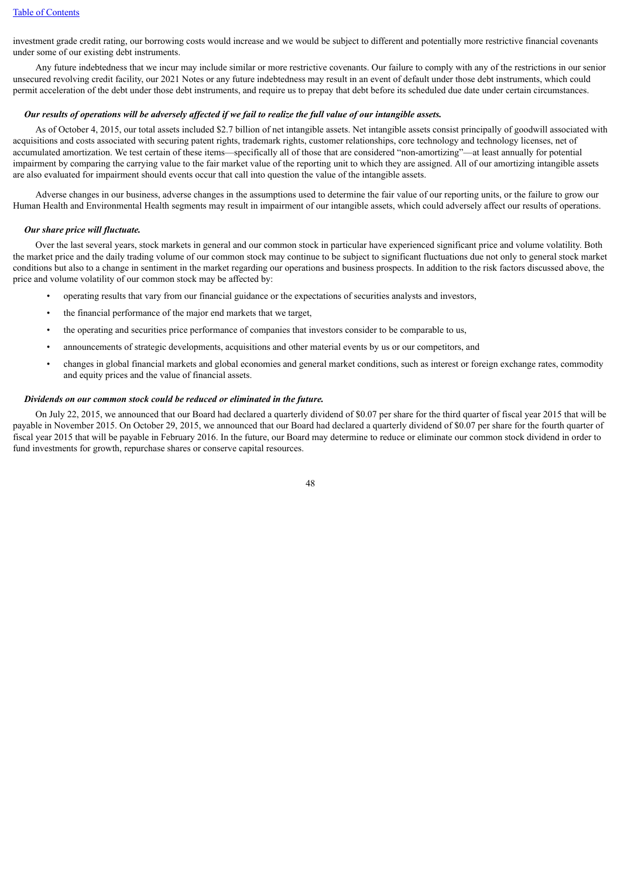investment grade credit rating, our borrowing costs would increase and we would be subject to different and potentially more restrictive financial covenants under some of our existing debt instruments.

Any future indebtedness that we incur may include similar or more restrictive covenants. Our failure to comply with any of the restrictions in our senior unsecured revolving credit facility, our 2021 Notes or any future indebtedness may result in an event of default under those debt instruments, which could permit acceleration of the debt under those debt instruments, and require us to prepay that debt before its scheduled due date under certain circumstances.

***Our results of operations will be adversely affected if we fail to realize the full value of our intangible assets.***

As of October 4, 2015, our total assets included $2.7 billion of net intangible assets. Net intangible assets consist principally of goodwill associated with acquisitions and costs associated with securing patent rights, trademark rights, customer relationships, core technology and technology licenses, net of accumulated amortization. We test certain of these items—specifically all of those that are considered "non-amortizing"—at least annually for potential impairment by comparing the carrying value to the fair market value of the reporting unit to which they are assigned. All of our amortizing intangible assets are also evaluated for impairment should events occur that call into question the value of the intangible assets.

Adverse changes in our business, adverse changes in the assumptions used to determine the fair value of our reporting units, or the failure to grow our Human Health and Environmental Health segments may result in impairment of our intangible assets, which could adversely affect our results of operations.

***Our share price will fluctuate.***

Over the last several years, stock markets in general and our common stock in particular have experienced significant price and volume volatility. Both the market price and the daily trading volume of our common stock may continue to be subject to significant fluctuations due not only to general stock market conditions but also to a change in sentiment in the market regarding our operations and business prospects. In addition to the risk factors discussed above, the price and volume volatility of our common stock may be affected by:

- operating results that vary from our financial guidance or the expectations of securities analysts and investors,
- the financial performance of the major end markets that we target,
- the operating and securities price performance of companies that investors consider to be comparable to us,
- announcements of strategic developments, acquisitions and other material events by us or our competitors, and
- changes in global financial markets and global economies and general market conditions, such as interest or foreign exchange rates, commodity and equity prices and the value of financial assets.

***Dividends on our common stock could be reduced or eliminated in the future.***

On July 22, 2015, we announced that our Board had declared a quarterly dividend of $0.07 per share for the third quarter of fiscal year 2015 that will be payable in November 2015. On October 29, 2015, we announced that our Board had declared a quarterly dividend of $0.07 per share for the fourth quarter of fiscal year 2015 that will be payable in February 2016. In the future, our Board may determine to reduce or eliminate our common stock dividend in order to fund investments for growth, repurchase shares or conserve capital resources.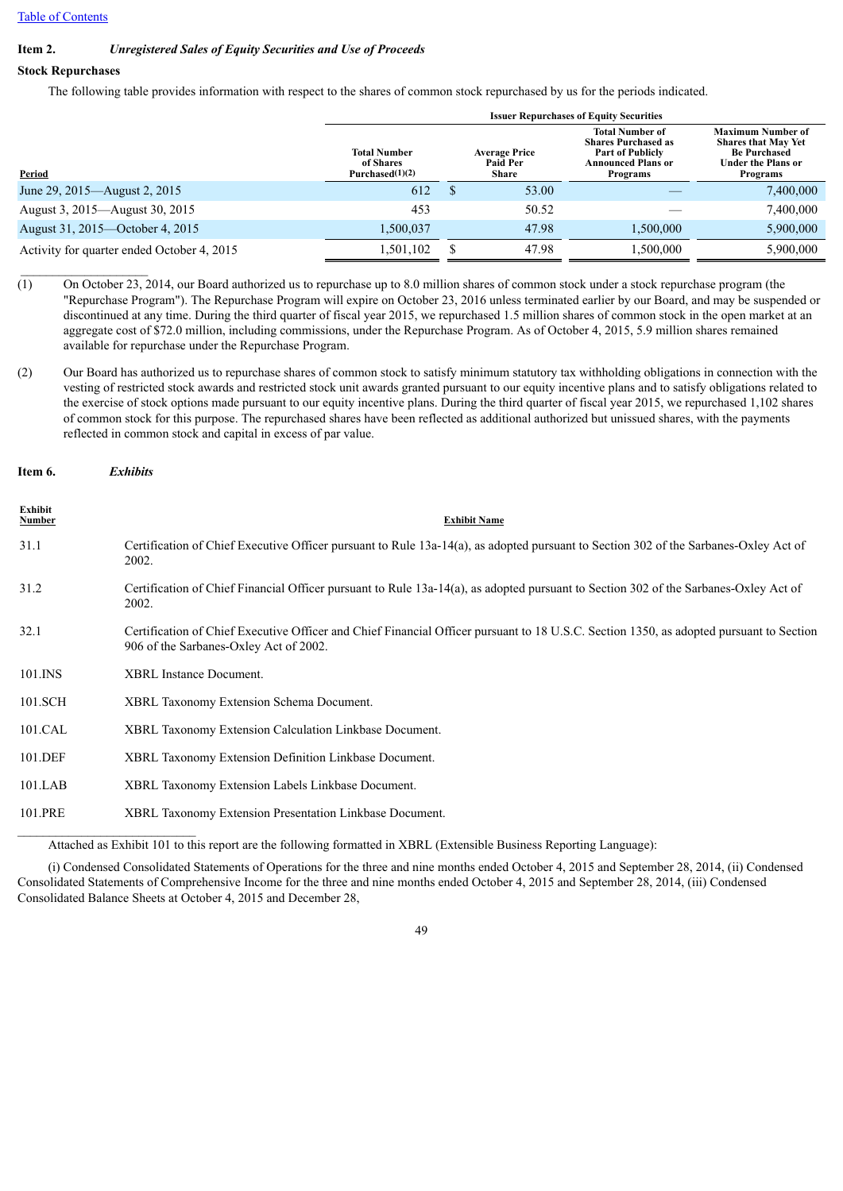## Item 2. *Unregistered Sales of Equity Securities and Use of Proceeds*

**Stock Repurchases**

The following table provides information with respect to the shares of common stock repurchased by us for the periods indicated.

| Period | Issuer Repurchases of Equity Securities | | | |
|---|---|---|---|---|
| | Total Number of Shares Purchased(1)(2) | Average Price Paid Per Share | Total Number of Shares Purchased as Part of Publicly Announced Plans or Programs | Maximum Number of Shares that May Yet Be Purchased Under the Plans or Programs |
| June 29, 2015—August 2, 2015 | 612 | $ 53.00 | — | 7,400,000 |
| August 3, 2015—August 30, 2015 | 453 | 50.52 | — | 7,400,000 |
| August 31, 2015—October 4, 2015 | 1,500,037 | 47.98 | 1,500,000 | 5,900,000 |
| Activity for quarter ended October 4, 2015 | 1,501,102 | $ 47.98 | 1,500,000 | 5,900,000 |

(1) On October 23, 2014, our Board authorized us to repurchase up to 8.0 million shares of common stock under a stock repurchase program (the "Repurchase Program"). The Repurchase Program will expire on October 23, 2016 unless terminated earlier by our Board, and may be suspended or discontinued at any time. During the third quarter of fiscal year 2015, we repurchased 1.5 million shares of common stock in the open market at an aggregate cost of $72.0 million, including commissions, under the Repurchase Program. As of October 4, 2015, 5.9 million shares remained available for repurchase under the Repurchase Program.

(2) Our Board has authorized us to repurchase shares of common stock to satisfy minimum statutory tax withholding obligations in connection with the vesting of restricted stock awards and restricted stock unit awards granted pursuant to our equity incentive plans and to satisfy obligations related to the exercise of stock options made pursuant to our equity incentive plans. During the third quarter of fiscal year 2015, we repurchased 1,102 shares of common stock for this purpose. The repurchased shares have been reflected as additional authorized but unissued shares, with the payments reflected in common stock and capital in excess of par value.

## Item 6. *Exhibits*

| Exhibit Number | Exhibit Name |
|---|---|
| 31.1 | Certification of Chief Executive Officer pursuant to Rule 13a-14(a), as adopted pursuant to Section 302 of the Sarbanes-Oxley Act of 2002. |
| 31.2 | Certification of Chief Financial Officer pursuant to Rule 13a-14(a), as adopted pursuant to Section 302 of the Sarbanes-Oxley Act of 2002. |
| 32.1 | Certification of Chief Executive Officer and Chief Financial Officer pursuant to 18 U.S.C. Section 1350, as adopted pursuant to Section 906 of the Sarbanes-Oxley Act of 2002. |
| 101.INS | XBRL Instance Document. |
| 101.SCH | XBRL Taxonomy Extension Schema Document. |
| 101.CAL | XBRL Taxonomy Extension Calculation Linkbase Document. |
| 101.DEF | XBRL Taxonomy Extension Definition Linkbase Document. |
| 101.LAB | XBRL Taxonomy Extension Labels Linkbase Document. |
| 101.PRE | XBRL Taxonomy Extension Presentation Linkbase Document. |

Attached as Exhibit 101 to this report are the following formatted in XBRL (Extensible Business Reporting Language):

(i) Condensed Consolidated Statements of Operations for the three and nine months ended October 4, 2015 and September 28, 2014, (ii) Condensed Consolidated Statements of Comprehensive Income for the three and nine months ended October 4, 2015 and September 28, 2014, (iii) Condensed Consolidated Balance Sheets at October 4, 2015 and December 28,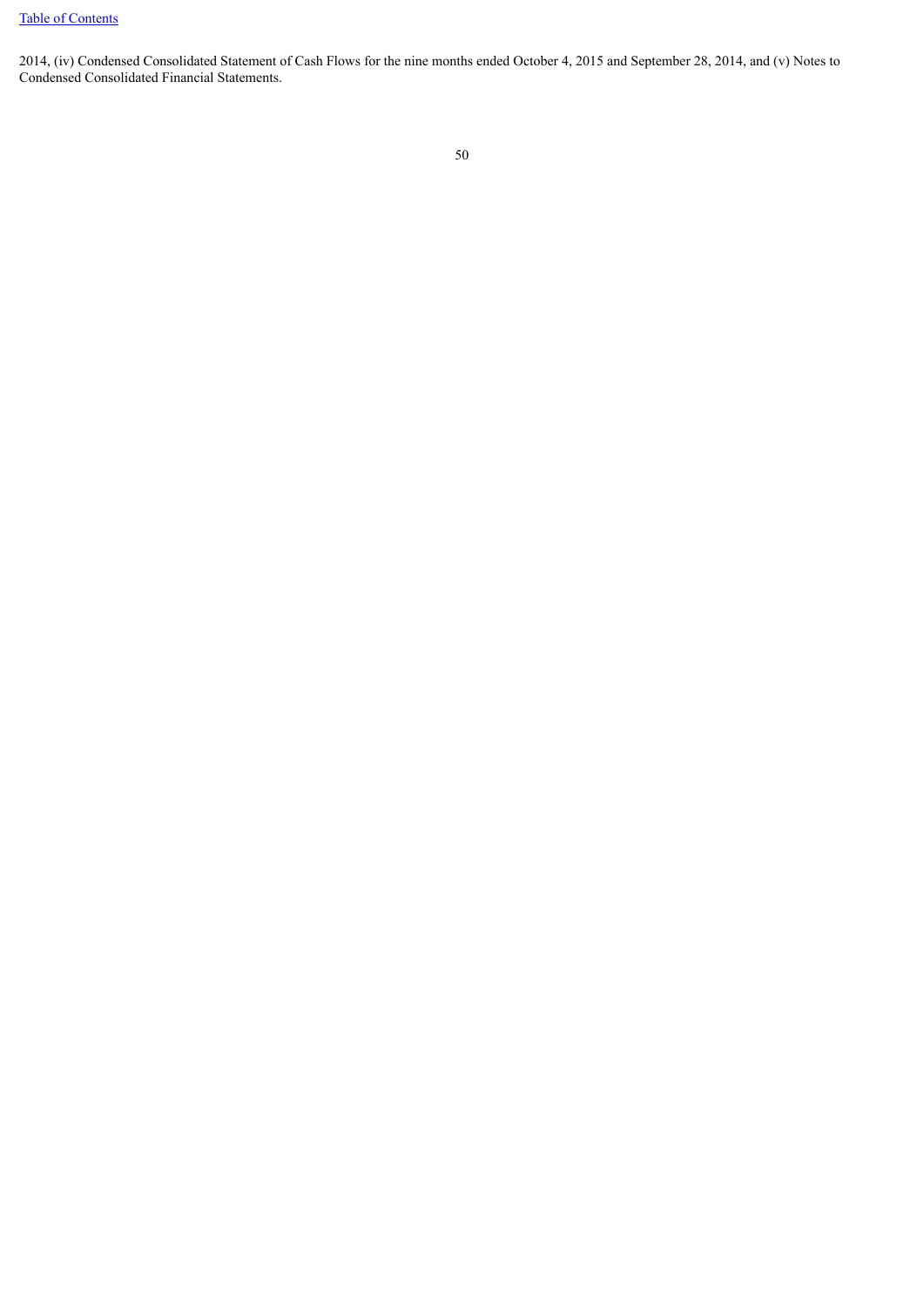2014, (iv) Condensed Consolidated Statement of Cash Flows for the nine months ended October 4, 2015 and September 28, 2014, and (v) Notes to Condensed Consolidated Financial Statements.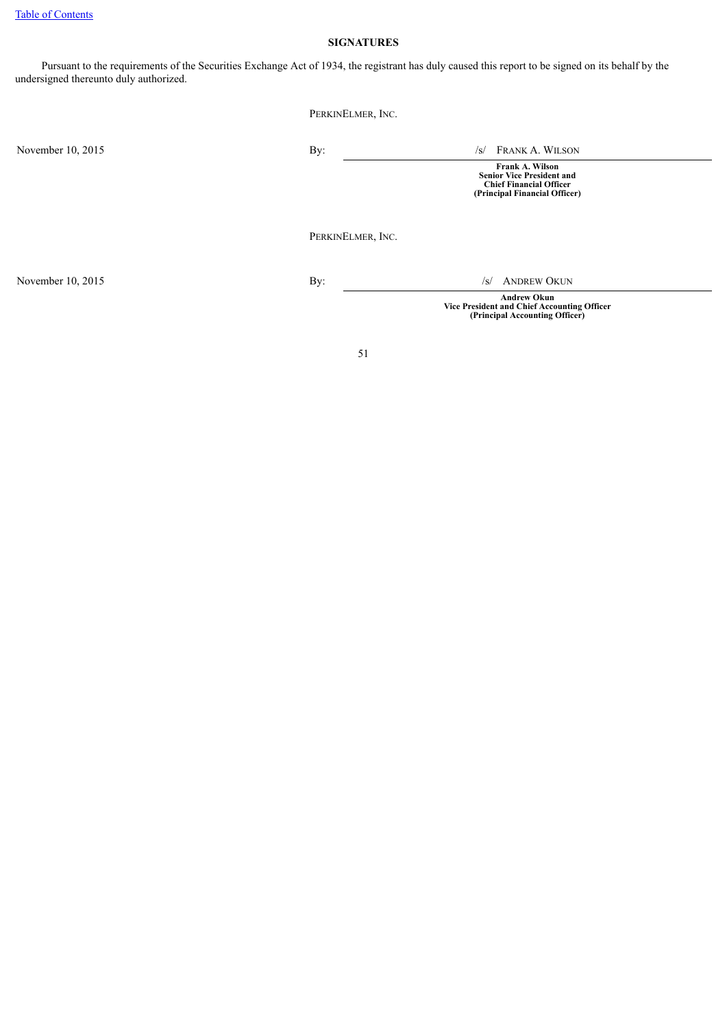## SIGNATURES

Pursuant to the requirements of the Securities Exchange Act of 1934, the registrant has duly caused this report to be signed on its behalf by the undersigned thereunto duly authorized.

PERKINELMER, INC.

| | | |
|---|---|---|
| November 10, 2015 | By: | /s/ FRANK A. WILSON |
| | | **Frank A. Wilson**<br>**Senior Vice President and**<br>**Chief Financial Officer**<br>**(Principal Financial Officer)** |

PERKINELMER, INC.

| | | |
|---|---|---|
| November 10, 2015 | By: | /s/ ANDREW OKUN |
| | | **Andrew Okun**<br>**Vice President and Chief Accounting Officer**<br>**(Principal Accounting Officer)** |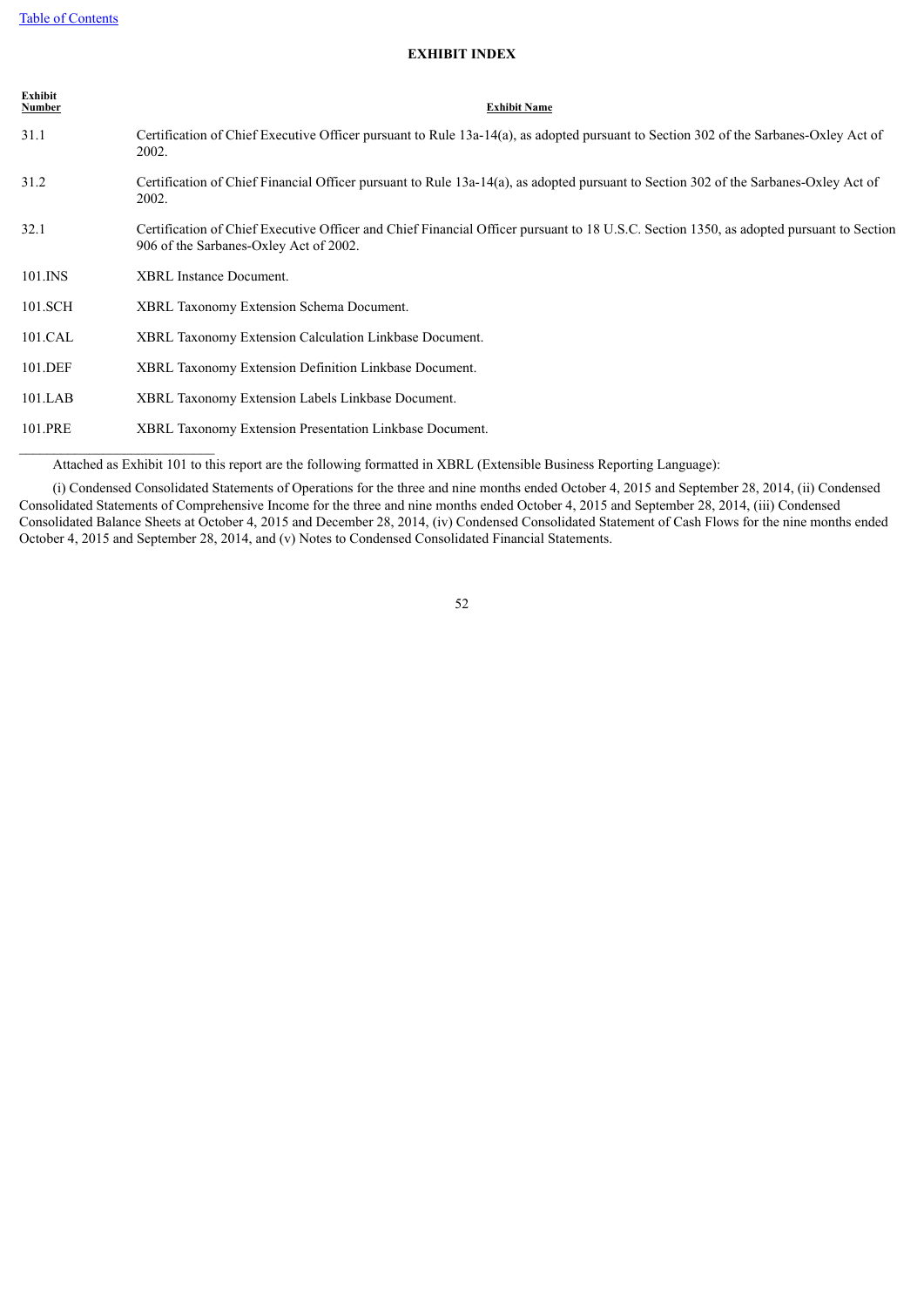## EXHIBIT INDEX

| Exhibit Number | Exhibit Name |
|---|---|
| 31.1 | Certification of Chief Executive Officer pursuant to Rule 13a-14(a), as adopted pursuant to Section 302 of the Sarbanes-Oxley Act of 2002. |
| 31.2 | Certification of Chief Financial Officer pursuant to Rule 13a-14(a), as adopted pursuant to Section 302 of the Sarbanes-Oxley Act of 2002. |
| 32.1 | Certification of Chief Executive Officer and Chief Financial Officer pursuant to 18 U.S.C. Section 1350, as adopted pursuant to Section 906 of the Sarbanes-Oxley Act of 2002. |
| 101.INS | XBRL Instance Document. |
| 101.SCH | XBRL Taxonomy Extension Schema Document. |
| 101.CAL | XBRL Taxonomy Extension Calculation Linkbase Document. |
| 101.DEF | XBRL Taxonomy Extension Definition Linkbase Document. |
| 101.LAB | XBRL Taxonomy Extension Labels Linkbase Document. |
| 101.PRE | XBRL Taxonomy Extension Presentation Linkbase Document. |

---

Attached as Exhibit 101 to this report are the following formatted in XBRL (Extensible Business Reporting Language):

(i) Condensed Consolidated Statements of Operations for the three and nine months ended October 4, 2015 and September 28, 2014, (ii) Condensed Consolidated Statements of Comprehensive Income for the three and nine months ended October 4, 2015 and September 28, 2014, (iii) Condensed Consolidated Balance Sheets at October 4, 2015 and December 28, 2014, (iv) Condensed Consolidated Statement of Cash Flows for the nine months ended October 4, 2015 and September 28, 2014, and (v) Notes to Condensed Consolidated Financial Statements.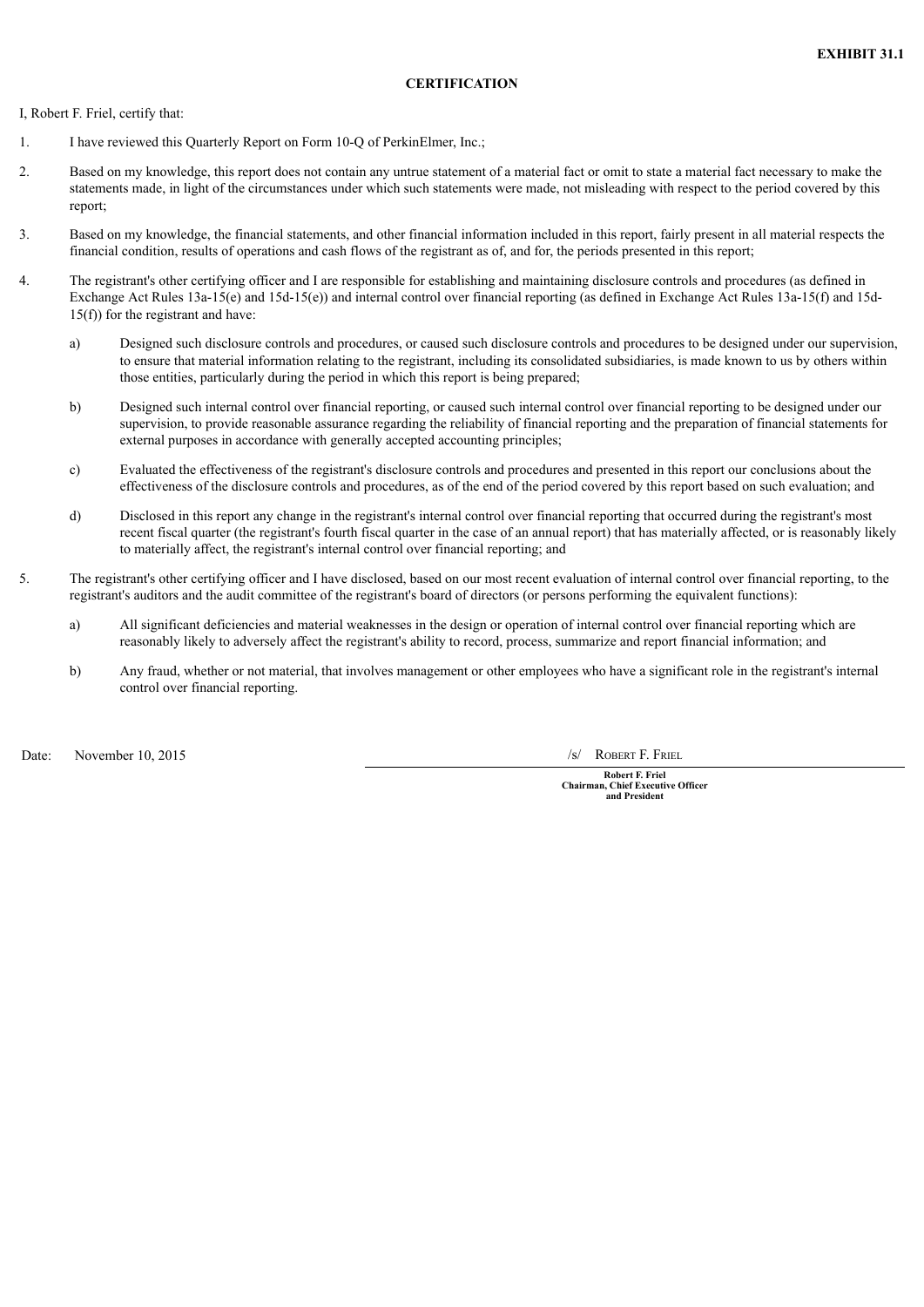**EXHIBIT 31.1**

**CERTIFICATION**

I, Robert F. Friel, certify that:

1. I have reviewed this Quarterly Report on Form 10-Q of PerkinElmer, Inc.;

2. Based on my knowledge, this report does not contain any untrue statement of a material fact or omit to state a material fact necessary to make the statements made, in light of the circumstances under which such statements were made, not misleading with respect to the period covered by this report;

3. Based on my knowledge, the financial statements, and other financial information included in this report, fairly present in all material respects the financial condition, results of operations and cash flows of the registrant as of, and for, the periods presented in this report;

4. The registrant's other certifying officer and I are responsible for establishing and maintaining disclosure controls and procedures (as defined in Exchange Act Rules 13a-15(e) and 15d-15(e)) and internal control over financial reporting (as defined in Exchange Act Rules 13a-15(f) and 15d-15(f)) for the registrant and have:

   a) Designed such disclosure controls and procedures, or caused such disclosure controls and procedures to be designed under our supervision, to ensure that material information relating to the registrant, including its consolidated subsidiaries, is made known to us by others within those entities, particularly during the period in which this report is being prepared;

   b) Designed such internal control over financial reporting, or caused such internal control over financial reporting to be designed under our supervision, to provide reasonable assurance regarding the reliability of financial reporting and the preparation of financial statements for external purposes in accordance with generally accepted accounting principles;

   c) Evaluated the effectiveness of the registrant's disclosure controls and procedures and presented in this report our conclusions about the effectiveness of the disclosure controls and procedures, as of the end of the period covered by this report based on such evaluation; and

   d) Disclosed in this report any change in the registrant's internal control over financial reporting that occurred during the registrant's most recent fiscal quarter (the registrant's fourth fiscal quarter in the case of an annual report) that has materially affected, or is reasonably likely to materially affect, the registrant's internal control over financial reporting; and

5. The registrant's other certifying officer and I have disclosed, based on our most recent evaluation of internal control over financial reporting, to the registrant's auditors and the audit committee of the registrant's board of directors (or persons performing the equivalent functions):

   a) All significant deficiencies and material weaknesses in the design or operation of internal control over financial reporting which are reasonably likely to adversely affect the registrant's ability to record, process, summarize and report financial information; and

   b) Any fraud, whether or not material, that involves management or other employees who have a significant role in the registrant's internal control over financial reporting.

Date: November 10, 2015

/s/ Robert F. Friel

**Robert F. Friel**
**Chairman, Chief Executive Officer and President**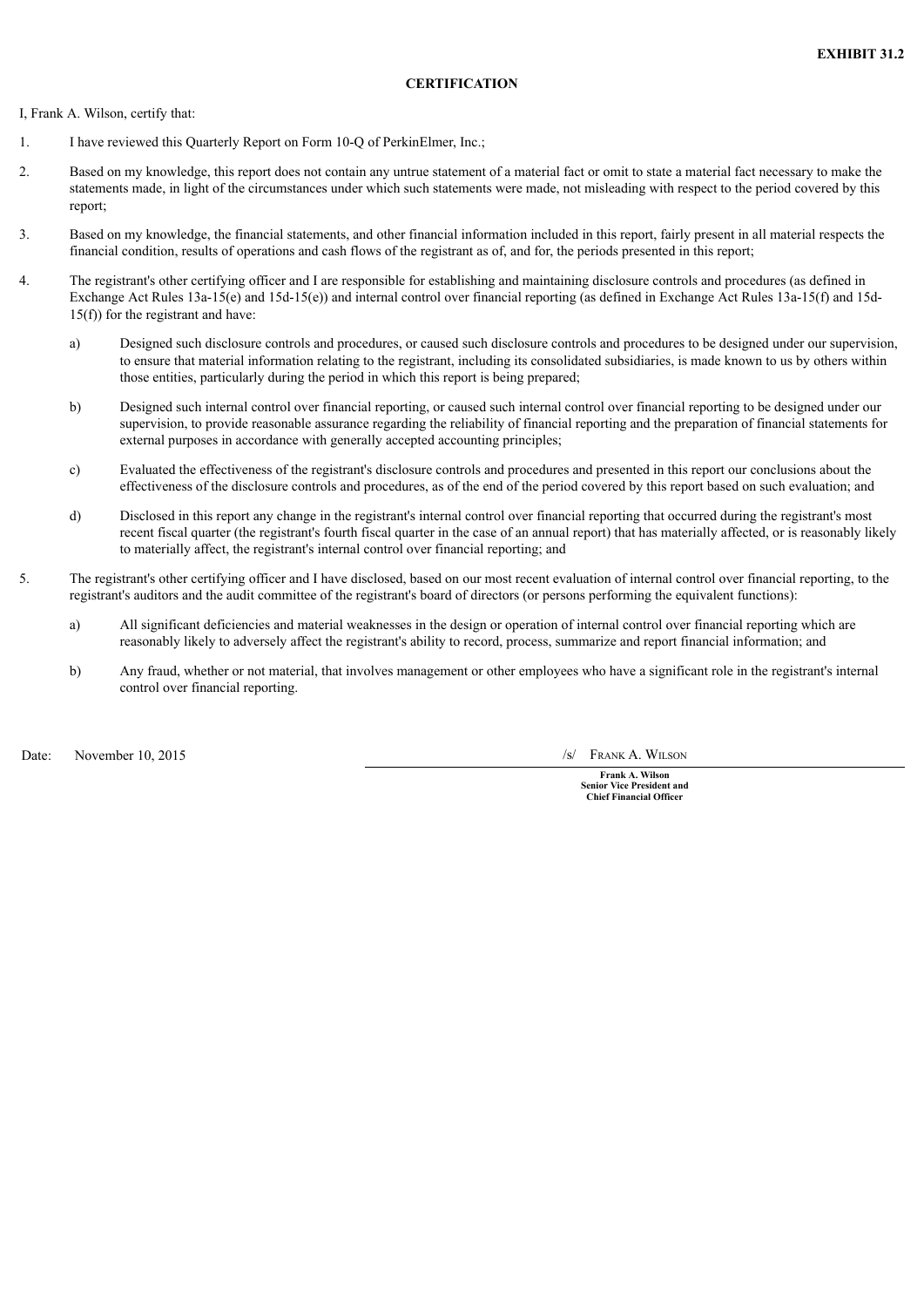**EXHIBIT 31.2**

**CERTIFICATION**

I, Frank A. Wilson, certify that:

1. I have reviewed this Quarterly Report on Form 10-Q of PerkinElmer, Inc.;

2. Based on my knowledge, this report does not contain any untrue statement of a material fact or omit to state a material fact necessary to make the statements made, in light of the circumstances under which such statements were made, not misleading with respect to the period covered by this report;

3. Based on my knowledge, the financial statements, and other financial information included in this report, fairly present in all material respects the financial condition, results of operations and cash flows of the registrant as of, and for, the periods presented in this report;

4. The registrant's other certifying officer and I are responsible for establishing and maintaining disclosure controls and procedures (as defined in Exchange Act Rules 13a-15(e) and 15d-15(e)) and internal control over financial reporting (as defined in Exchange Act Rules 13a-15(f) and 15d-15(f)) for the registrant and have:

   a) Designed such disclosure controls and procedures, or caused such disclosure controls and procedures to be designed under our supervision, to ensure that material information relating to the registrant, including its consolidated subsidiaries, is made known to us by others within those entities, particularly during the period in which this report is being prepared;

   b) Designed such internal control over financial reporting, or caused such internal control over financial reporting to be designed under our supervision, to provide reasonable assurance regarding the reliability of financial reporting and the preparation of financial statements for external purposes in accordance with generally accepted accounting principles;

   c) Evaluated the effectiveness of the registrant's disclosure controls and procedures and presented in this report our conclusions about the effectiveness of the disclosure controls and procedures, as of the end of the period covered by this report based on such evaluation; and

   d) Disclosed in this report any change in the registrant's internal control over financial reporting that occurred during the registrant's most recent fiscal quarter (the registrant's fourth fiscal quarter in the case of an annual report) that has materially affected, or is reasonably likely to materially affect, the registrant's internal control over financial reporting; and

5. The registrant's other certifying officer and I have disclosed, based on our most recent evaluation of internal control over financial reporting, to the registrant's auditors and the audit committee of the registrant's board of directors (or persons performing the equivalent functions):

   a) All significant deficiencies and material weaknesses in the design or operation of internal control over financial reporting which are reasonably likely to adversely affect the registrant's ability to record, process, summarize and report financial information; and

   b) Any fraud, whether or not material, that involves management or other employees who have a significant role in the registrant's internal control over financial reporting.

Date: November 10, 2015

/s/ FRANK A. WILSON

**Frank A. Wilson**
**Senior Vice President and**
**Chief Financial Officer**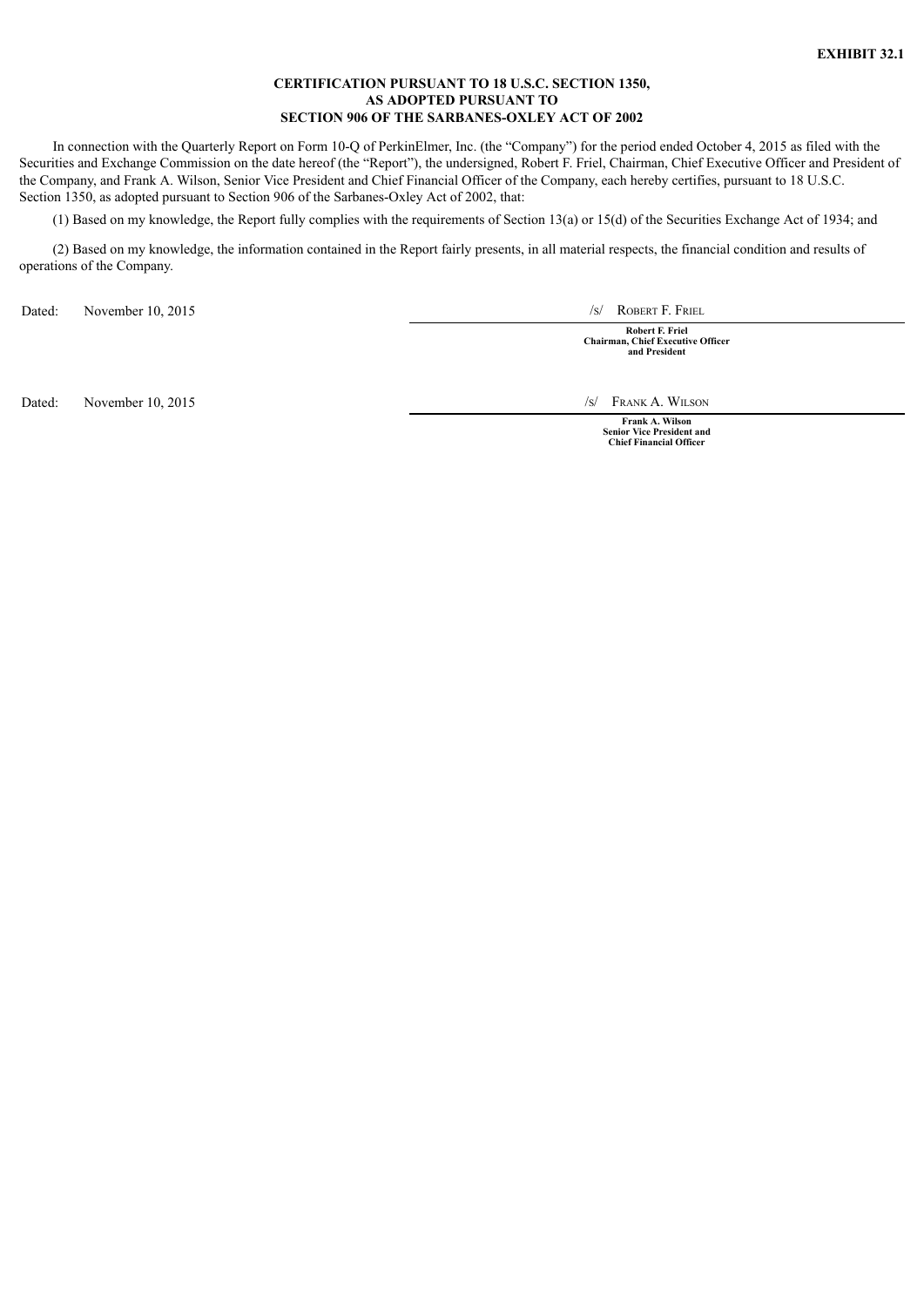**EXHIBIT 32.1**

**CERTIFICATION PURSUANT TO 18 U.S.C. SECTION 1350,
AS ADOPTED PURSUANT TO
SECTION 906 OF THE SARBANES-OXLEY ACT OF 2002**

In connection with the Quarterly Report on Form 10-Q of PerkinElmer, Inc. (the "Company") for the period ended October 4, 2015 as filed with the Securities and Exchange Commission on the date hereof (the "Report"), the undersigned, Robert F. Friel, Chairman, Chief Executive Officer and President of the Company, and Frank A. Wilson, Senior Vice President and Chief Financial Officer of the Company, each hereby certifies, pursuant to 18 U.S.C. Section 1350, as adopted pursuant to Section 906 of the Sarbanes-Oxley Act of 2002, that:

(1) Based on my knowledge, the Report fully complies with the requirements of Section 13(a) or 15(d) of the Securities Exchange Act of 1934; and

(2) Based on my knowledge, the information contained in the Report fairly presents, in all material respects, the financial condition and results of operations of the Company.

Dated: November 10, 2015

/s/ ROBERT F. FRIEL

**Robert F. Friel**
**Chairman, Chief Executive Officer and President**

Dated: November 10, 2015

/s/ FRANK A. WILSON

**Frank A. Wilson**
**Senior Vice President and Chief Financial Officer**